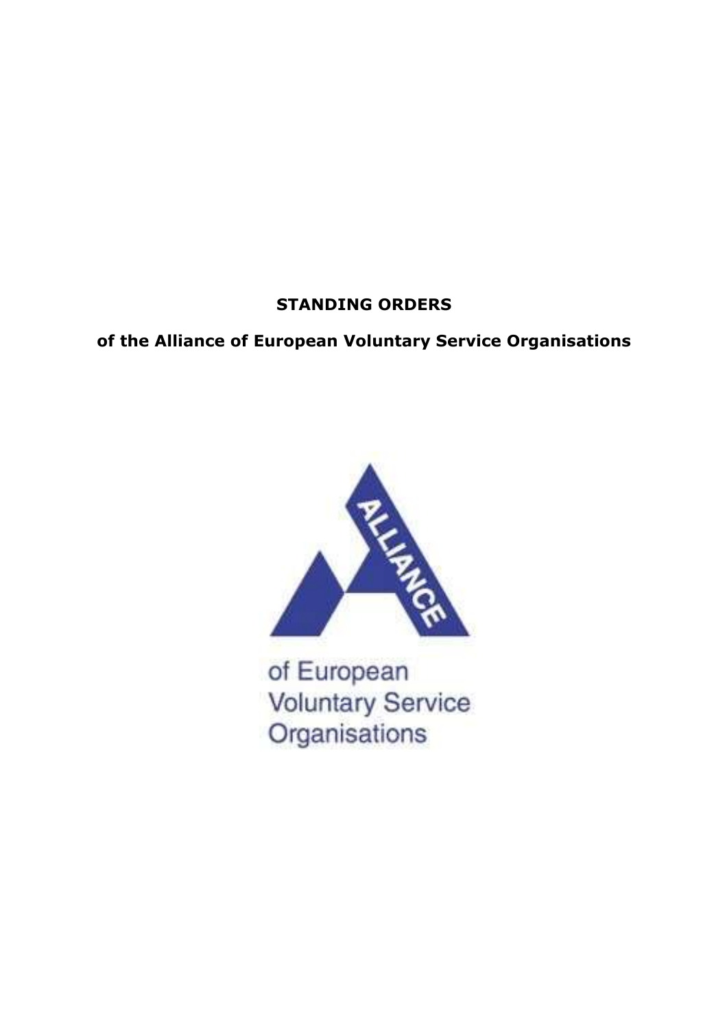**STANDING ORDERS**

**of the Alliance of European Voluntary Service Organisations**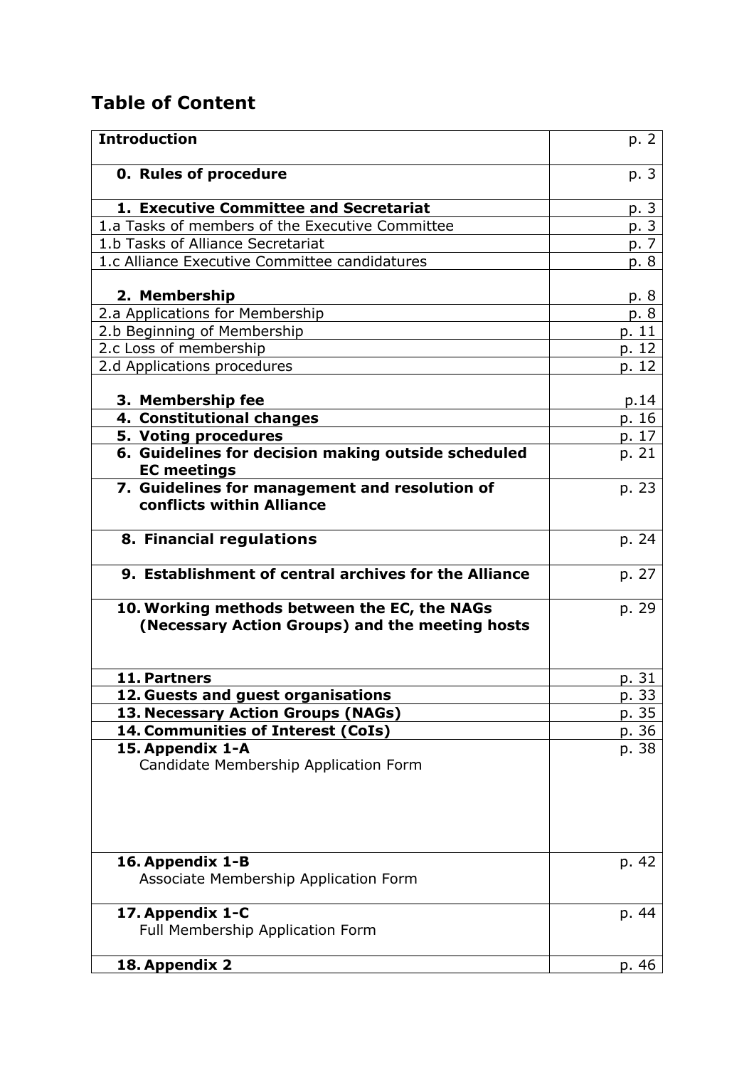## Table of Content

| | |
|---|---|
| **Introduction** | p. 2 |
| **0. Rules of procedure** | p. 3 |
| **1. Executive Committee and Secretariat** | p. 3 |
| 1.a Tasks of members of the Executive Committee | p. 3 |
| 1.b Tasks of Alliance Secretariat | p. 7 |
| 1.c Alliance Executive Committee candidatures | p. 8 |
| **2. Membership** | p. 8 |
| 2.a Applications for Membership | p. 8 |
| 2.b Beginning of Membership | p. 11 |
| 2.c Loss of membership | p. 12 |
| 2.d Applications procedures | p. 12 |
| **3. Membership fee** | p.14 |
| **4. Constitutional changes** | p. 16 |
| **5. Voting procedures** | p. 17 |
| **6. Guidelines for decision making outside scheduled EC meetings** | p. 21 |
| **7. Guidelines for management and resolution of conflicts within Alliance** | p. 23 |
| **8. Financial regulations** | p. 24 |
| **9. Establishment of central archives for the Alliance** | p. 27 |
| **10. Working methods between the EC, the NAGs (Necessary Action Groups) and the meeting hosts** | p. 29 |
| **11. Partners** | p. 31 |
| **12. Guests and guest organisations** | p. 33 |
| **13. Necessary Action Groups (NAGs)** | p. 35 |
| **14. Communities of Interest (CoIs)** | p. 36 |
| **15. Appendix 1-A** Candidate Membership Application Form | p. 38 |
| **16. Appendix 1-B** Associate Membership Application Form | p. 42 |
| **17. Appendix 1-C** Full Membership Application Form | p. 44 |
| **18. Appendix 2** | p. 46 |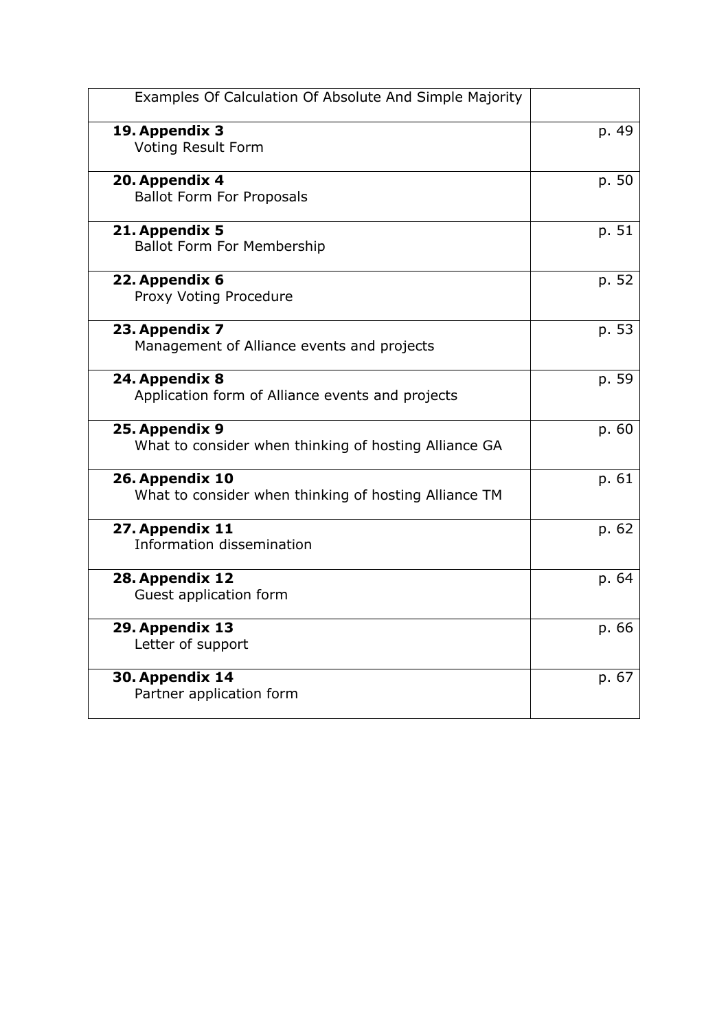| Examples Of Calculation Of Absolute And Simple Majority | |
|---|---|
| **19. Appendix 3**<br>Voting Result Form | p. 49 |
| **20. Appendix 4**<br>Ballot Form For Proposals | p. 50 |
| **21. Appendix 5**<br>Ballot Form For Membership | p. 51 |
| **22. Appendix 6**<br>Proxy Voting Procedure | p. 52 |
| **23. Appendix 7**<br>Management of Alliance events and projects | p. 53 |
| **24. Appendix 8**<br>Application form of Alliance events and projects | p. 59 |
| **25. Appendix 9**<br>What to consider when thinking of hosting Alliance GA | p. 60 |
| **26. Appendix 10**<br>What to consider when thinking of hosting Alliance TM | p. 61 |
| **27. Appendix 11**<br>Information dissemination | p. 62 |
| **28. Appendix 12**<br>Guest application form | p. 64 |
| **29. Appendix 13**<br>Letter of support | p. 66 |
| **30. Appendix 14**<br>Partner application form | p. 67 |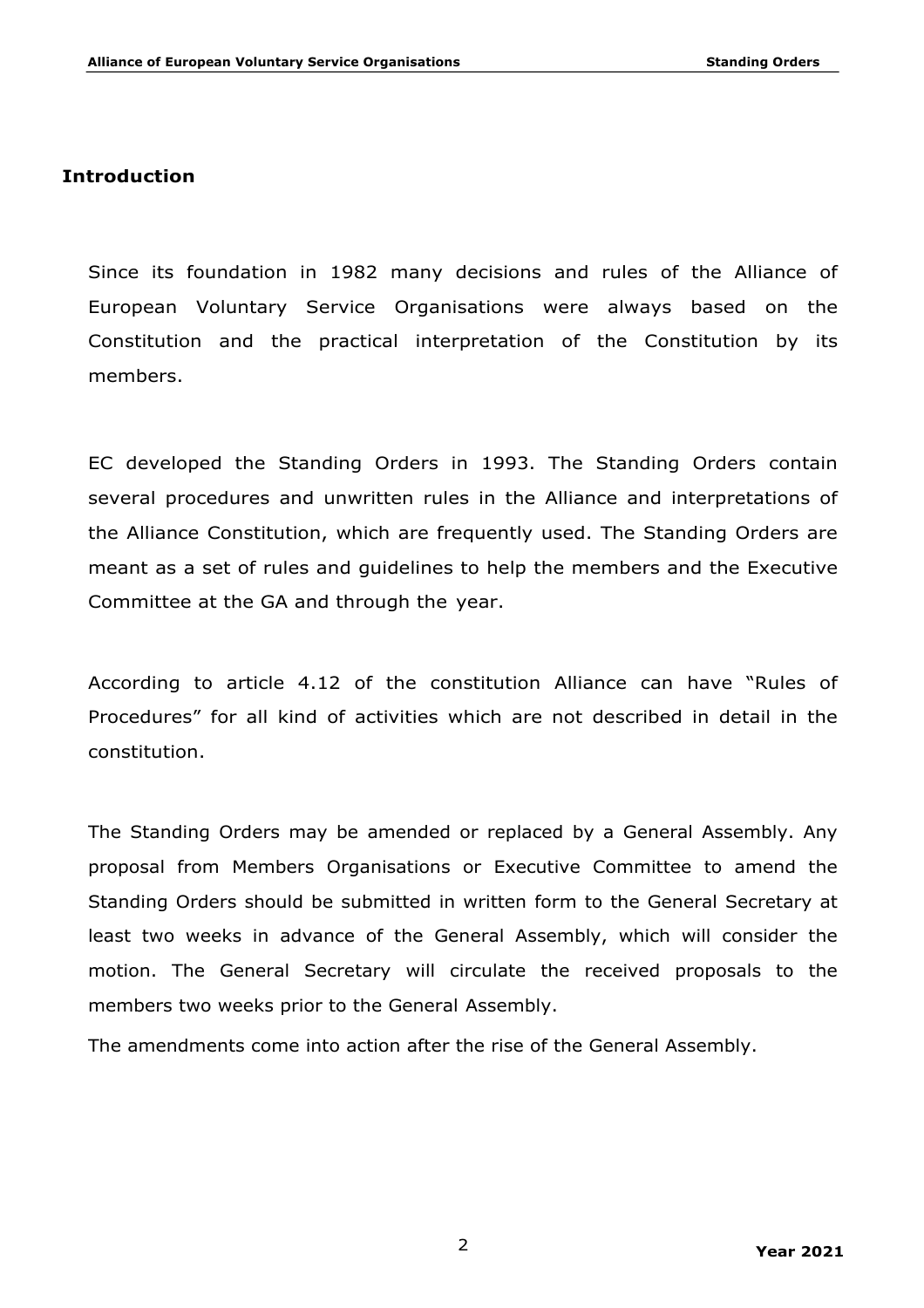## Introduction

Since its foundation in 1982 many decisions and rules of the Alliance of European Voluntary Service Organisations were always based on the Constitution and the practical interpretation of the Constitution by its members.

EC developed the Standing Orders in 1993. The Standing Orders contain several procedures and unwritten rules in the Alliance and interpretations of the Alliance Constitution, which are frequently used. The Standing Orders are meant as a set of rules and guidelines to help the members and the Executive Committee at the GA and through the year.

According to article 4.12 of the constitution Alliance can have "Rules of Procedures" for all kind of activities which are not described in detail in the constitution.

The Standing Orders may be amended or replaced by a General Assembly. Any proposal from Members Organisations or Executive Committee to amend the Standing Orders should be submitted in written form to the General Secretary at least two weeks in advance of the General Assembly, which will consider the motion. The General Secretary will circulate the received proposals to the members two weeks prior to the General Assembly.

The amendments come into action after the rise of the General Assembly.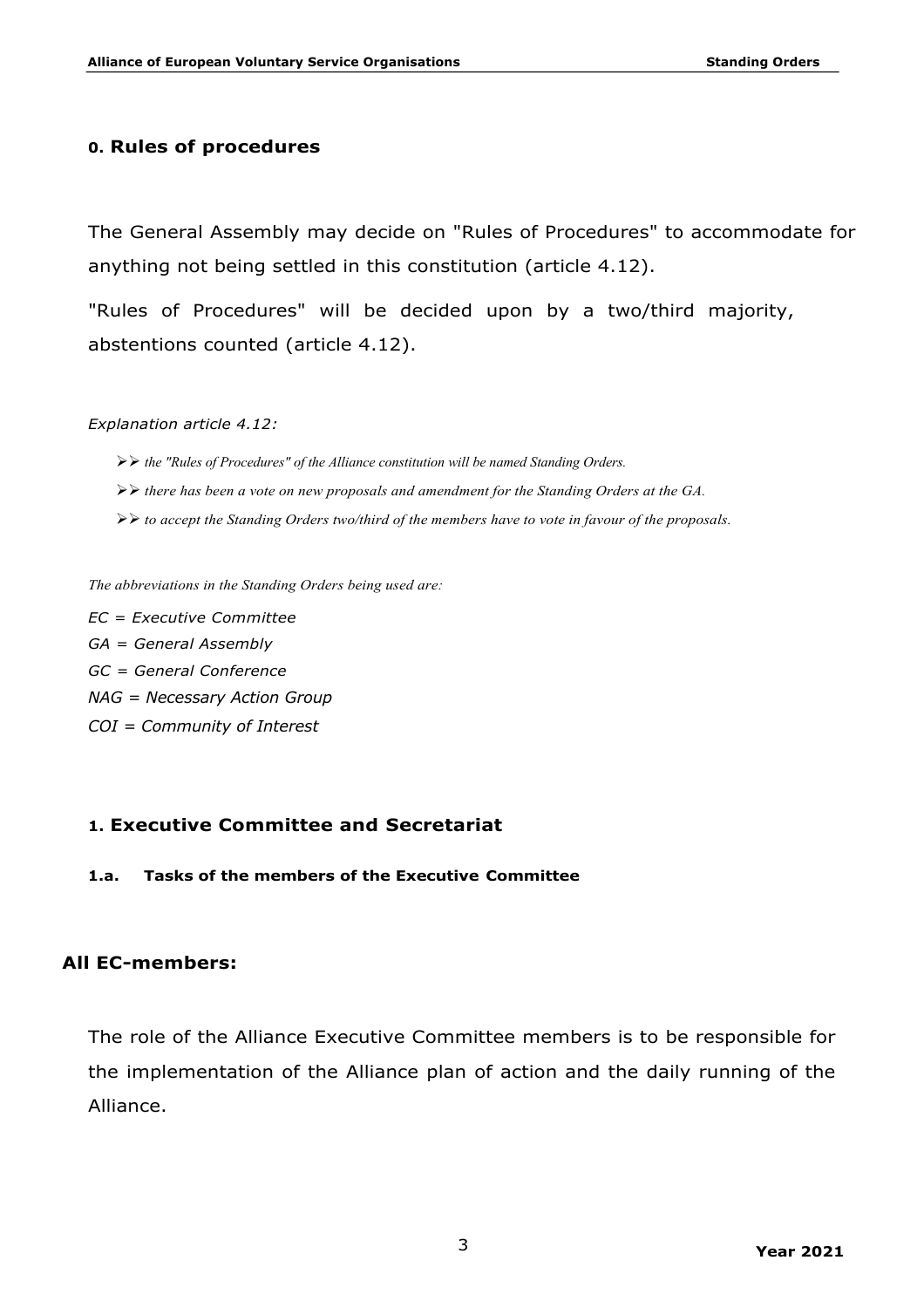## 0. Rules of procedures

The General Assembly may decide on "Rules of Procedures" to accommodate for anything not being settled in this constitution (article 4.12).

"Rules of Procedures" will be decided upon by a two/third majority, abstentions counted (article 4.12).

*Explanation article 4.12:*

- *the "Rules of Procedures" of the Alliance constitution will be named Standing Orders.*
- *there has been a vote on new proposals and amendment for the Standing Orders at the GA.*
- *to accept the Standing Orders two/third of the members have to vote in favour of the proposals.*

*The abbreviations in the Standing Orders being used are:*

*EC = Executive Committee*
*GA = General Assembly*
*GC = General Conference*
*NAG = Necessary Action Group*
*COI = Community of Interest*

## 1. Executive Committee and Secretariat

### 1.a. Tasks of the members of the Executive Committee

#### All EC-members:

The role of the Alliance Executive Committee members is to be responsible for the implementation of the Alliance plan of action and the daily running of the Alliance.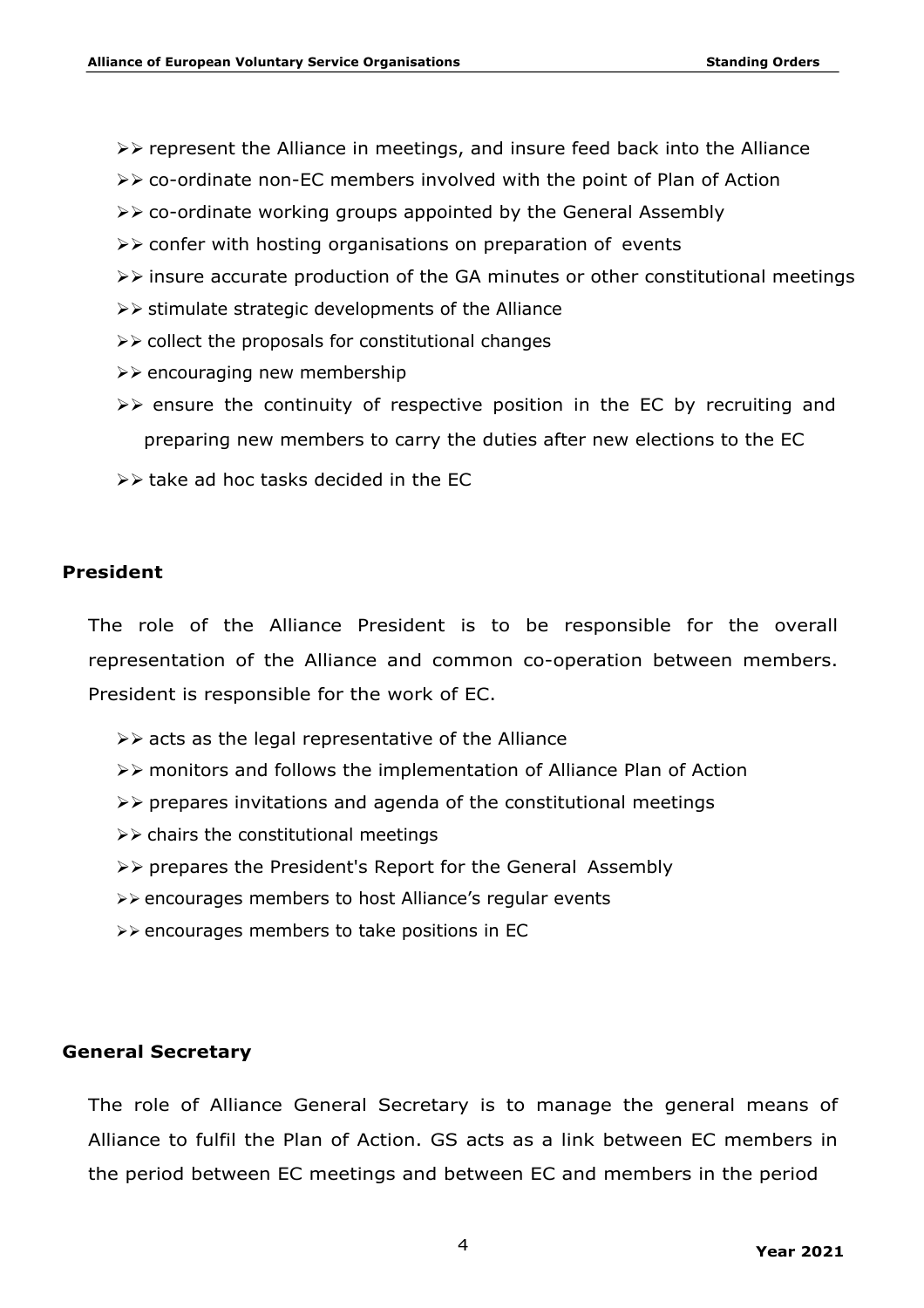- represent the Alliance in meetings, and insure feed back into the Alliance
- co-ordinate non-EC members involved with the point of Plan of Action
- co-ordinate working groups appointed by the General Assembly
- confer with hosting organisations on preparation of events
- insure accurate production of the GA minutes or other constitutional meetings
- stimulate strategic developments of the Alliance
- collect the proposals for constitutional changes
- encouraging new membership
- ensure the continuity of respective position in the EC by recruiting and preparing new members to carry the duties after new elections to the EC
- take ad hoc tasks decided in the EC

## President

The role of the Alliance President is to be responsible for the overall representation of the Alliance and common co-operation between members. President is responsible for the work of EC.

- acts as the legal representative of the Alliance
- monitors and follows the implementation of Alliance Plan of Action
- prepares invitations and agenda of the constitutional meetings
- chairs the constitutional meetings
- prepares the President's Report for the General Assembly
- encourages members to host Alliance's regular events
- encourages members to take positions in EC

## General Secretary

The role of Alliance General Secretary is to manage the general means of Alliance to fulfil the Plan of Action. GS acts as a link between EC members in the period between EC meetings and between EC and members in the period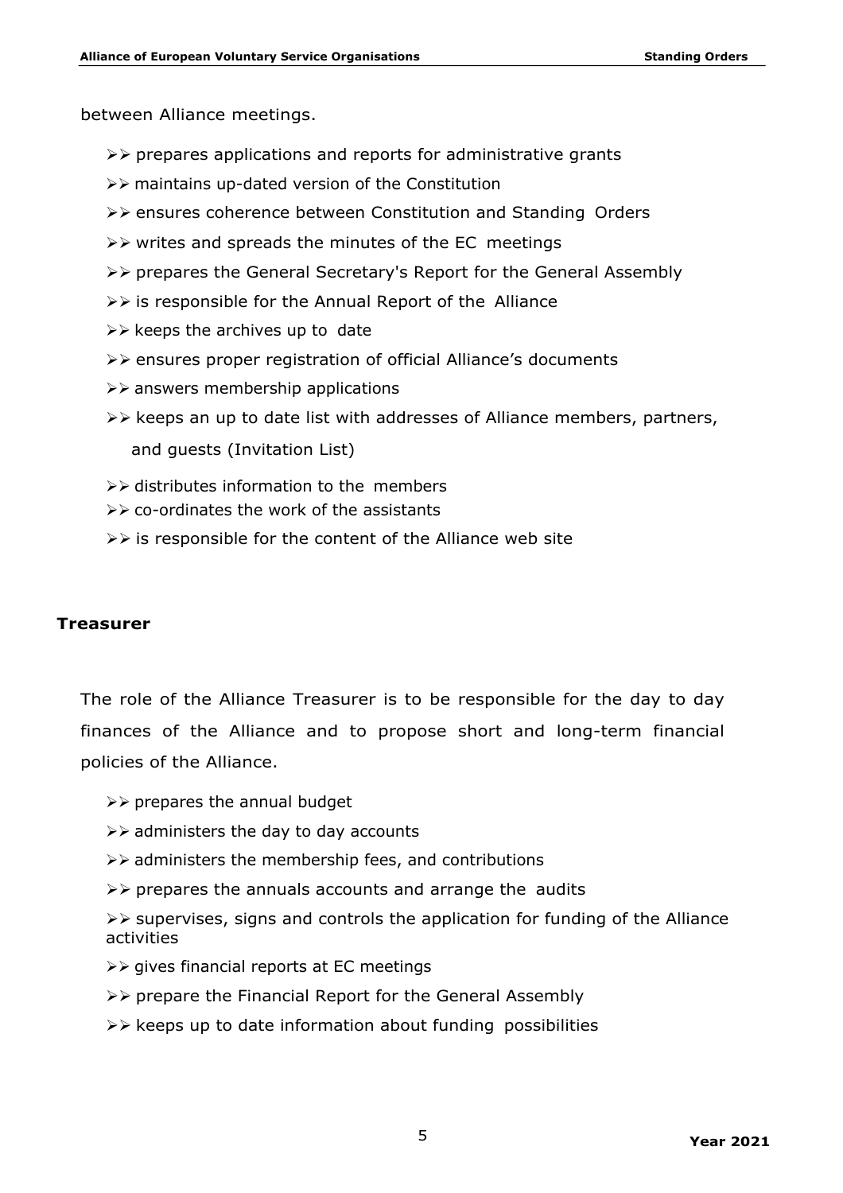between Alliance meetings.

- prepares applications and reports for administrative grants
- maintains up-dated version of the Constitution
- ensures coherence between Constitution and Standing Orders
- writes and spreads the minutes of the EC meetings
- prepares the General Secretary's Report for the General Assembly
- is responsible for the Annual Report of the Alliance
- keeps the archives up to date
- ensures proper registration of official Alliance's documents
- answers membership applications
- keeps an up to date list with addresses of Alliance members, partners, and guests (Invitation List)
- distributes information to the members
- co-ordinates the work of the assistants
- is responsible for the content of the Alliance web site

### Treasurer

The role of the Alliance Treasurer is to be responsible for the day to day finances of the Alliance and to propose short and long-term financial policies of the Alliance.

- prepares the annual budget
- administers the day to day accounts
- administers the membership fees, and contributions
- prepares the annuals accounts and arrange the audits
- supervises, signs and controls the application for funding of the Alliance activities
- gives financial reports at EC meetings
- prepare the Financial Report for the General Assembly
- keeps up to date information about funding possibilities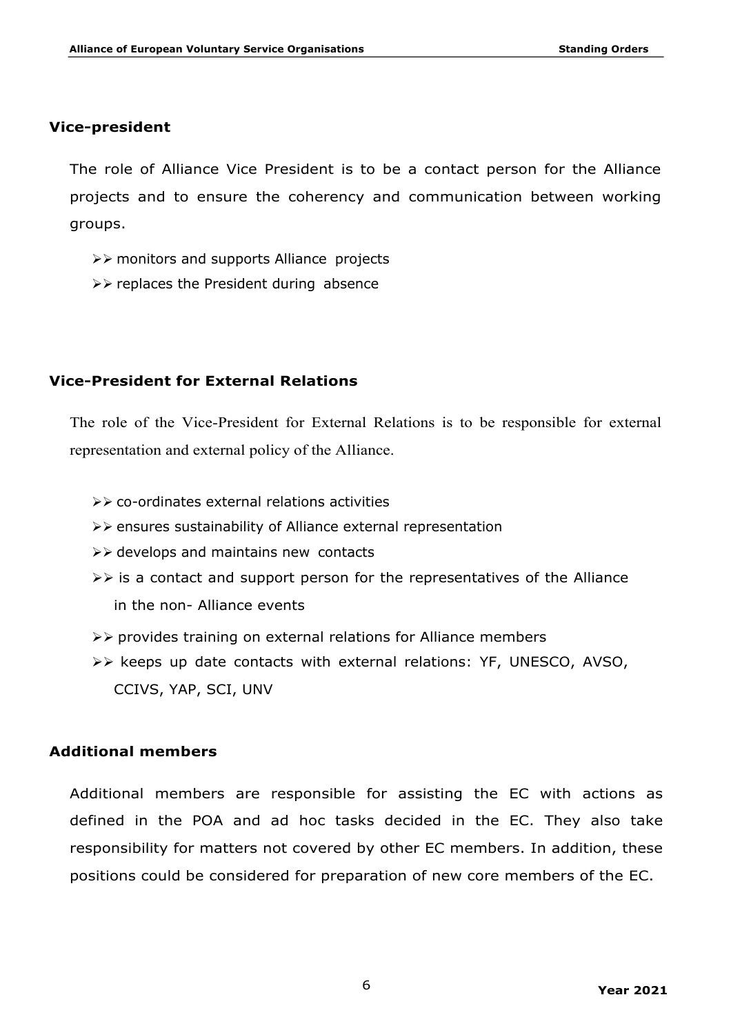### Vice-president

The role of Alliance Vice President is to be a contact person for the Alliance projects and to ensure the coherency and communication between working groups.

- monitors and supports Alliance projects
- replaces the President during absence

### Vice-President for External Relations

The role of the Vice-President for External Relations is to be responsible for external representation and external policy of the Alliance.

- co-ordinates external relations activities
- ensures sustainability of Alliance external representation
- develops and maintains new contacts
- is a contact and support person for the representatives of the Alliance in the non- Alliance events
- provides training on external relations for Alliance members
- keeps up date contacts with external relations: YF, UNESCO, AVSO, CCIVS, YAP, SCI, UNV

### Additional members

Additional members are responsible for assisting the EC with actions as defined in the POA and ad hoc tasks decided in the EC. They also take responsibility for matters not covered by other EC members. In addition, these positions could be considered for preparation of new core members of the EC.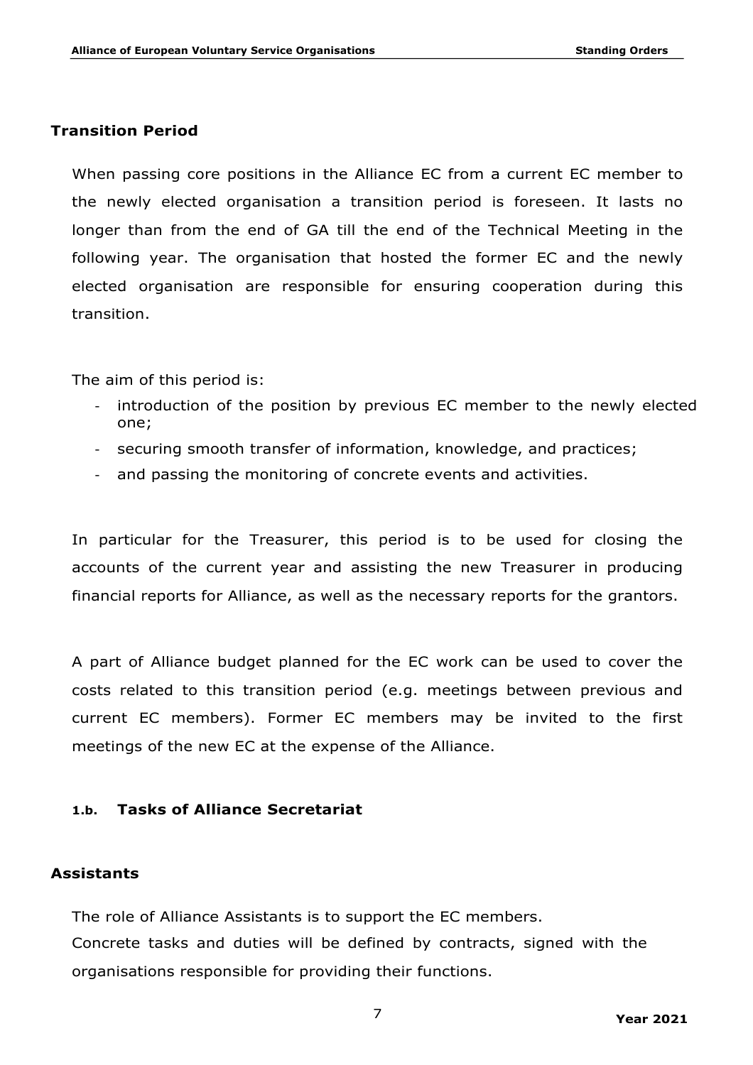### Transition Period

When passing core positions in the Alliance EC from a current EC member to the newly elected organisation a transition period is foreseen. It lasts no longer than from the end of GA till the end of the Technical Meeting in the following year. The organisation that hosted the former EC and the newly elected organisation are responsible for ensuring cooperation during this transition.

The aim of this period is:

- introduction of the position by previous EC member to the newly elected one;
- securing smooth transfer of information, knowledge, and practices;
- and passing the monitoring of concrete events and activities.

In particular for the Treasurer, this period is to be used for closing the accounts of the current year and assisting the new Treasurer in producing financial reports for Alliance, as well as the necessary reports for the grantors.

A part of Alliance budget planned for the EC work can be used to cover the costs related to this transition period (e.g. meetings between previous and current EC members). Former EC members may be invited to the first meetings of the new EC at the expense of the Alliance.

## 1.b. Tasks of Alliance Secretariat

### Assistants

The role of Alliance Assistants is to support the EC members.
Concrete tasks and duties will be defined by contracts, signed with the organisations responsible for providing their functions.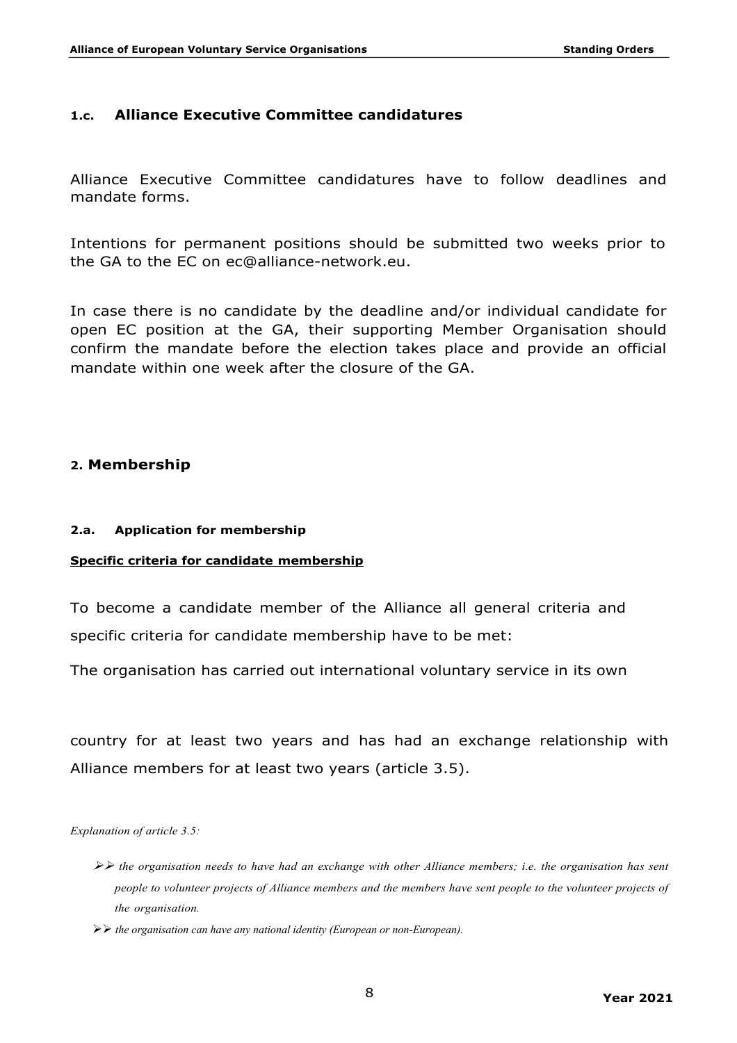### 1.c. Alliance Executive Committee candidatures

Alliance Executive Committee candidatures have to follow deadlines and mandate forms.

Intentions for permanent positions should be submitted two weeks prior to the GA to the EC on ec@alliance-network.eu.

In case there is no candidate by the deadline and/or individual candidate for open EC position at the GA, their supporting Member Organisation should confirm the mandate before the election takes place and provide an official mandate within one week after the closure of the GA.

## 2. Membership

### 2.a. Application for membership

**Specific criteria for candidate membership**

To become a candidate member of the Alliance all general criteria and specific criteria for candidate membership have to be met:

The organisation has carried out international voluntary service in its own country for at least two years and has had an exchange relationship with Alliance members for at least two years (article 3.5).

*Explanation of article 3.5:*

- *the organisation needs to have had an exchange with other Alliance members; i.e. the organisation has sent people to volunteer projects of Alliance members and the members have sent people to the volunteer projects of the organisation.*
- *the organisation can have any national identity (European or non-European).*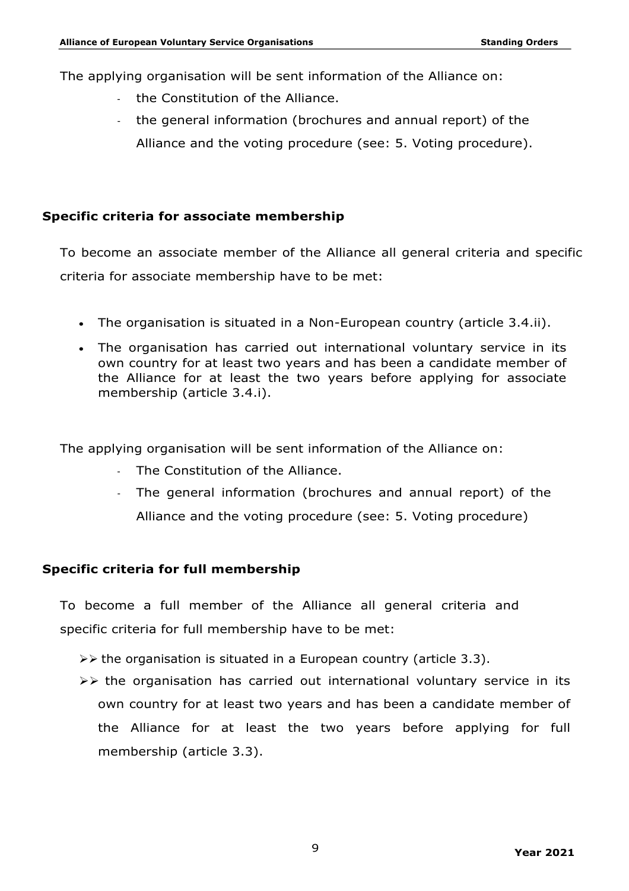The applying organisation will be sent information of the Alliance on:

- the Constitution of the Alliance.
- the general information (brochures and annual report) of the Alliance and the voting procedure (see: 5. Voting procedure).

### Specific criteria for associate membership

To become an associate member of the Alliance all general criteria and specific criteria for associate membership have to be met:

- The organisation is situated in a Non-European country (article 3.4.ii).
- The organisation has carried out international voluntary service in its own country for at least two years and has been a candidate member of the Alliance for at least the two years before applying for associate membership (article 3.4.i).

The applying organisation will be sent information of the Alliance on:

- The Constitution of the Alliance.
- The general information (brochures and annual report) of the Alliance and the voting procedure (see: 5. Voting procedure)

### Specific criteria for full membership

To become a full member of the Alliance all general criteria and specific criteria for full membership have to be met:

- the organisation is situated in a European country (article 3.3).
- the organisation has carried out international voluntary service in its own country for at least two years and has been a candidate member of the Alliance for at least the two years before applying for full membership (article 3.3).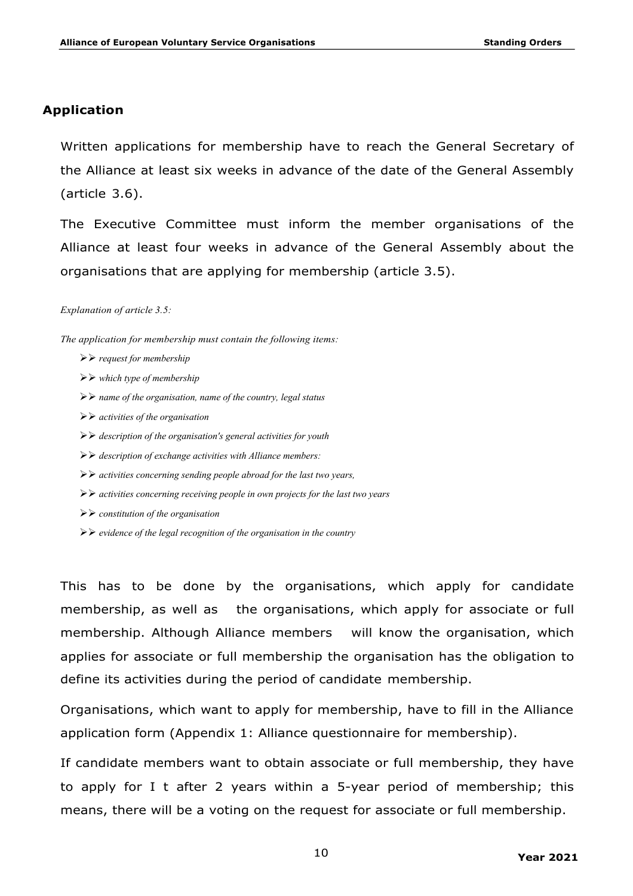## Application

Written applications for membership have to reach the General Secretary of the Alliance at least six weeks in advance of the date of the General Assembly (article 3.6).

The Executive Committee must inform the member organisations of the Alliance at least four weeks in advance of the General Assembly about the organisations that are applying for membership (article 3.5).

*Explanation of article 3.5:*

*The application for membership must contain the following items:*

- *request for membership*
- *which type of membership*
- *name of the organisation, name of the country, legal status*
- *activities of the organisation*
- *description of the organisation's general activities for youth*
- *description of exchange activities with Alliance members:*
- *activities concerning sending people abroad for the last two years,*
- *activities concerning receiving people in own projects for the last two years*
- *constitution of the organisation*
- *evidence of the legal recognition of the organisation in the country*

This has to be done by the organisations, which apply for candidate membership, as well as the organisations, which apply for associate or full membership. Although Alliance members will know the organisation, which applies for associate or full membership the organisation has the obligation to define its activities during the period of candidate membership.

Organisations, which want to apply for membership, have to fill in the Alliance application form (Appendix 1: Alliance questionnaire for membership).

If candidate members want to obtain associate or full membership, they have to apply for I t after 2 years within a 5-year period of membership; this means, there will be a voting on the request for associate or full membership.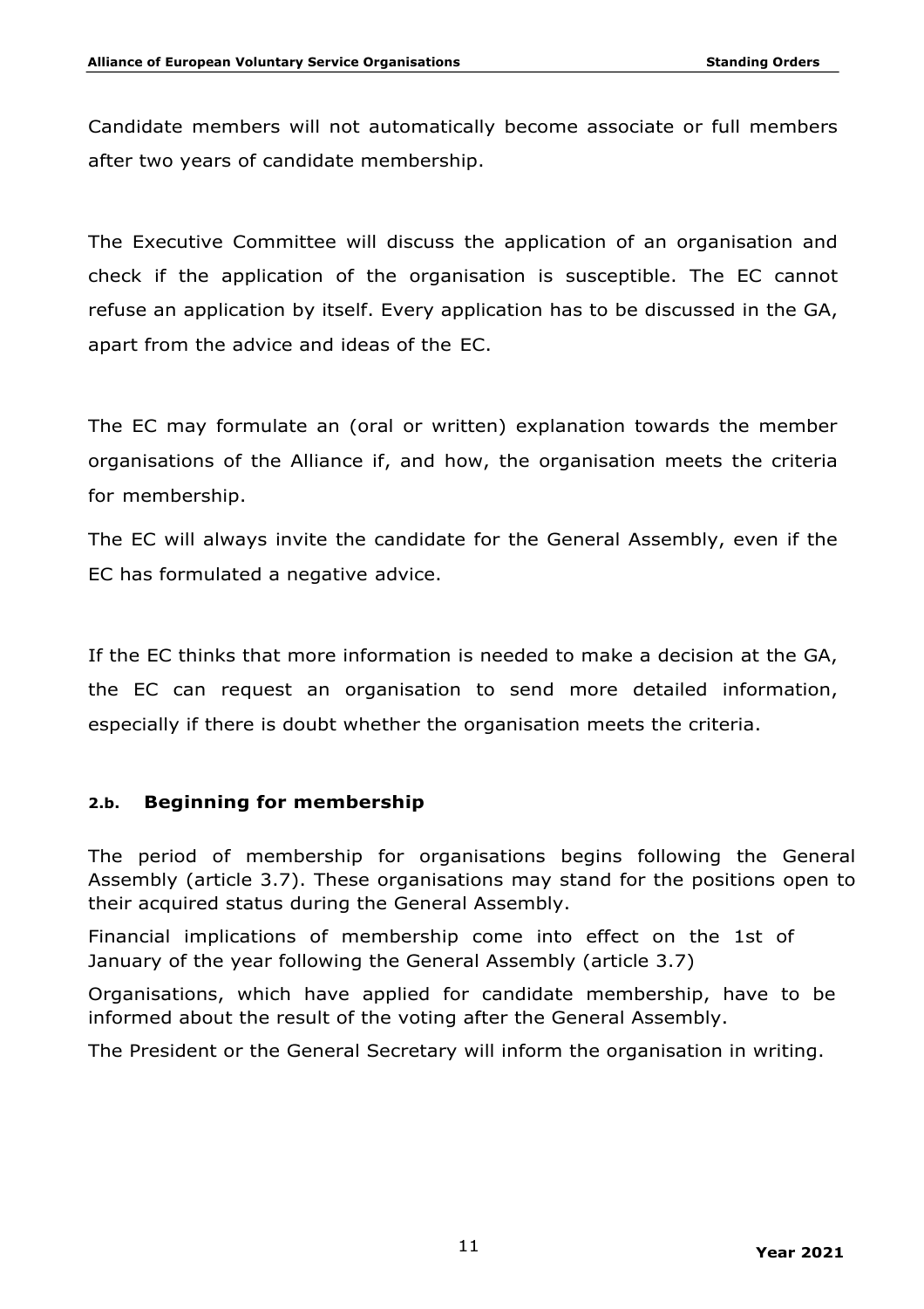Candidate members will not automatically become associate or full members after two years of candidate membership.

The Executive Committee will discuss the application of an organisation and check if the application of the organisation is susceptible. The EC cannot refuse an application by itself. Every application has to be discussed in the GA, apart from the advice and ideas of the EC.

The EC may formulate an (oral or written) explanation towards the member organisations of the Alliance if, and how, the organisation meets the criteria for membership.

The EC will always invite the candidate for the General Assembly, even if the EC has formulated a negative advice.

If the EC thinks that more information is needed to make a decision at the GA, the EC can request an organisation to send more detailed information, especially if there is doubt whether the organisation meets the criteria.

### 2.b. Beginning for membership

The period of membership for organisations begins following the General Assembly (article 3.7). These organisations may stand for the positions open to their acquired status during the General Assembly.

Financial implications of membership come into effect on the 1st of January of the year following the General Assembly (article 3.7)

Organisations, which have applied for candidate membership, have to be informed about the result of the voting after the General Assembly.

The President or the General Secretary will inform the organisation in writing.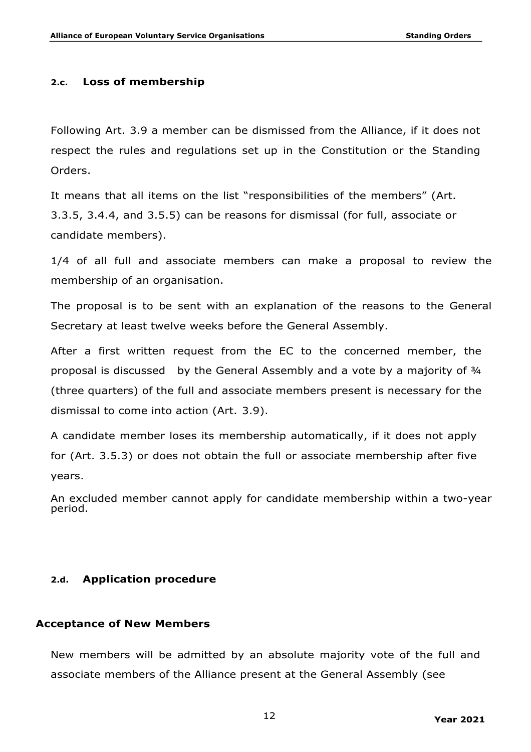### 2.c. Loss of membership

Following Art. 3.9 a member can be dismissed from the Alliance, if it does not respect the rules and regulations set up in the Constitution or the Standing Orders.

It means that all items on the list "responsibilities of the members" (Art. 3.3.5, 3.4.4, and 3.5.5) can be reasons for dismissal (for full, associate or candidate members).

1/4 of all full and associate members can make a proposal to review the membership of an organisation.

The proposal is to be sent with an explanation of the reasons to the General Secretary at least twelve weeks before the General Assembly.

After a first written request from the EC to the concerned member, the proposal is discussed by the General Assembly and a vote by a majority of ¾ (three quarters) of the full and associate members present is necessary for the dismissal to come into action (Art. 3.9).

A candidate member loses its membership automatically, if it does not apply for (Art. 3.5.3) or does not obtain the full or associate membership after five years.

An excluded member cannot apply for candidate membership within a two-year period.

### 2.d. Application procedure

#### Acceptance of New Members

New members will be admitted by an absolute majority vote of the full and associate members of the Alliance present at the General Assembly (see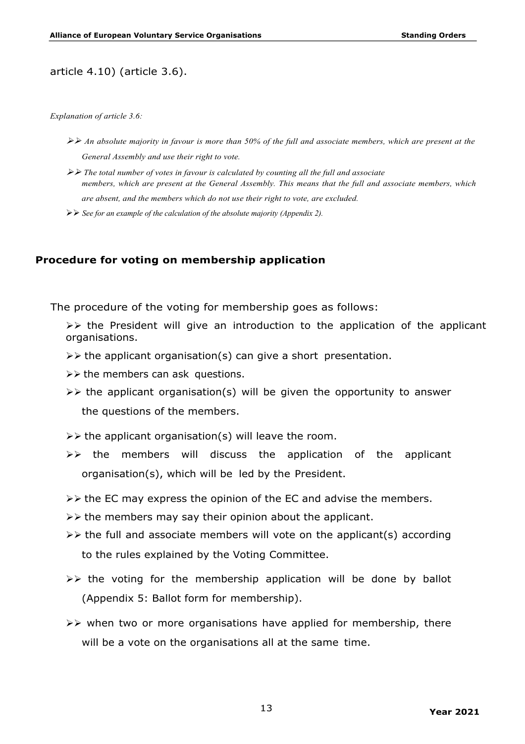article 4.10) (article 3.6).

*Explanation of article 3.6:*

- *An absolute majority in favour is more than 50% of the full and associate members, which are present at the General Assembly and use their right to vote.*
- *The total number of votes in favour is calculated by counting all the full and associate members, which are present at the General Assembly. This means that the full and associate members, which are absent, and the members which do not use their right to vote, are excluded.*
- *See for an example of the calculation of the absolute majority (Appendix 2).*

## Procedure for voting on membership application

The procedure of the voting for membership goes as follows:

- the President will give an introduction to the application of the applicant organisations.
- the applicant organisation(s) can give a short presentation.
- the members can ask questions.
- the applicant organisation(s) will be given the opportunity to answer the questions of the members.
- the applicant organisation(s) will leave the room.
- the members will discuss the application of the applicant organisation(s), which will be led by the President.
- the EC may express the opinion of the EC and advise the members.
- the members may say their opinion about the applicant.
- the full and associate members will vote on the applicant(s) according to the rules explained by the Voting Committee.
- the voting for the membership application will be done by ballot (Appendix 5: Ballot form for membership).
- when two or more organisations have applied for membership, there will be a vote on the organisations all at the same time.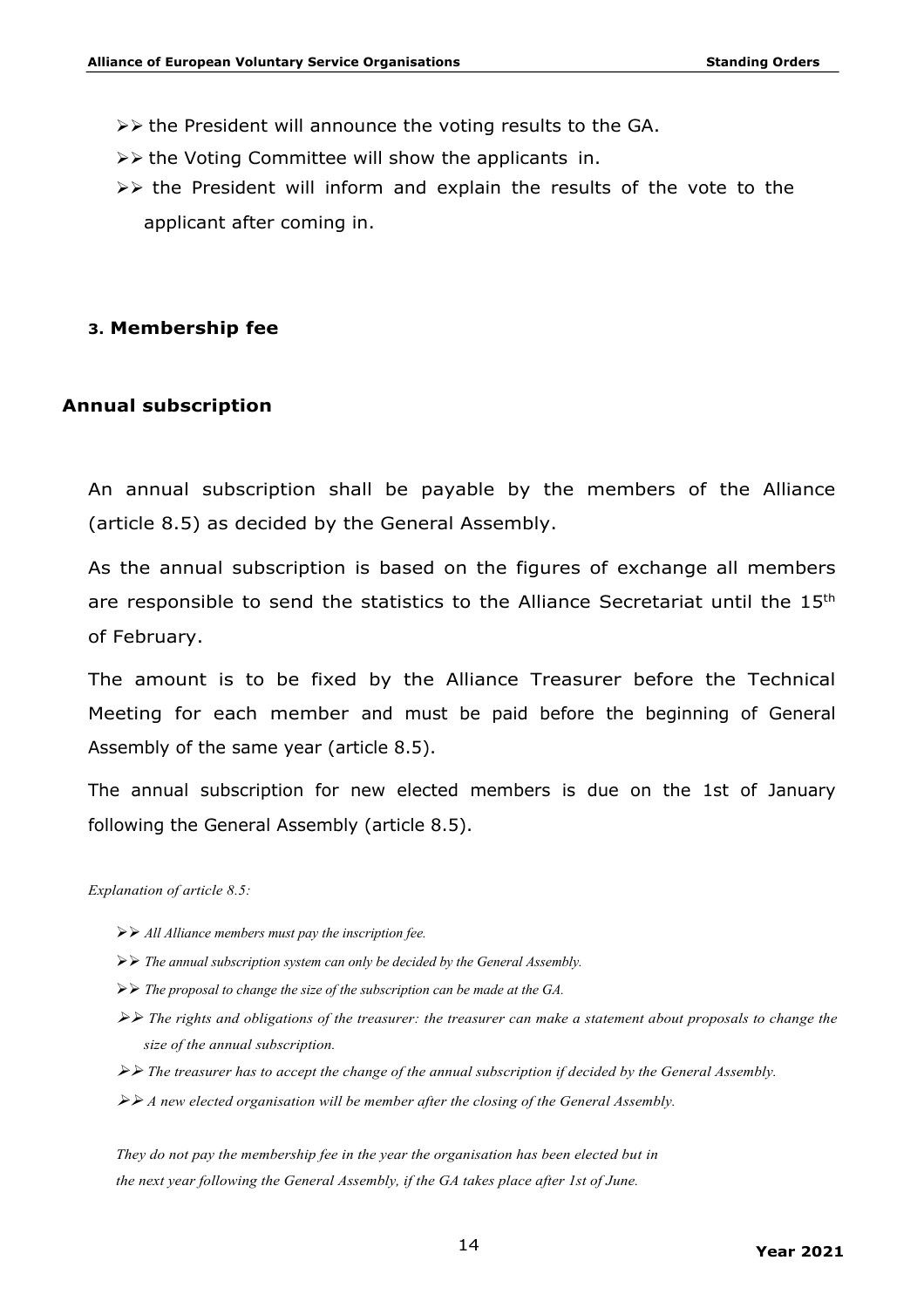- the President will announce the voting results to the GA.
- the Voting Committee will show the applicants in.
- the President will inform and explain the results of the vote to the applicant after coming in.

### 3. Membership fee

## Annual subscription

An annual subscription shall be payable by the members of the Alliance (article 8.5) as decided by the General Assembly.

As the annual subscription is based on the figures of exchange all members are responsible to send the statistics to the Alliance Secretariat until the 15th of February.

The amount is to be fixed by the Alliance Treasurer before the Technical Meeting for each member and must be paid before the beginning of General Assembly of the same year (article 8.5).

The annual subscription for new elected members is due on the 1st of January following the General Assembly (article 8.5).

*Explanation of article 8.5:*

- *All Alliance members must pay the inscription fee.*
- *The annual subscription system can only be decided by the General Assembly.*
- *The proposal to change the size of the subscription can be made at the GA.*
- *The rights and obligations of the treasurer: the treasurer can make a statement about proposals to change the size of the annual subscription.*
- *The treasurer has to accept the change of the annual subscription if decided by the General Assembly.*
- *A new elected organisation will be member after the closing of the General Assembly.*

*They do not pay the membership fee in the year the organisation has been elected but in the next year following the General Assembly, if the GA takes place after 1st of June.*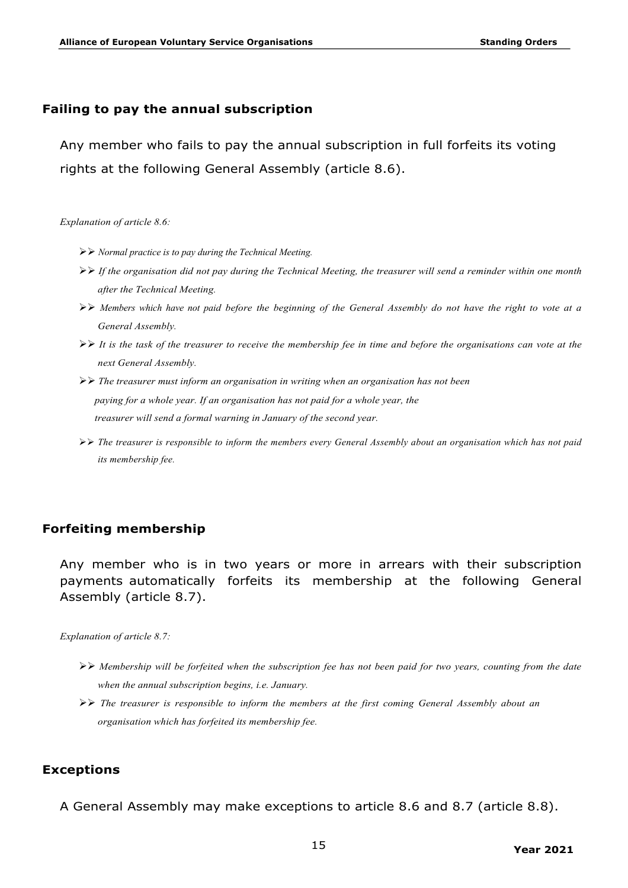## Failing to pay the annual subscription

Any member who fails to pay the annual subscription in full forfeits its voting rights at the following General Assembly (article 8.6).

*Explanation of article 8.6:*

- *Normal practice is to pay during the Technical Meeting.*
- *If the organisation did not pay during the Technical Meeting, the treasurer will send a reminder within one month after the Technical Meeting.*
- *Members which have not paid before the beginning of the General Assembly do not have the right to vote at a General Assembly.*
- *It is the task of the treasurer to receive the membership fee in time and before the organisations can vote at the next General Assembly.*
- *The treasurer must inform an organisation in writing when an organisation has not been paying for a whole year. If an organisation has not paid for a whole year, the treasurer will send a formal warning in January of the second year.*
- *The treasurer is responsible to inform the members every General Assembly about an organisation which has not paid its membership fee.*

## Forfeiting membership

Any member who is in two years or more in arrears with their subscription payments automatically forfeits its membership at the following General Assembly (article 8.7).

*Explanation of article 8.7:*

- *Membership will be forfeited when the subscription fee has not been paid for two years, counting from the date when the annual subscription begins, i.e. January.*
- *The treasurer is responsible to inform the members at the first coming General Assembly about an organisation which has forfeited its membership fee.*

## Exceptions

A General Assembly may make exceptions to article 8.6 and 8.7 (article 8.8).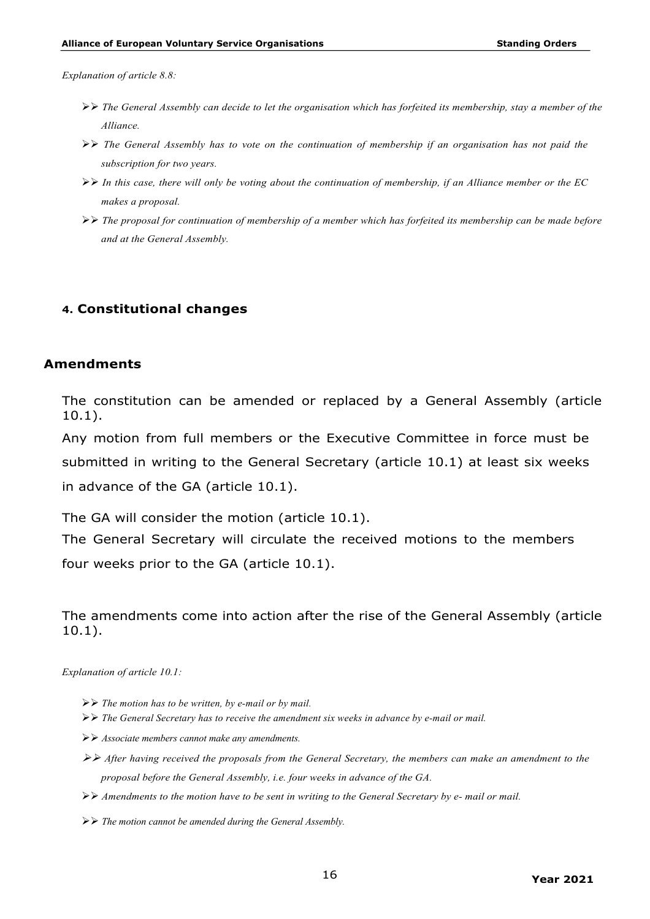*Explanation of article 8.8:*

- *The General Assembly can decide to let the organisation which has forfeited its membership, stay a member of the Alliance.*
- *The General Assembly has to vote on the continuation of membership if an organisation has not paid the subscription for two years.*
- *In this case, there will only be voting about the continuation of membership, if an Alliance member or the EC makes a proposal.*
- *The proposal for continuation of membership of a member which has forfeited its membership can be made before and at the General Assembly.*

## 4. Constitutional changes

### Amendments

The constitution can be amended or replaced by a General Assembly (article 10.1).

Any motion from full members or the Executive Committee in force must be submitted in writing to the General Secretary (article 10.1) at least six weeks in advance of the GA (article 10.1).

The GA will consider the motion (article 10.1).

The General Secretary will circulate the received motions to the members four weeks prior to the GA (article 10.1).

The amendments come into action after the rise of the General Assembly (article 10.1).

*Explanation of article 10.1:*

- *The motion has to be written, by e-mail or by mail.*
- *The General Secretary has to receive the amendment six weeks in advance by e-mail or mail.*
- *Associate members cannot make any amendments.*
- *After having received the proposals from the General Secretary, the members can make an amendment to the proposal before the General Assembly, i.e. four weeks in advance of the GA.*
- *Amendments to the motion have to be sent in writing to the General Secretary by e- mail or mail.*
- *The motion cannot be amended during the General Assembly.*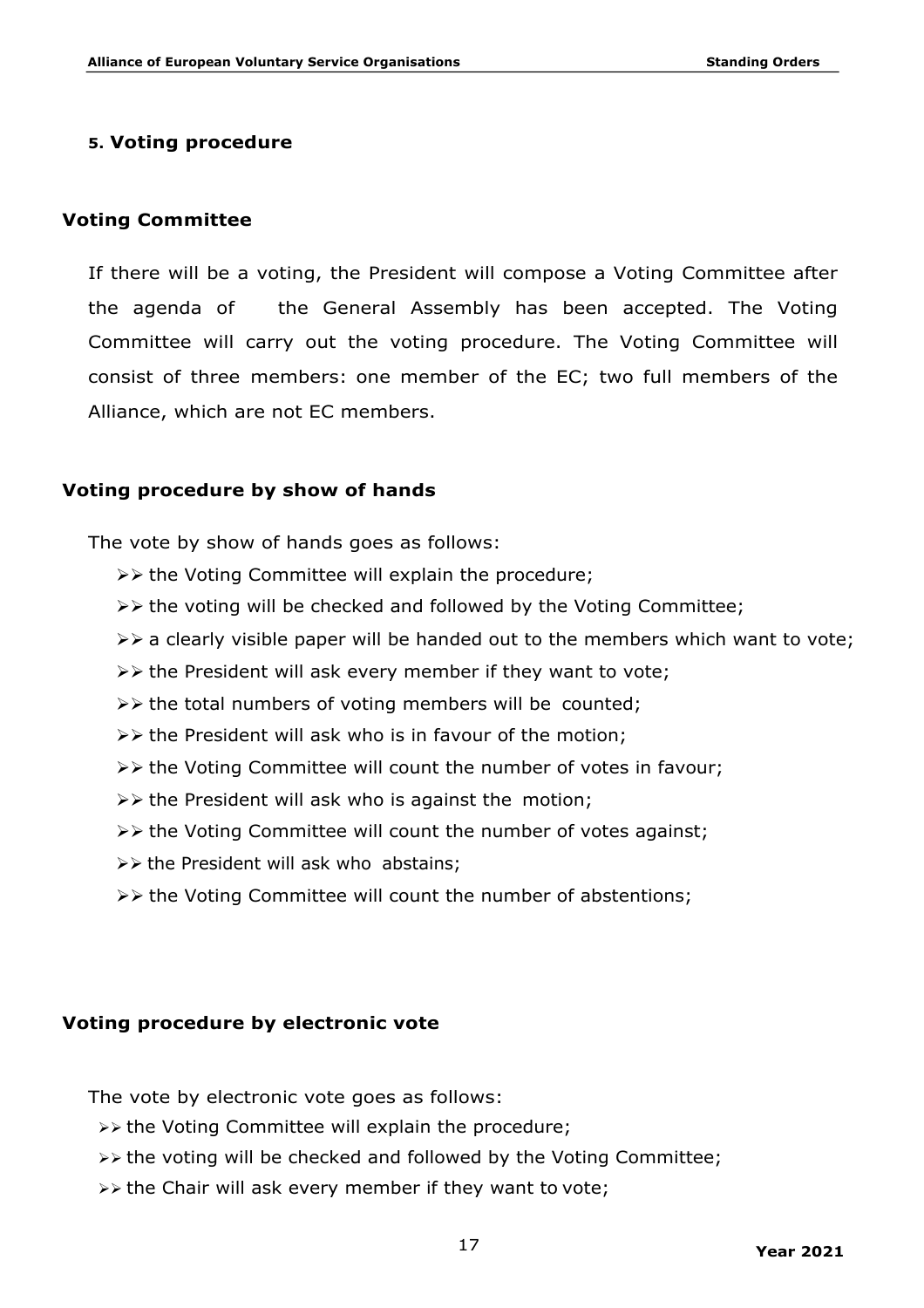## 5. Voting procedure

### Voting Committee

If there will be a voting, the President will compose a Voting Committee after the agenda of the General Assembly has been accepted. The Voting Committee will carry out the voting procedure. The Voting Committee will consist of three members: one member of the EC; two full members of the Alliance, which are not EC members.

### Voting procedure by show of hands

The vote by show of hands goes as follows:

- the Voting Committee will explain the procedure;
- the voting will be checked and followed by the Voting Committee;
- a clearly visible paper will be handed out to the members which want to vote;
- the President will ask every member if they want to vote;
- the total numbers of voting members will be counted;
- the President will ask who is in favour of the motion;
- the Voting Committee will count the number of votes in favour;
- the President will ask who is against the motion;
- the Voting Committee will count the number of votes against;
- the President will ask who abstains;
- the Voting Committee will count the number of abstentions;

### Voting procedure by electronic vote

The vote by electronic vote goes as follows:

- the Voting Committee will explain the procedure;
- the voting will be checked and followed by the Voting Committee;
- the Chair will ask every member if they want to vote;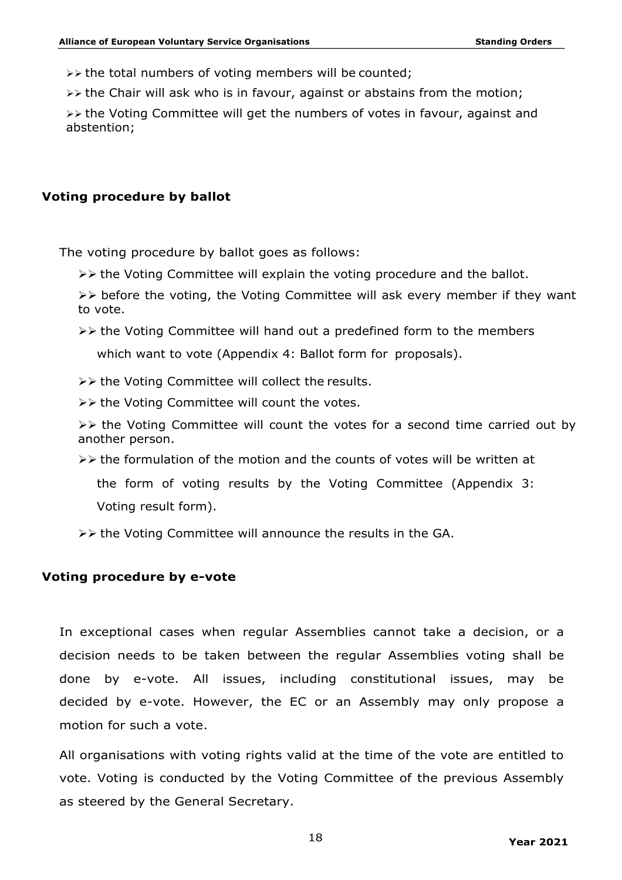- the total numbers of voting members will be counted;
- the Chair will ask who is in favour, against or abstains from the motion;
- the Voting Committee will get the numbers of votes in favour, against and abstention;

## Voting procedure by ballot

The voting procedure by ballot goes as follows:

- the Voting Committee will explain the voting procedure and the ballot.
- before the voting, the Voting Committee will ask every member if they want to vote.
- the Voting Committee will hand out a predefined form to the members which want to vote (Appendix 4: Ballot form for proposals).
- the Voting Committee will collect the results.
- the Voting Committee will count the votes.
- the Voting Committee will count the votes for a second time carried out by another person.
- the formulation of the motion and the counts of votes will be written at the form of voting results by the Voting Committee (Appendix 3: Voting result form).
- the Voting Committee will announce the results in the GA.

## Voting procedure by e-vote

In exceptional cases when regular Assemblies cannot take a decision, or a decision needs to be taken between the regular Assemblies voting shall be done by e-vote. All issues, including constitutional issues, may be decided by e-vote. However, the EC or an Assembly may only propose a motion for such a vote.

All organisations with voting rights valid at the time of the vote are entitled to vote. Voting is conducted by the Voting Committee of the previous Assembly as steered by the General Secretary.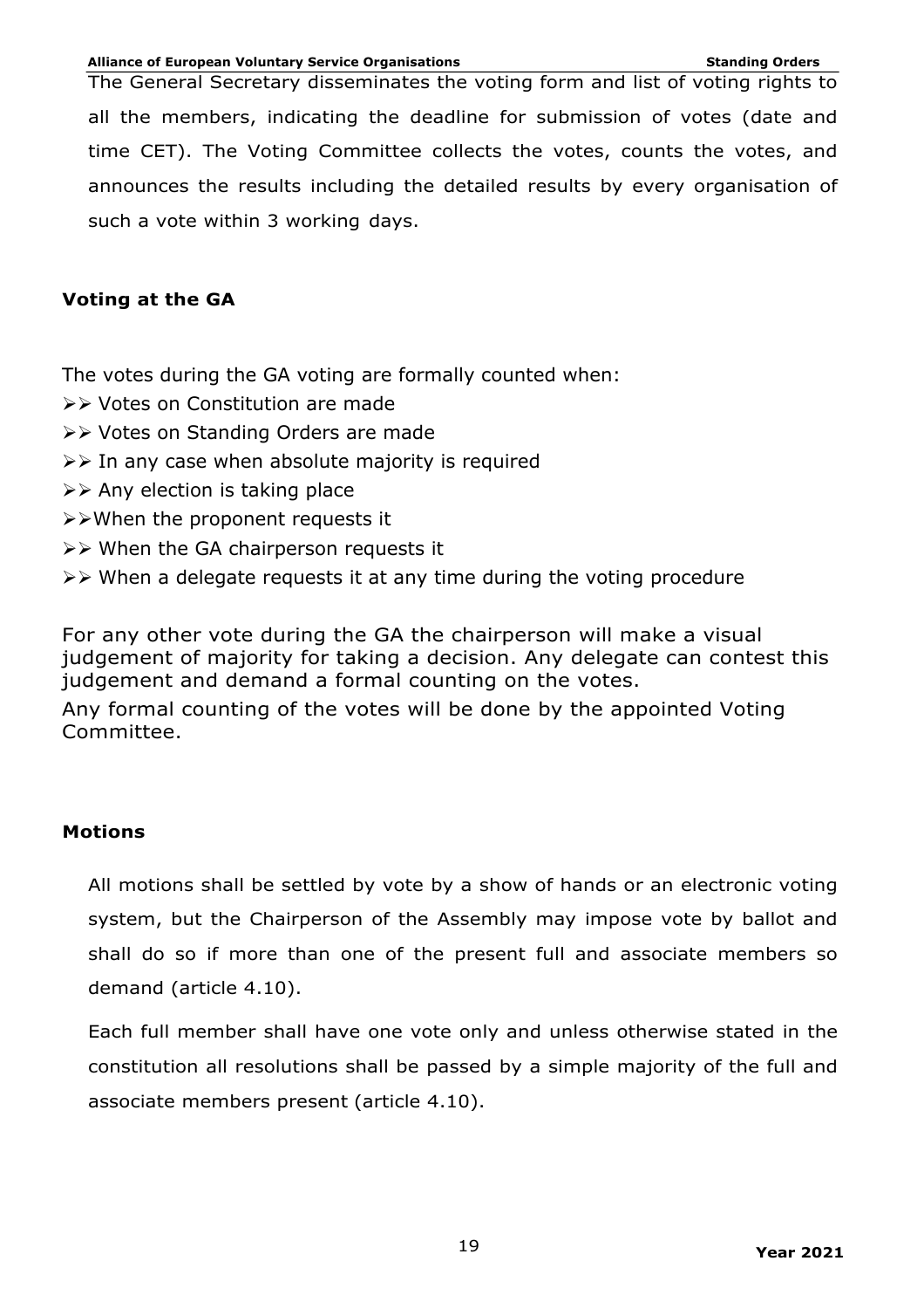The General Secretary disseminates the voting form and list of voting rights to all the members, indicating the deadline for submission of votes (date and time CET). The Voting Committee collects the votes, counts the votes, and announces the results including the detailed results by every organisation of such a vote within 3 working days.

**Voting at the GA**

The votes during the GA voting are formally counted when:

- Votes on Constitution are made
- Votes on Standing Orders are made
- In any case when absolute majority is required
- Any election is taking place
- When the proponent requests it
- When the GA chairperson requests it
- When a delegate requests it at any time during the voting procedure

For any other vote during the GA the chairperson will make a visual judgement of majority for taking a decision. Any delegate can contest this judgement and demand a formal counting on the votes.

Any formal counting of the votes will be done by the appointed Voting Committee.

**Motions**

All motions shall be settled by vote by a show of hands or an electronic voting system, but the Chairperson of the Assembly may impose vote by ballot and shall do so if more than one of the present full and associate members so demand (article 4.10).

Each full member shall have one vote only and unless otherwise stated in the constitution all resolutions shall be passed by a simple majority of the full and associate members present (article 4.10).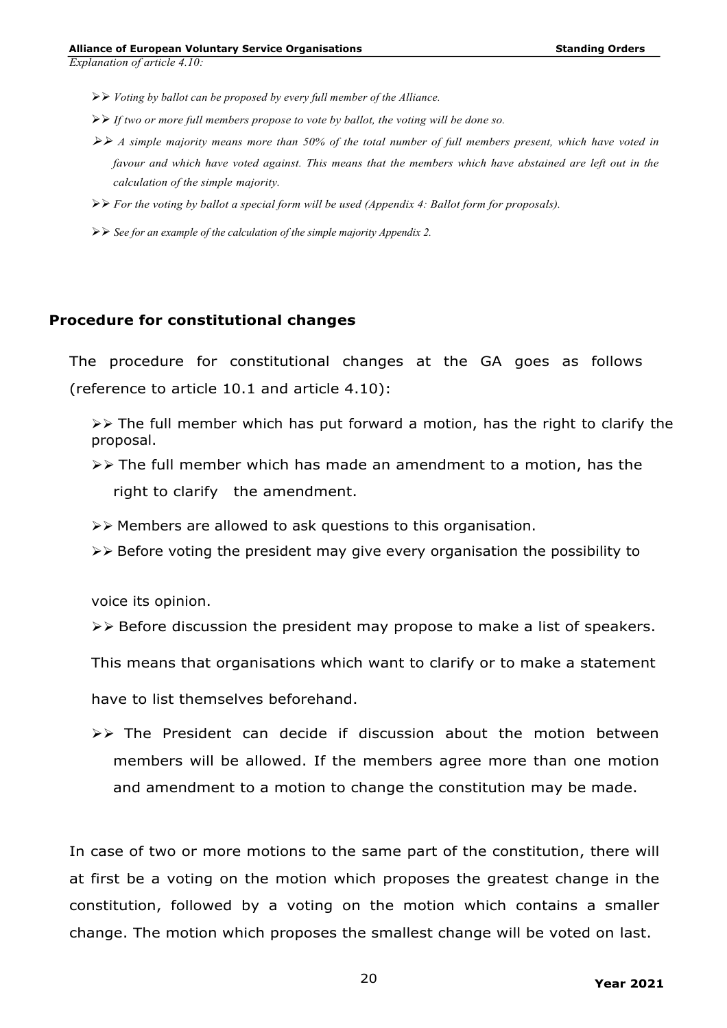*Explanation of article 4.10:*

- *Voting by ballot can be proposed by every full member of the Alliance.*
- *If two or more full members propose to vote by ballot, the voting will be done so.*
- *A simple majority means more than 50% of the total number of full members present, which have voted in favour and which have voted against. This means that the members which have abstained are left out in the calculation of the simple majority.*
- *For the voting by ballot a special form will be used (Appendix 4: Ballot form for proposals).*
- *See for an example of the calculation of the simple majority Appendix 2.*

## Procedure for constitutional changes

The procedure for constitutional changes at the GA goes as follows (reference to article 10.1 and article 4.10):

- The full member which has put forward a motion, has the right to clarify the proposal.
- The full member which has made an amendment to a motion, has the right to clarify the amendment.
- Members are allowed to ask questions to this organisation.
- Before voting the president may give every organisation the possibility to voice its opinion.
- Before discussion the president may propose to make a list of speakers. This means that organisations which want to clarify or to make a statement have to list themselves beforehand.
- The President can decide if discussion about the motion between members will be allowed. If the members agree more than one motion and amendment to a motion to change the constitution may be made.

In case of two or more motions to the same part of the constitution, there will at first be a voting on the motion which proposes the greatest change in the constitution, followed by a voting on the motion which contains a smaller change. The motion which proposes the smallest change will be voted on last.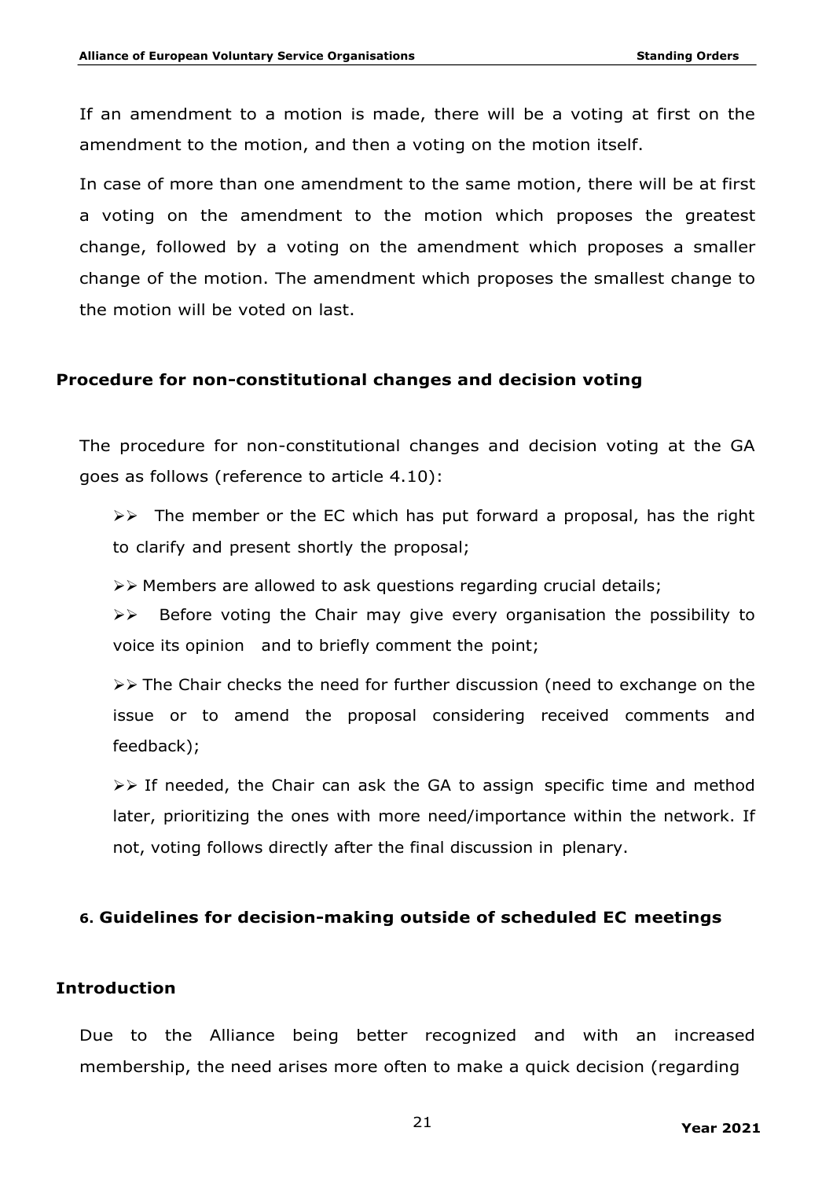If an amendment to a motion is made, there will be a voting at first on the amendment to the motion, and then a voting on the motion itself.

In case of more than one amendment to the same motion, there will be at first a voting on the amendment to the motion which proposes the greatest change, followed by a voting on the amendment which proposes a smaller change of the motion. The amendment which proposes the smallest change to the motion will be voted on last.

### Procedure for non-constitutional changes and decision voting

The procedure for non-constitutional changes and decision voting at the GA goes as follows (reference to article 4.10):

- The member or the EC which has put forward a proposal, has the right to clarify and present shortly the proposal;
- Members are allowed to ask questions regarding crucial details;
- Before voting the Chair may give every organisation the possibility to voice its opinion and to briefly comment the point;
- The Chair checks the need for further discussion (need to exchange on the issue or to amend the proposal considering received comments and feedback);
- If needed, the Chair can ask the GA to assign specific time and method later, prioritizing the ones with more need/importance within the network. If not, voting follows directly after the final discussion in plenary.

## 6. Guidelines for decision-making outside of scheduled EC meetings

### Introduction

Due to the Alliance being better recognized and with an increased membership, the need arises more often to make a quick decision (regarding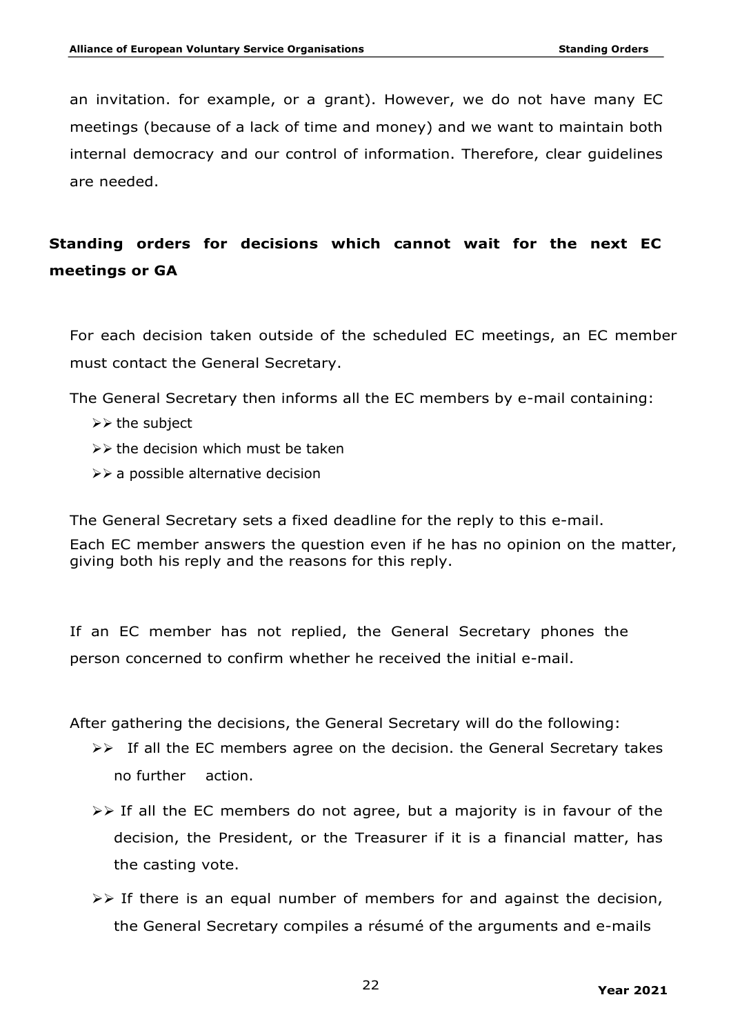an invitation. for example, or a grant). However, we do not have many EC meetings (because of a lack of time and money) and we want to maintain both internal democracy and our control of information. Therefore, clear guidelines are needed.

## Standing orders for decisions which cannot wait for the next EC meetings or GA

For each decision taken outside of the scheduled EC meetings, an EC member must contact the General Secretary.

The General Secretary then informs all the EC members by e-mail containing:

- the subject
- the decision which must be taken
- a possible alternative decision

The General Secretary sets a fixed deadline for the reply to this e-mail.

Each EC member answers the question even if he has no opinion on the matter, giving both his reply and the reasons for this reply.

If an EC member has not replied, the General Secretary phones the person concerned to confirm whether he received the initial e-mail.

After gathering the decisions, the General Secretary will do the following:

- If all the EC members agree on the decision. the General Secretary takes no further action.
- If all the EC members do not agree, but a majority is in favour of the decision, the President, or the Treasurer if it is a financial matter, has the casting vote.
- If there is an equal number of members for and against the decision, the General Secretary compiles a résumé of the arguments and e-mails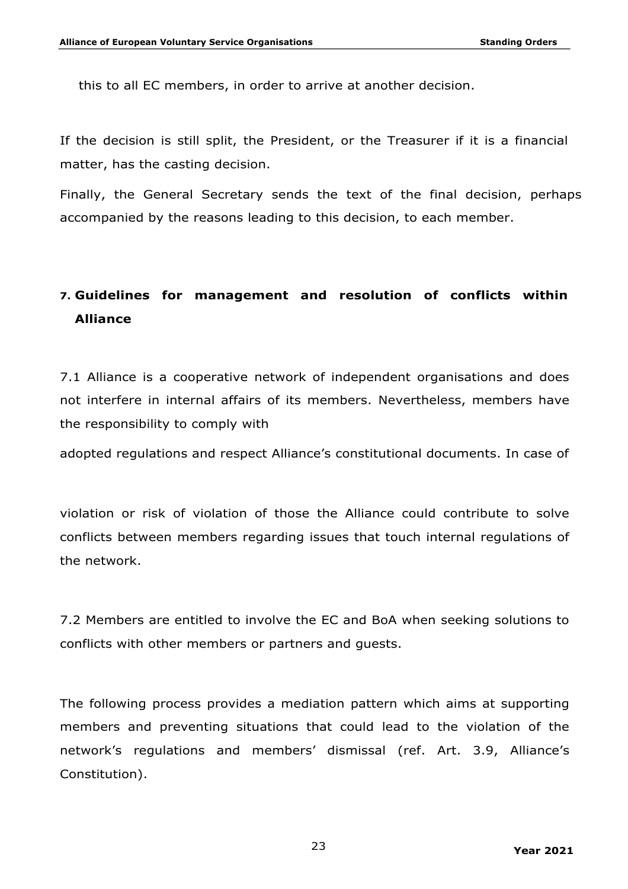this to all EC members, in order to arrive at another decision.

If the decision is still split, the President, or the Treasurer if it is a financial matter, has the casting decision.

Finally, the General Secretary sends the text of the final decision, perhaps accompanied by the reasons leading to this decision, to each member.

## 7. Guidelines for management and resolution of conflicts within Alliance

7.1 Alliance is a cooperative network of independent organisations and does not interfere in internal affairs of its members. Nevertheless, members have the responsibility to comply with adopted regulations and respect Alliance's constitutional documents. In case of violation or risk of violation of those the Alliance could contribute to solve conflicts between members regarding issues that touch internal regulations of the network.

7.2 Members are entitled to involve the EC and BoA when seeking solutions to conflicts with other members or partners and guests.

The following process provides a mediation pattern which aims at supporting members and preventing situations that could lead to the violation of the network's regulations and members' dismissal (ref. Art. 3.9, Alliance's Constitution).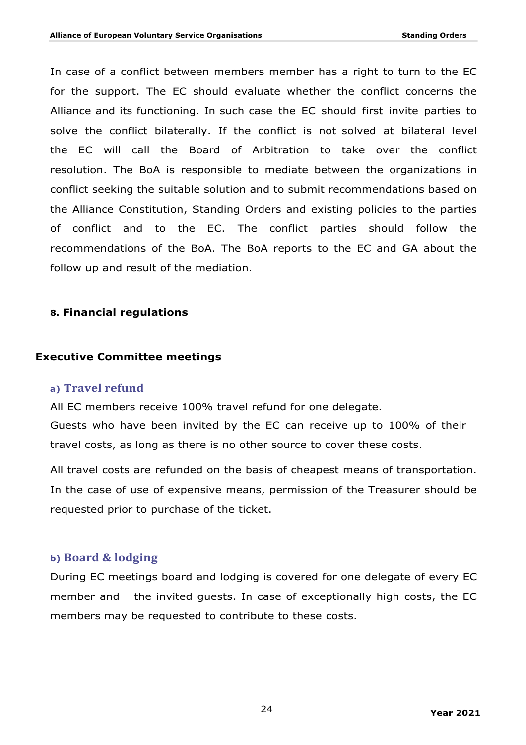In case of a conflict between members member has a right to turn to the EC for the support. The EC should evaluate whether the conflict concerns the Alliance and its functioning. In such case the EC should first invite parties to solve the conflict bilaterally. If the conflict is not solved at bilateral level the EC will call the Board of Arbitration to take over the conflict resolution. The BoA is responsible to mediate between the organizations in conflict seeking the suitable solution and to submit recommendations based on the Alliance Constitution, Standing Orders and existing policies to the parties of conflict and to the EC. The conflict parties should follow the recommendations of the BoA. The BoA reports to the EC and GA about the follow up and result of the mediation.

## 8. Financial regulations

## Executive Committee meetings

### a) Travel refund

All EC members receive 100% travel refund for one delegate.
Guests who have been invited by the EC can receive up to 100% of their travel costs, as long as there is no other source to cover these costs.

All travel costs are refunded on the basis of cheapest means of transportation. In the case of use of expensive means, permission of the Treasurer should be requested prior to purchase of the ticket.

### b) Board & lodging

During EC meetings board and lodging is covered for one delegate of every EC member and the invited guests. In case of exceptionally high costs, the EC members may be requested to contribute to these costs.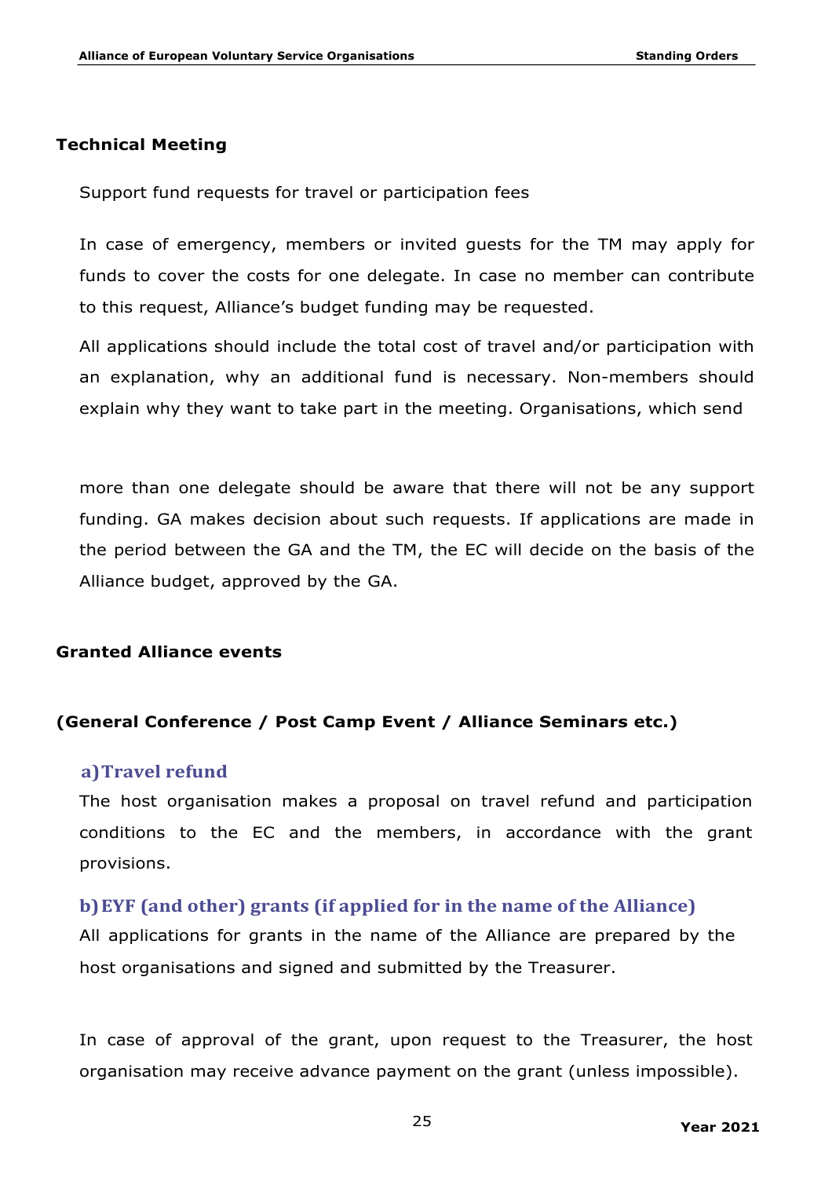### Technical Meeting

Support fund requests for travel or participation fees

In case of emergency, members or invited guests for the TM may apply for funds to cover the costs for one delegate. In case no member can contribute to this request, Alliance's budget funding may be requested.

All applications should include the total cost of travel and/or participation with an explanation, why an additional fund is necessary. Non-members should explain why they want to take part in the meeting. Organisations, which send more than one delegate should be aware that there will not be any support funding. GA makes decision about such requests. If applications are made in the period between the GA and the TM, the EC will decide on the basis of the Alliance budget, approved by the GA.

### Granted Alliance events

### (General Conference / Post Camp Event / Alliance Seminars etc.)

#### a) Travel refund

The host organisation makes a proposal on travel refund and participation conditions to the EC and the members, in accordance with the grant provisions.

#### b) EYF (and other) grants (if applied for in the name of the Alliance)

All applications for grants in the name of the Alliance are prepared by the host organisations and signed and submitted by the Treasurer.

In case of approval of the grant, upon request to the Treasurer, the host organisation may receive advance payment on the grant (unless impossible).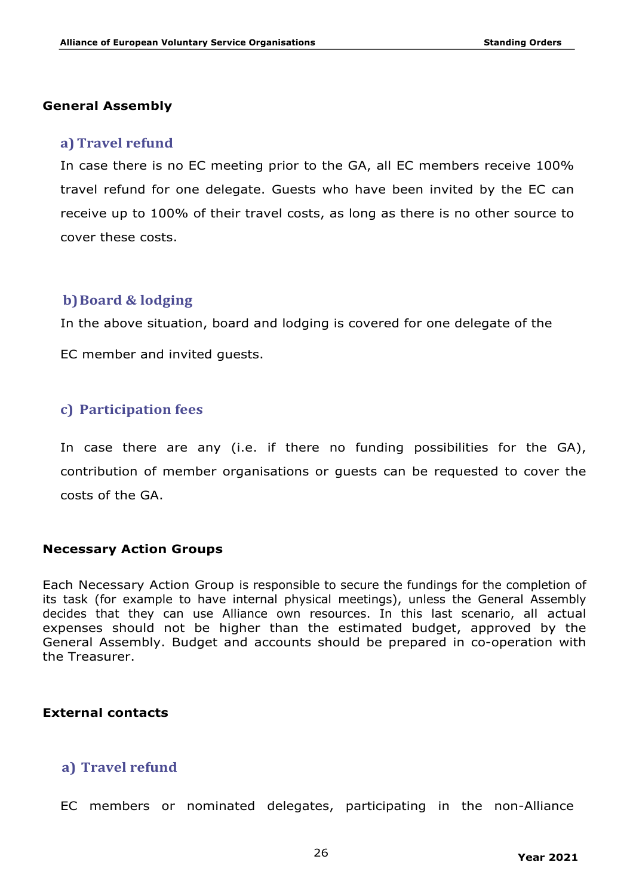## General Assembly

### a) Travel refund

In case there is no EC meeting prior to the GA, all EC members receive 100% travel refund for one delegate. Guests who have been invited by the EC can receive up to 100% of their travel costs, as long as there is no other source to cover these costs.

### b) Board & lodging

In the above situation, board and lodging is covered for one delegate of the EC member and invited guests.

### c) Participation fees

In case there are any (i.e. if there no funding possibilities for the GA), contribution of member organisations or guests can be requested to cover the costs of the GA.

## Necessary Action Groups

Each Necessary Action Group is responsible to secure the fundings for the completion of its task (for example to have internal physical meetings), unless the General Assembly decides that they can use Alliance own resources. In this last scenario, all actual expenses should not be higher than the estimated budget, approved by the General Assembly. Budget and accounts should be prepared in co-operation with the Treasurer.

## External contacts

### a) Travel refund

EC members or nominated delegates, participating in the non-Alliance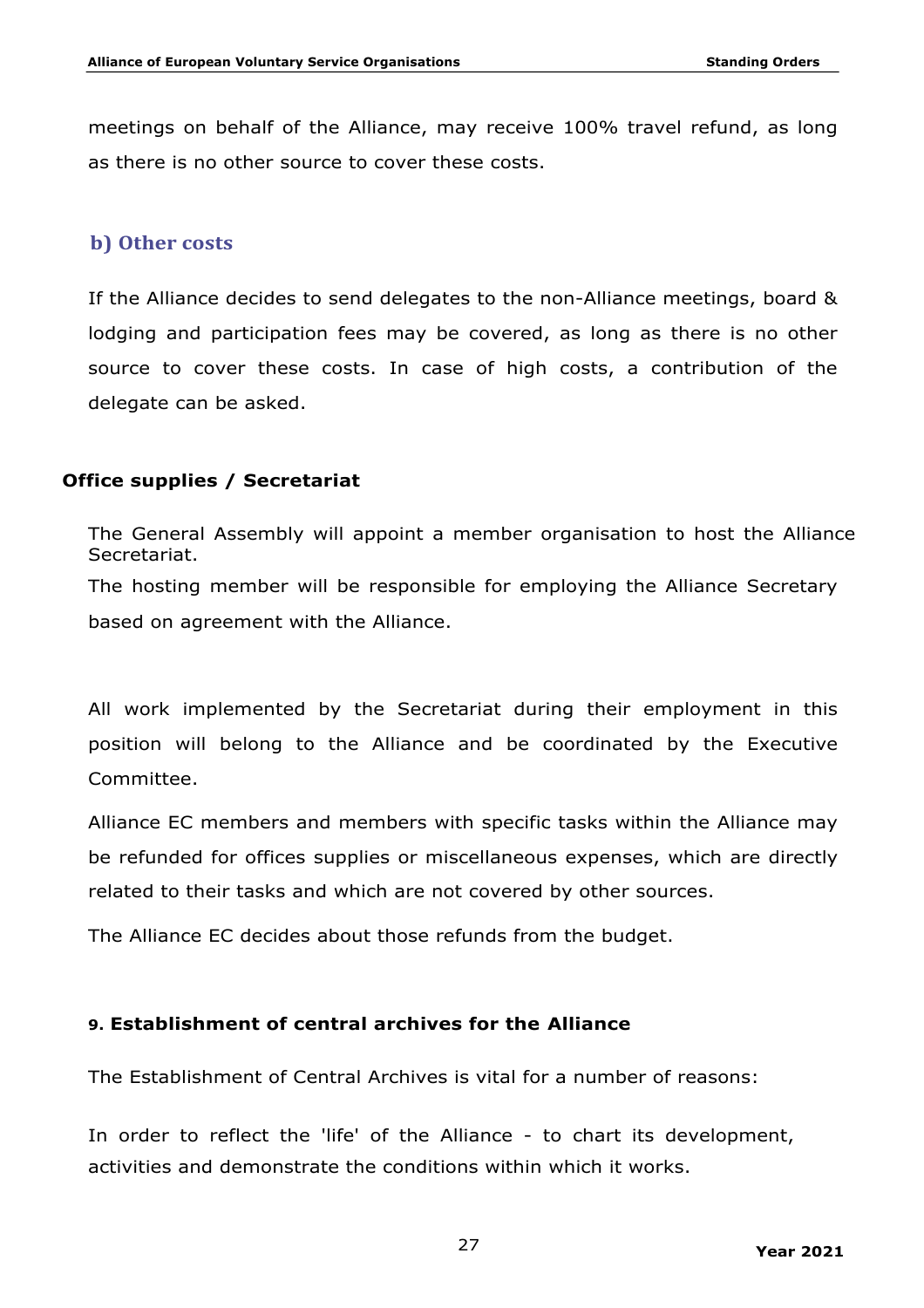meetings on behalf of the Alliance, may receive 100% travel refund, as long as there is no other source to cover these costs.

### b) Other costs

If the Alliance decides to send delegates to the non-Alliance meetings, board & lodging and participation fees may be covered, as long as there is no other source to cover these costs. In case of high costs, a contribution of the delegate can be asked.

**Office supplies / Secretariat**

The General Assembly will appoint a member organisation to host the Alliance Secretariat.

The hosting member will be responsible for employing the Alliance Secretary based on agreement with the Alliance.

All work implemented by the Secretariat during their employment in this position will belong to the Alliance and be coordinated by the Executive Committee.

Alliance EC members and members with specific tasks within the Alliance may be refunded for offices supplies or miscellaneous expenses, which are directly related to their tasks and which are not covered by other sources.

The Alliance EC decides about those refunds from the budget.

## 9. Establishment of central archives for the Alliance

The Establishment of Central Archives is vital for a number of reasons:

In order to reflect the 'life' of the Alliance - to chart its development, activities and demonstrate the conditions within which it works.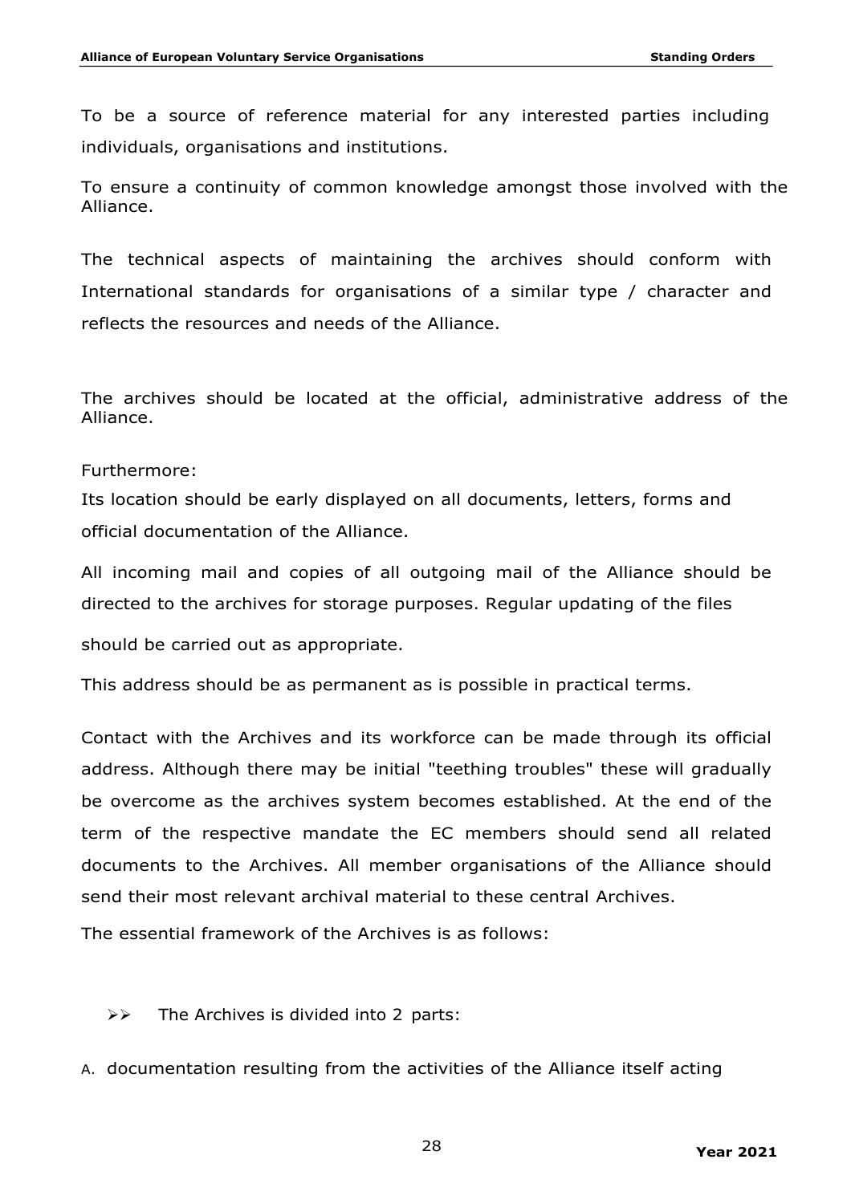To be a source of reference material for any interested parties including individuals, organisations and institutions.

To ensure a continuity of common knowledge amongst those involved with the Alliance.

The technical aspects of maintaining the archives should conform with International standards for organisations of a similar type / character and reflects the resources and needs of the Alliance.

The archives should be located at the official, administrative address of the Alliance.

Furthermore:

Its location should be early displayed on all documents, letters, forms and official documentation of the Alliance.

All incoming mail and copies of all outgoing mail of the Alliance should be directed to the archives for storage purposes. Regular updating of the files should be carried out as appropriate.

This address should be as permanent as is possible in practical terms.

Contact with the Archives and its workforce can be made through its official address. Although there may be initial "teething troubles" these will gradually be overcome as the archives system becomes established. At the end of the term of the respective mandate the EC members should send all related documents to the Archives. All member organisations of the Alliance should send their most relevant archival material to these central Archives.

The essential framework of the Archives is as follows:

- The Archives is divided into 2 parts:

A. documentation resulting from the activities of the Alliance itself acting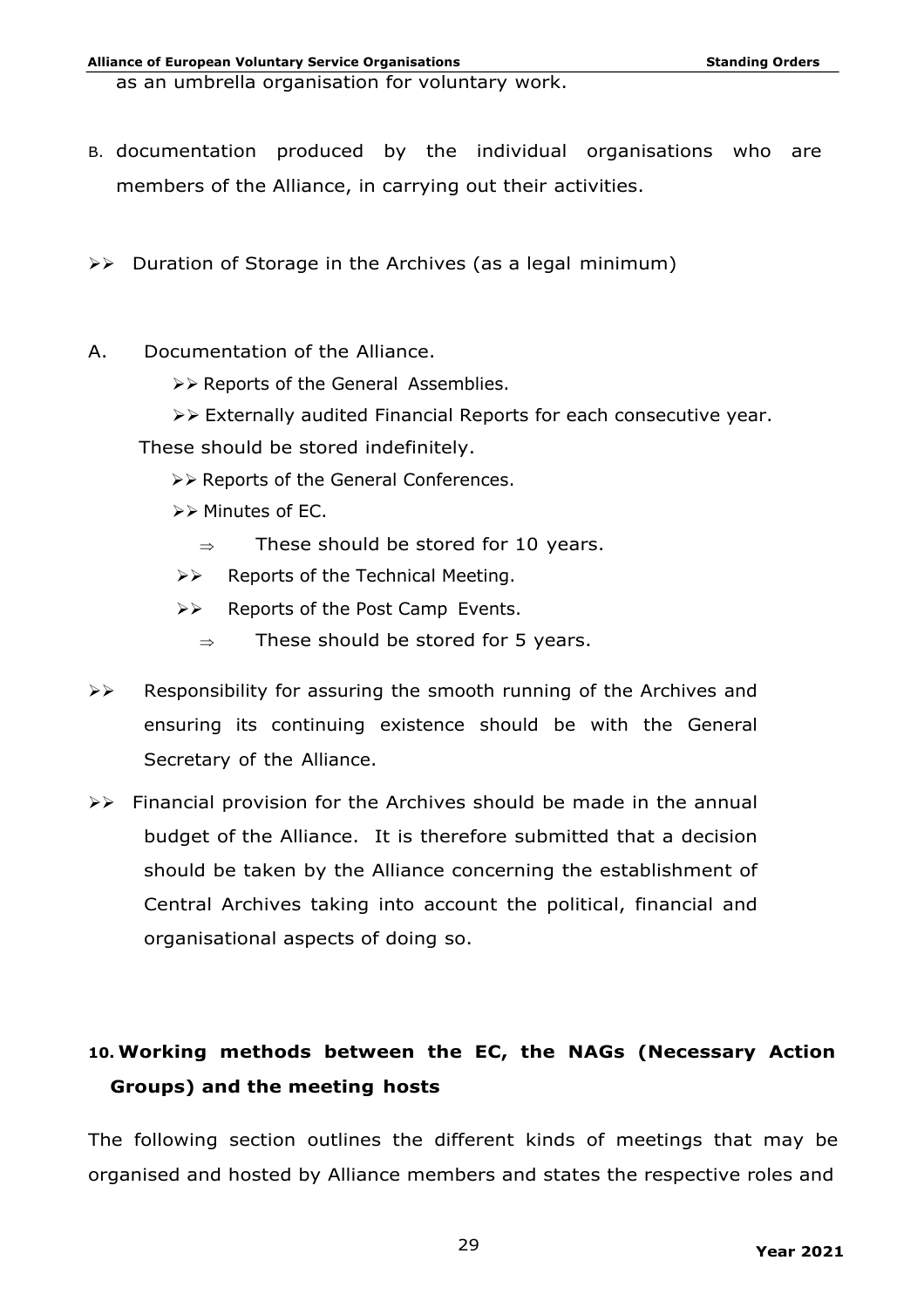as an umbrella organisation for voluntary work.

B. documentation produced by the individual organisations who are members of the Alliance, in carrying out their activities.

- Duration of Storage in the Archives (as a legal minimum)

A. Documentation of the Alliance.

- Reports of the General Assemblies.
- Externally audited Financial Reports for each consecutive year.

These should be stored indefinitely.

- Reports of the General Conferences.
- Minutes of EC.
  - ⇒ These should be stored for 10 years.
- Reports of the Technical Meeting.
- Reports of the Post Camp Events.
  - ⇒ These should be stored for 5 years.

- Responsibility for assuring the smooth running of the Archives and ensuring its continuing existence should be with the General Secretary of the Alliance.
- Financial provision for the Archives should be made in the annual budget of the Alliance. It is therefore submitted that a decision should be taken by the Alliance concerning the establishment of Central Archives taking into account the political, financial and organisational aspects of doing so.

## 10. Working methods between the EC, the NAGs (Necessary Action Groups) and the meeting hosts

The following section outlines the different kinds of meetings that may be organised and hosted by Alliance members and states the respective roles and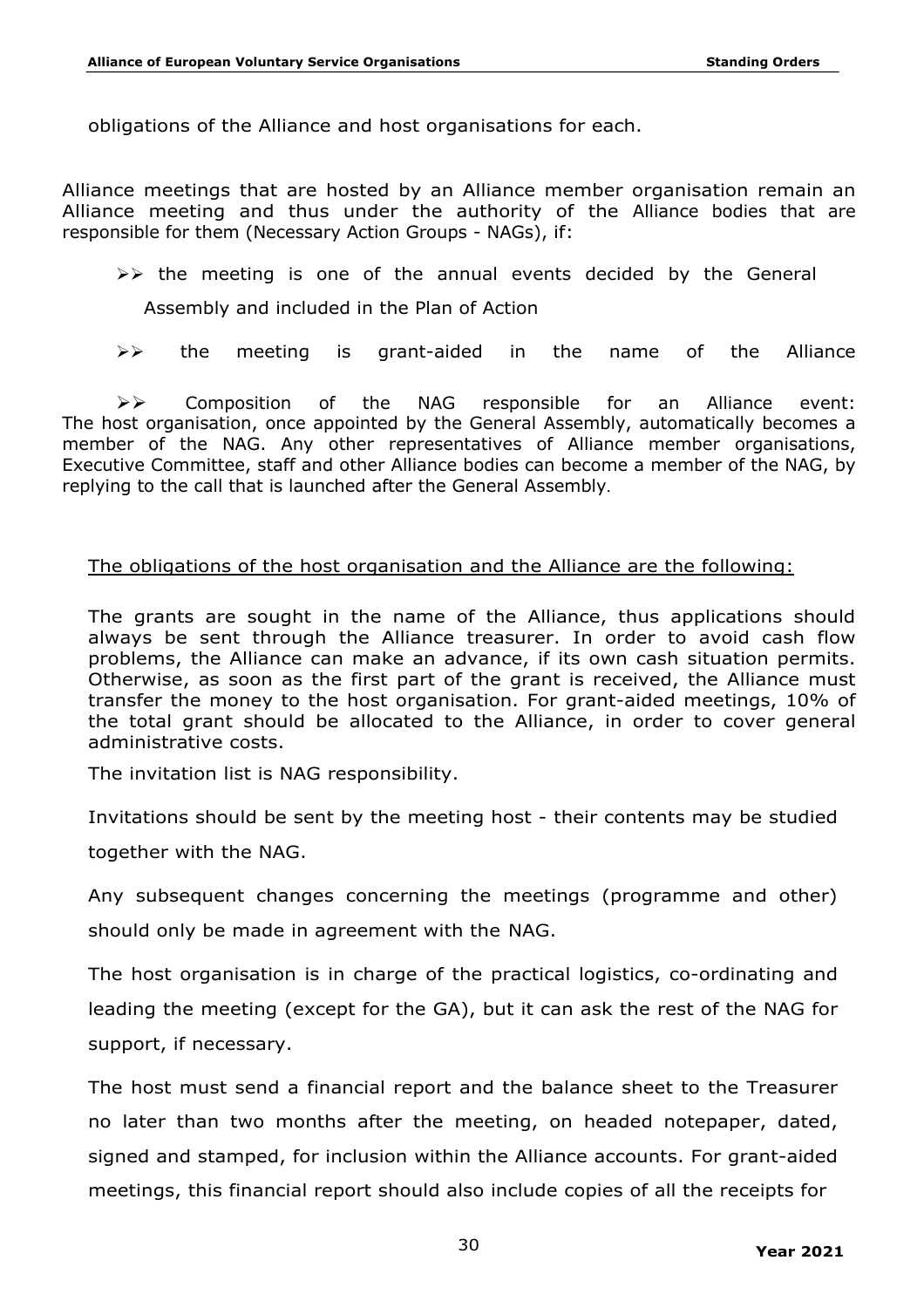obligations of the Alliance and host organisations for each.

Alliance meetings that are hosted by an Alliance member organisation remain an Alliance meeting and thus under the authority of the Alliance bodies that are responsible for them (Necessary Action Groups - NAGs), if:

- the meeting is one of the annual events decided by the General Assembly and included in the Plan of Action
- the meeting is grant-aided in the name of the Alliance
- Composition of the NAG responsible for an Alliance event: The host organisation, once appointed by the General Assembly, automatically becomes a member of the NAG. Any other representatives of Alliance member organisations, Executive Committee, staff and other Alliance bodies can become a member of the NAG, by replying to the call that is launched after the General Assembly.

<u>The obligations of the host organisation and the Alliance are the following:</u>

The grants are sought in the name of the Alliance, thus applications should always be sent through the Alliance treasurer. In order to avoid cash flow problems, the Alliance can make an advance, if its own cash situation permits. Otherwise, as soon as the first part of the grant is received, the Alliance must transfer the money to the host organisation. For grant-aided meetings, 10% of the total grant should be allocated to the Alliance, in order to cover general administrative costs.

The invitation list is NAG responsibility.

Invitations should be sent by the meeting host - their contents may be studied together with the NAG.

Any subsequent changes concerning the meetings (programme and other) should only be made in agreement with the NAG.

The host organisation is in charge of the practical logistics, co-ordinating and leading the meeting (except for the GA), but it can ask the rest of the NAG for support, if necessary.

The host must send a financial report and the balance sheet to the Treasurer no later than two months after the meeting, on headed notepaper, dated, signed and stamped, for inclusion within the Alliance accounts. For grant-aided meetings, this financial report should also include copies of all the receipts for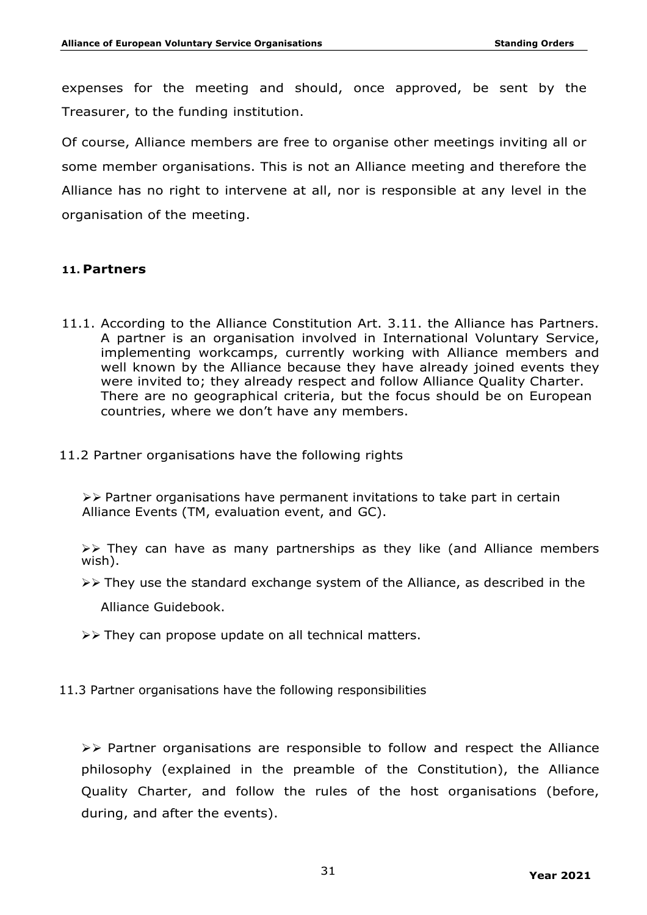expenses for the meeting and should, once approved, be sent by the Treasurer, to the funding institution.

Of course, Alliance members are free to organise other meetings inviting all or some member organisations. This is not an Alliance meeting and therefore the Alliance has no right to intervene at all, nor is responsible at any level in the organisation of the meeting.

## 11. Partners

11.1. According to the Alliance Constitution Art. 3.11. the Alliance has Partners. A partner is an organisation involved in International Voluntary Service, implementing workcamps, currently working with Alliance members and well known by the Alliance because they have already joined events they were invited to; they already respect and follow Alliance Quality Charter. There are no geographical criteria, but the focus should be on European countries, where we don't have any members.

11.2 Partner organisations have the following rights

- Partner organisations have permanent invitations to take part in certain Alliance Events (TM, evaluation event, and GC).
- They can have as many partnerships as they like (and Alliance members wish).
- They use the standard exchange system of the Alliance, as described in the Alliance Guidebook.
- They can propose update on all technical matters.

11.3 Partner organisations have the following responsibilities

- Partner organisations are responsible to follow and respect the Alliance philosophy (explained in the preamble of the Constitution), the Alliance Quality Charter, and follow the rules of the host organisations (before, during, and after the events).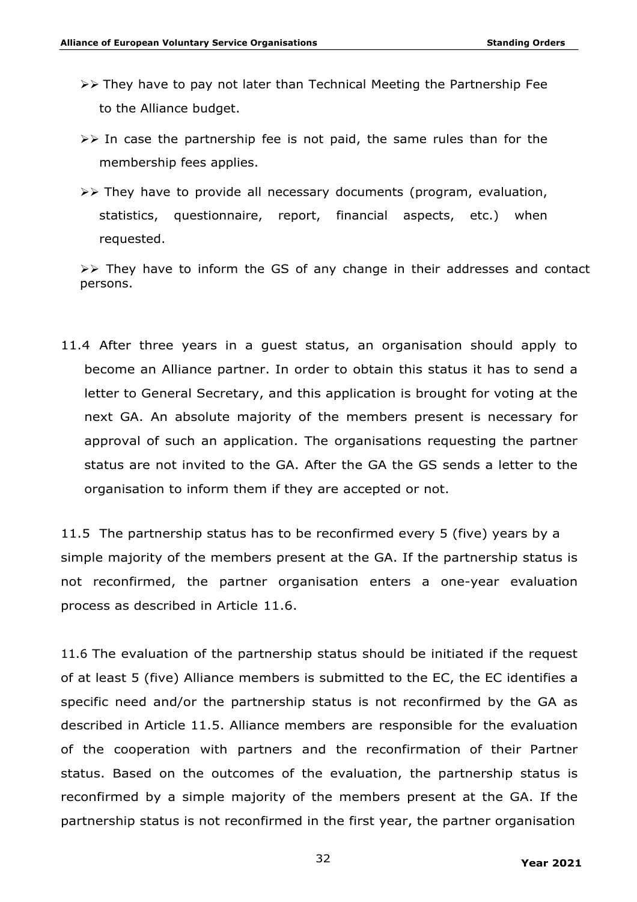- ➢➢ They have to pay not later than Technical Meeting the Partnership Fee to the Alliance budget.
- ➢➢ In case the partnership fee is not paid, the same rules than for the membership fees applies.
- ➢➢ They have to provide all necessary documents (program, evaluation, statistics, questionnaire, report, financial aspects, etc.) when requested.
- ➢➢ They have to inform the GS of any change in their addresses and contact persons.

11.4 After three years in a guest status, an organisation should apply to become an Alliance partner. In order to obtain this status it has to send a letter to General Secretary, and this application is brought for voting at the next GA. An absolute majority of the members present is necessary for approval of such an application. The organisations requesting the partner status are not invited to the GA. After the GA the GS sends a letter to the organisation to inform them if they are accepted or not.

11.5 The partnership status has to be reconfirmed every 5 (five) years by a simple majority of the members present at the GA. If the partnership status is not reconfirmed, the partner organisation enters a one-year evaluation process as described in Article 11.6.

11.6 The evaluation of the partnership status should be initiated if the request of at least 5 (five) Alliance members is submitted to the EC, the EC identifies a specific need and/or the partnership status is not reconfirmed by the GA as described in Article 11.5. Alliance members are responsible for the evaluation of the cooperation with partners and the reconfirmation of their Partner status. Based on the outcomes of the evaluation, the partnership status is reconfirmed by a simple majority of the members present at the GA. If the partnership status is not reconfirmed in the first year, the partner organisation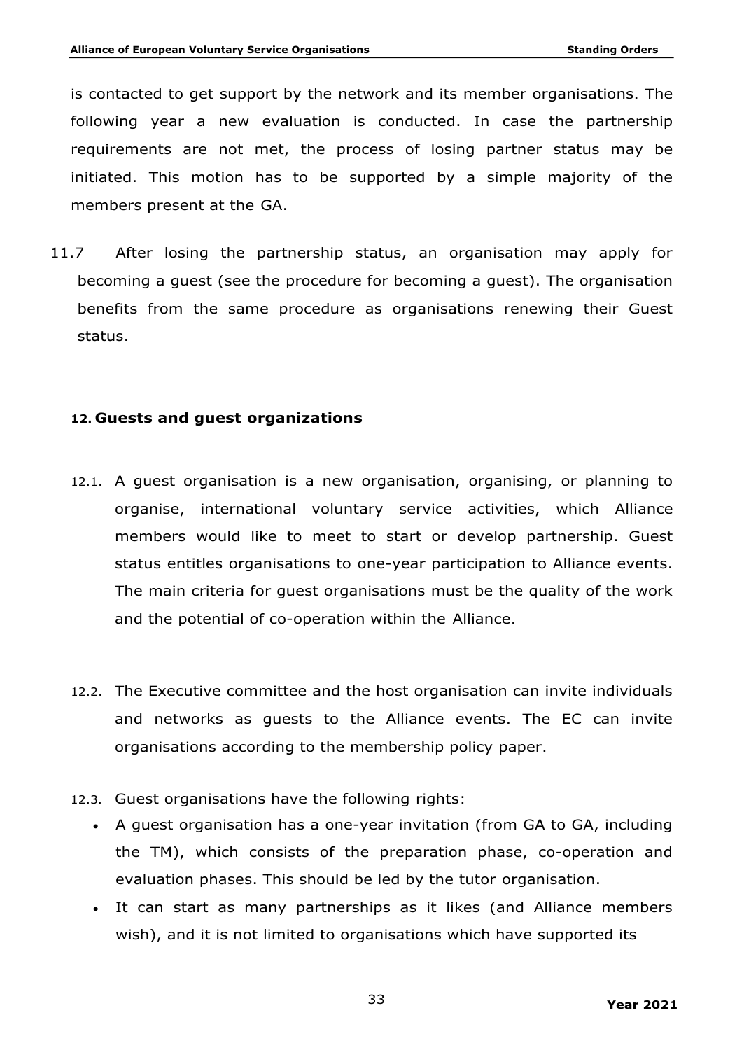is contacted to get support by the network and its member organisations. The following year a new evaluation is conducted. In case the partnership requirements are not met, the process of losing partner status may be initiated. This motion has to be supported by a simple majority of the members present at the GA.

11.7 After losing the partnership status, an organisation may apply for becoming a guest (see the procedure for becoming a guest). The organisation benefits from the same procedure as organisations renewing their Guest status.

## 12. Guests and guest organizations

12.1. A guest organisation is a new organisation, organising, or planning to organise, international voluntary service activities, which Alliance members would like to meet to start or develop partnership. Guest status entitles organisations to one-year participation to Alliance events. The main criteria for guest organisations must be the quality of the work and the potential of co-operation within the Alliance.

12.2. The Executive committee and the host organisation can invite individuals and networks as guests to the Alliance events. The EC can invite organisations according to the membership policy paper.

12.3. Guest organisations have the following rights:

- A guest organisation has a one-year invitation (from GA to GA, including the TM), which consists of the preparation phase, co-operation and evaluation phases. This should be led by the tutor organisation.
- It can start as many partnerships as it likes (and Alliance members wish), and it is not limited to organisations which have supported its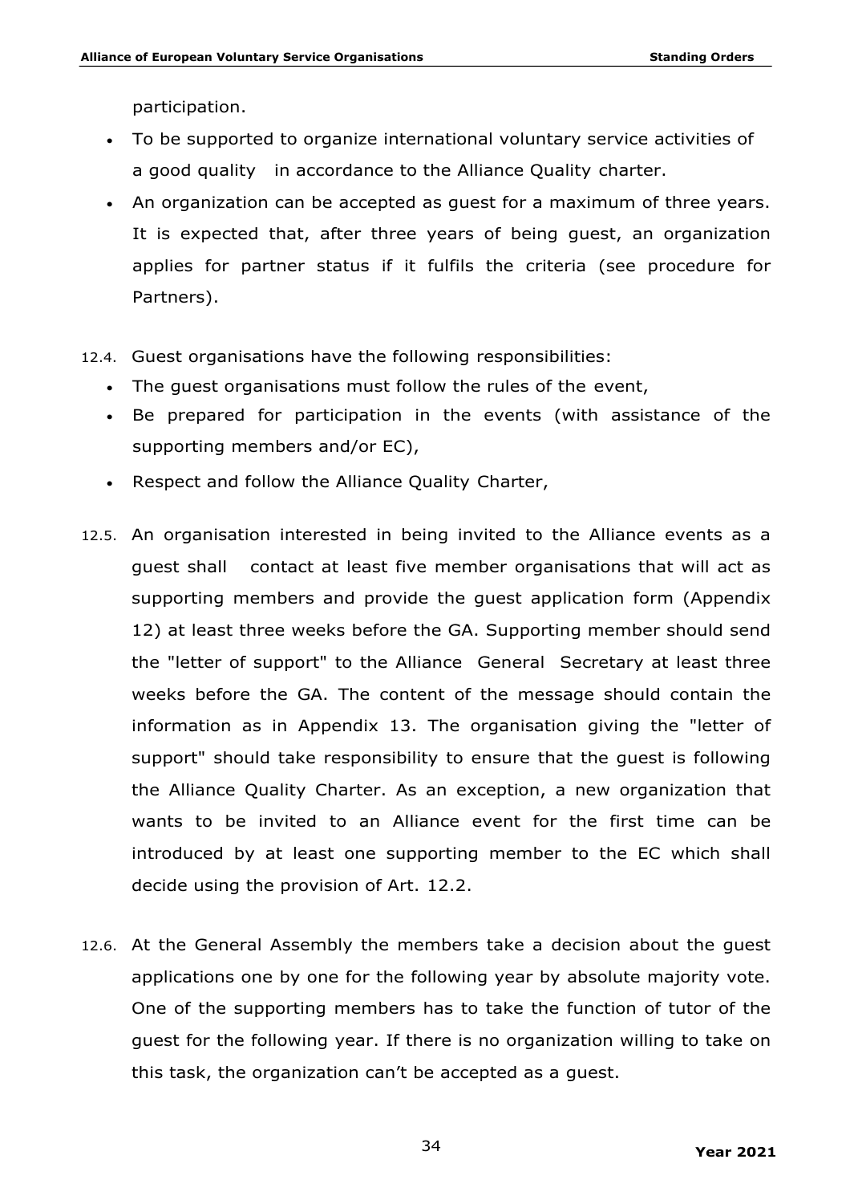participation.

- To be supported to organize international voluntary service activities of a good quality in accordance to the Alliance Quality charter.
- An organization can be accepted as guest for a maximum of three years. It is expected that, after three years of being guest, an organization applies for partner status if it fulfils the criteria (see procedure for Partners).

12.4. Guest organisations have the following responsibilities:

- The guest organisations must follow the rules of the event,
- Be prepared for participation in the events (with assistance of the supporting members and/or EC),
- Respect and follow the Alliance Quality Charter,

12.5. An organisation interested in being invited to the Alliance events as a guest shall contact at least five member organisations that will act as supporting members and provide the guest application form (Appendix 12) at least three weeks before the GA. Supporting member should send the "letter of support" to the Alliance General Secretary at least three weeks before the GA. The content of the message should contain the information as in Appendix 13. The organisation giving the "letter of support" should take responsibility to ensure that the guest is following the Alliance Quality Charter. As an exception, a new organization that wants to be invited to an Alliance event for the first time can be introduced by at least one supporting member to the EC which shall decide using the provision of Art. 12.2.

12.6. At the General Assembly the members take a decision about the guest applications one by one for the following year by absolute majority vote. One of the supporting members has to take the function of tutor of the guest for the following year. If there is no organization willing to take on this task, the organization can't be accepted as a guest.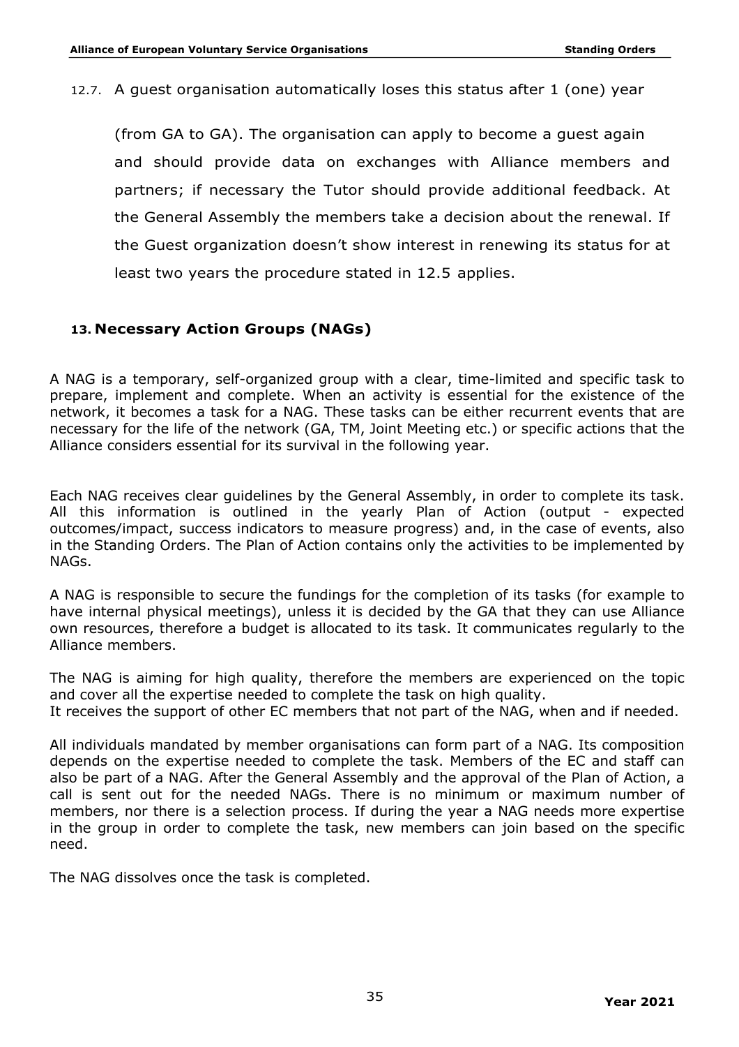12.7. A guest organisation automatically loses this status after 1 (one) year (from GA to GA). The organisation can apply to become a guest again and should provide data on exchanges with Alliance members and partners; if necessary the Tutor should provide additional feedback. At the General Assembly the members take a decision about the renewal. If the Guest organization doesn't show interest in renewing its status for at least two years the procedure stated in 12.5 applies.

## 13. Necessary Action Groups (NAGs)

A NAG is a temporary, self-organized group with a clear, time-limited and specific task to prepare, implement and complete. When an activity is essential for the existence of the network, it becomes a task for a NAG. These tasks can be either recurrent events that are necessary for the life of the network (GA, TM, Joint Meeting etc.) or specific actions that the Alliance considers essential for its survival in the following year.

Each NAG receives clear guidelines by the General Assembly, in order to complete its task. All this information is outlined in the yearly Plan of Action (output - expected outcomes/impact, success indicators to measure progress) and, in the case of events, also in the Standing Orders. The Plan of Action contains only the activities to be implemented by NAGs.

A NAG is responsible to secure the fundings for the completion of its tasks (for example to have internal physical meetings), unless it is decided by the GA that they can use Alliance own resources, therefore a budget is allocated to its task. It communicates regularly to the Alliance members.

The NAG is aiming for high quality, therefore the members are experienced on the topic and cover all the expertise needed to complete the task on high quality.
It receives the support of other EC members that not part of the NAG, when and if needed.

All individuals mandated by member organisations can form part of a NAG. Its composition depends on the expertise needed to complete the task. Members of the EC and staff can also be part of a NAG. After the General Assembly and the approval of the Plan of Action, a call is sent out for the needed NAGs. There is no minimum or maximum number of members, nor there is a selection process. If during the year a NAG needs more expertise in the group in order to complete the task, new members can join based on the specific need.

The NAG dissolves once the task is completed.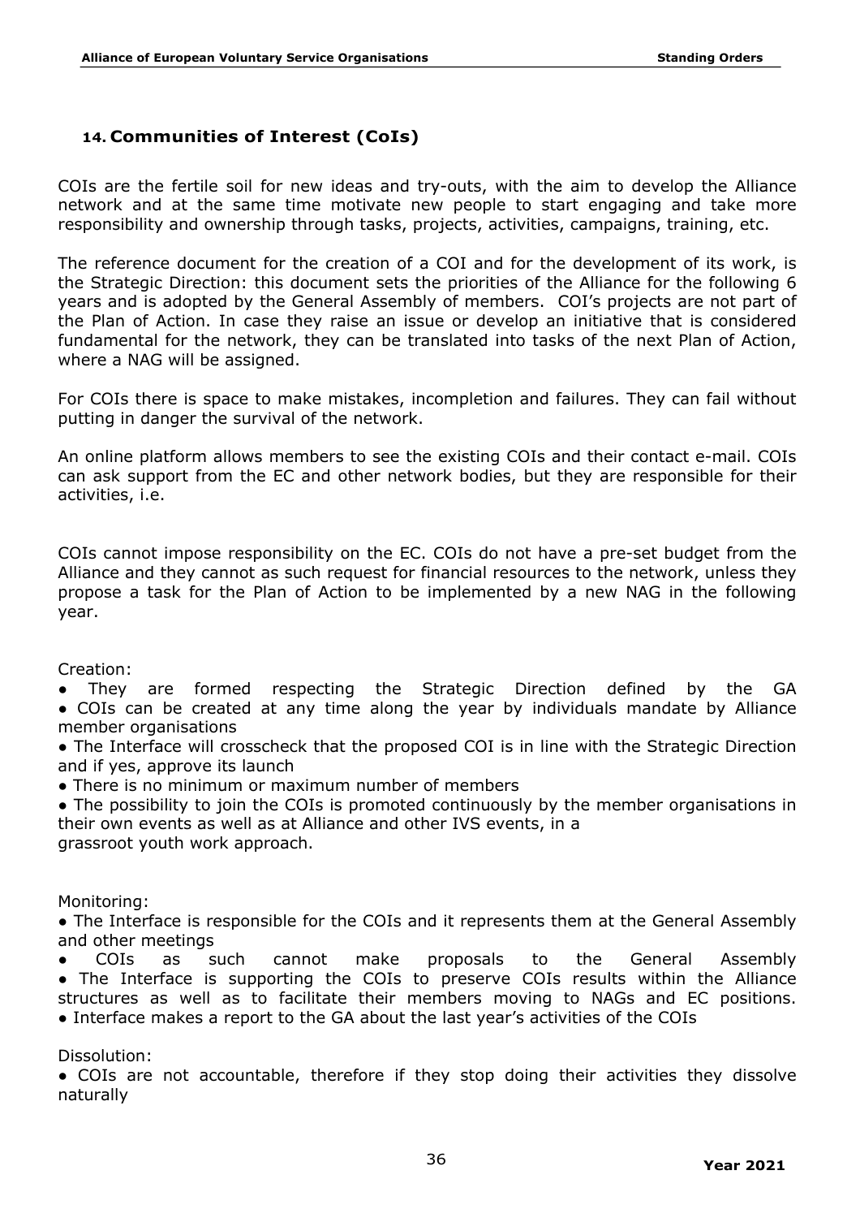## 14. Communities of Interest (CoIs)

COIs are the fertile soil for new ideas and try-outs, with the aim to develop the Alliance network and at the same time motivate new people to start engaging and take more responsibility and ownership through tasks, projects, activities, campaigns, training, etc.

The reference document for the creation of a COI and for the development of its work, is the Strategic Direction: this document sets the priorities of the Alliance for the following 6 years and is adopted by the General Assembly of members. COI's projects are not part of the Plan of Action. In case they raise an issue or develop an initiative that is considered fundamental for the network, they can be translated into tasks of the next Plan of Action, where a NAG will be assigned.

For COIs there is space to make mistakes, incompletion and failures. They can fail without putting in danger the survival of the network.

An online platform allows members to see the existing COIs and their contact e-mail. COIs can ask support from the EC and other network bodies, but they are responsible for their activities, i.e.

COIs cannot impose responsibility on the EC. COIs do not have a pre-set budget from the Alliance and they cannot as such request for financial resources to the network, unless they propose a task for the Plan of Action to be implemented by a new NAG in the following year.

Creation:

- They are formed respecting the Strategic Direction defined by the GA
- COIs can be created at any time along the year by individuals mandate by Alliance member organisations
- The Interface will crosscheck that the proposed COI is in line with the Strategic Direction and if yes, approve its launch
- There is no minimum or maximum number of members
- The possibility to join the COIs is promoted continuously by the member organisations in their own events as well as at Alliance and other IVS events, in a grassroot youth work approach.

Monitoring:

- The Interface is responsible for the COIs and it represents them at the General Assembly and other meetings
- COIs as such cannot make proposals to the General Assembly
- The Interface is supporting the COIs to preserve COIs results within the Alliance structures as well as to facilitate their members moving to NAGs and EC positions.
- Interface makes a report to the GA about the last year's activities of the COIs

Dissolution:

- COIs are not accountable, therefore if they stop doing their activities they dissolve naturally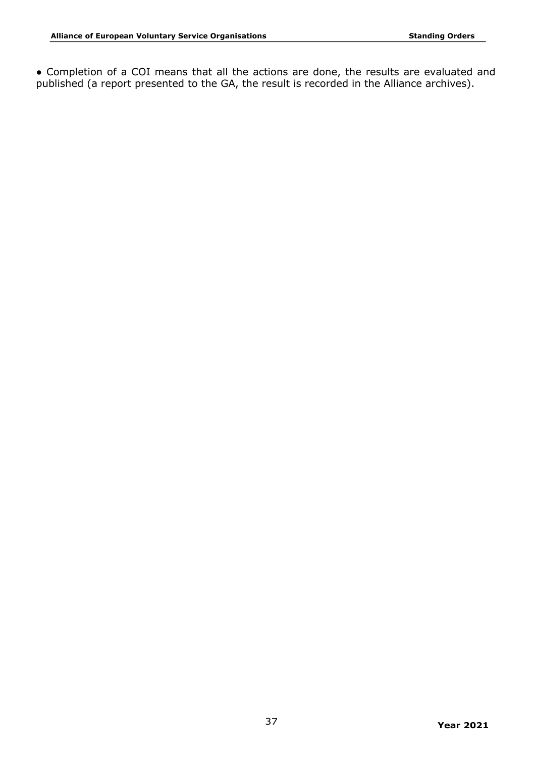- Completion of a COI means that all the actions are done, the results are evaluated and published (a report presented to the GA, the result is recorded in the Alliance archives).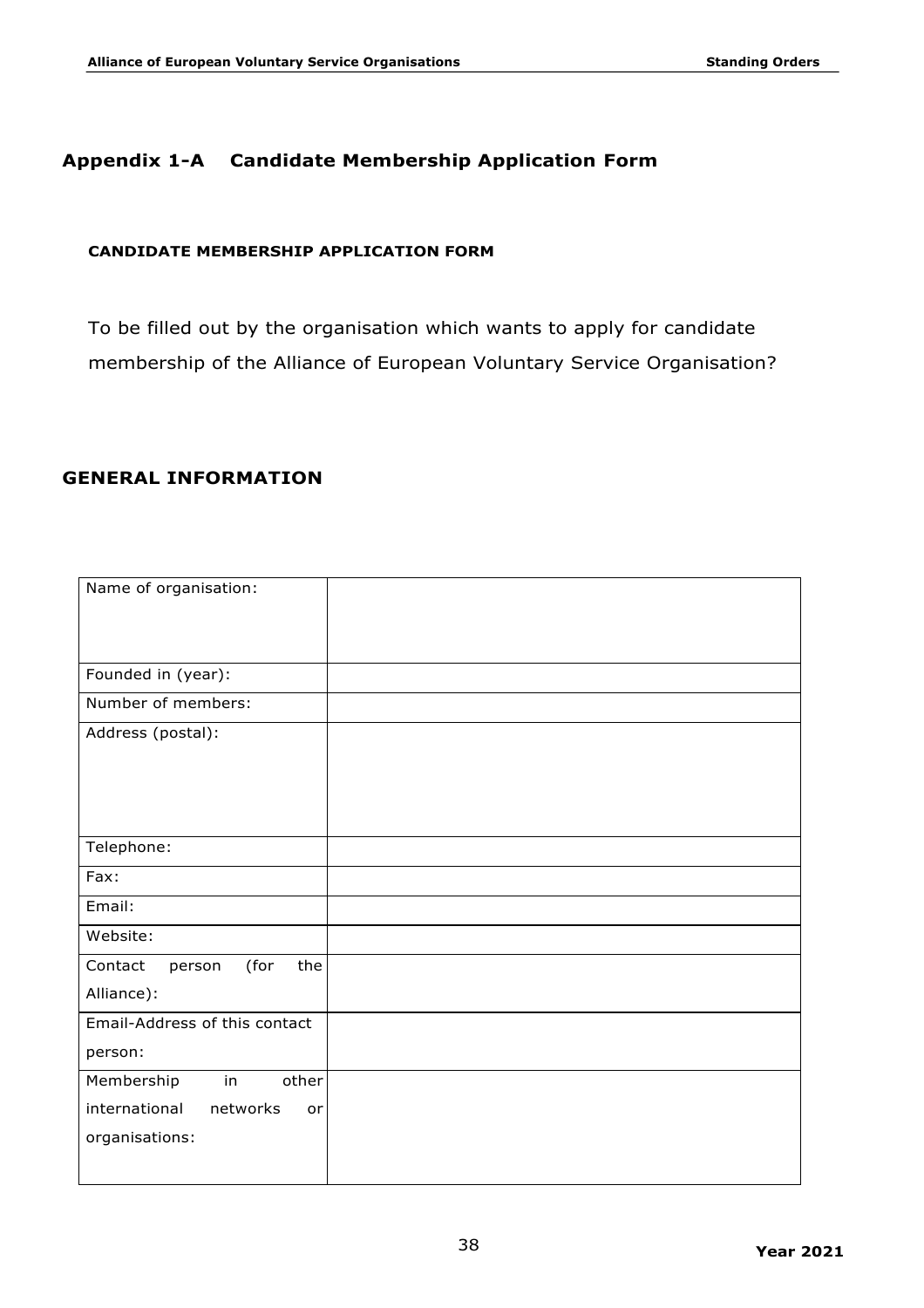## Appendix 1-A Candidate Membership Application Form

**CANDIDATE MEMBERSHIP APPLICATION FORM**

To be filled out by the organisation which wants to apply for candidate membership of the Alliance of European Voluntary Service Organisation?

## GENERAL INFORMATION

| | |
|---|---|
| Name of organisation: | |
| Founded in (year): | |
| Number of members: | |
| Address (postal): | |
| Telephone: | |
| Fax: | |
| Email: | |
| Website: | |
| Contact person (for the Alliance): | |
| Email-Address of this contact person: | |
| Membership in other international networks or organisations: | |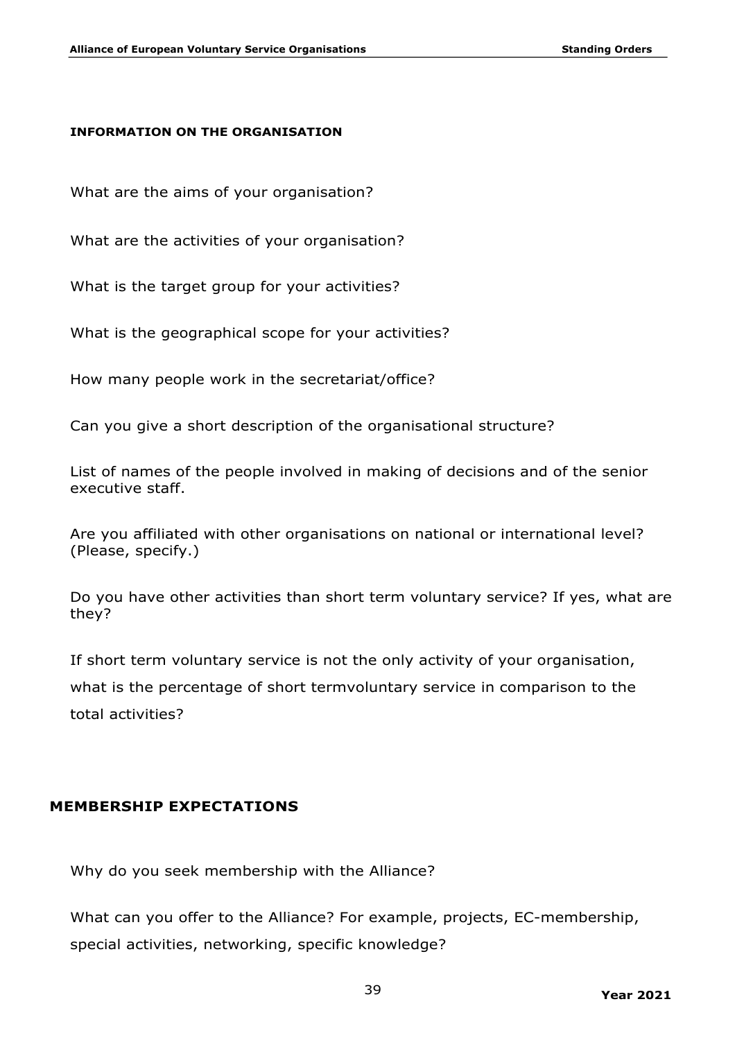#### INFORMATION ON THE ORGANISATION

What are the aims of your organisation?

What are the activities of your organisation?

What is the target group for your activities?

What is the geographical scope for your activities?

How many people work in the secretariat/office?

Can you give a short description of the organisational structure?

List of names of the people involved in making of decisions and of the senior executive staff.

Are you affiliated with other organisations on national or international level? (Please, specify.)

Do you have other activities than short term voluntary service? If yes, what are they?

If short term voluntary service is not the only activity of your organisation, what is the percentage of short termvoluntary service in comparison to the total activities?

### MEMBERSHIP EXPECTATIONS

Why do you seek membership with the Alliance?

What can you offer to the Alliance? For example, projects, EC-membership, special activities, networking, specific knowledge?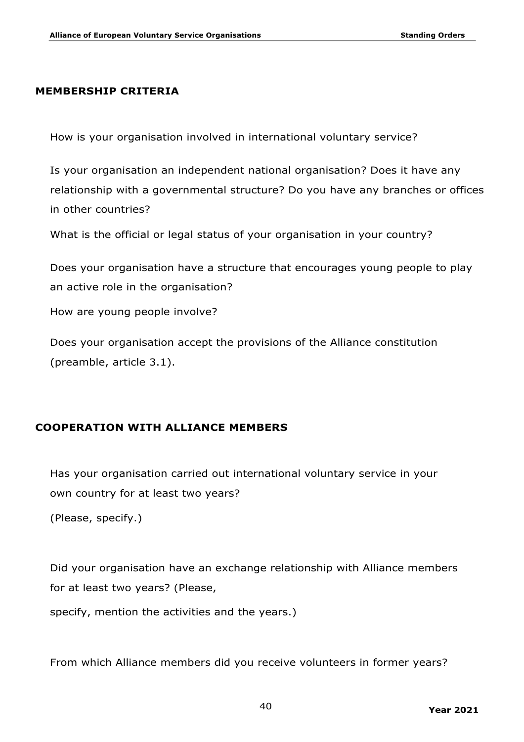## MEMBERSHIP CRITERIA

How is your organisation involved in international voluntary service?

Is your organisation an independent national organisation? Does it have any relationship with a governmental structure? Do you have any branches or offices in other countries?

What is the official or legal status of your organisation in your country?

Does your organisation have a structure that encourages young people to play an active role in the organisation?

How are young people involve?

Does your organisation accept the provisions of the Alliance constitution (preamble, article 3.1).

## COOPERATION WITH ALLIANCE MEMBERS

Has your organisation carried out international voluntary service in your own country for at least two years?

(Please, specify.)

Did your organisation have an exchange relationship with Alliance members for at least two years? (Please,

specify, mention the activities and the years.)

From which Alliance members did you receive volunteers in former years?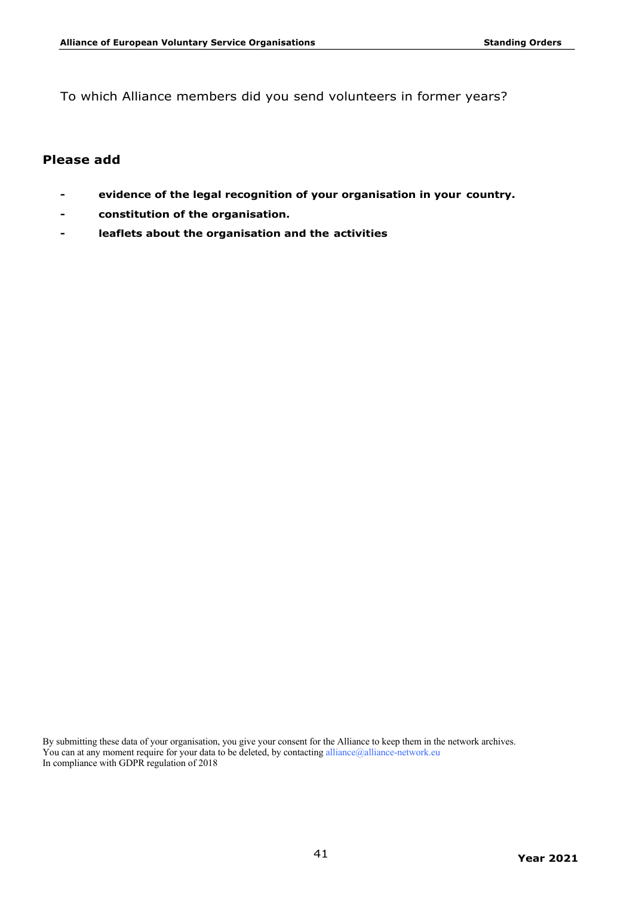To which Alliance members did you send volunteers in former years?

## Please add

- **evidence of the legal recognition of your organisation in your country.**
- **constitution of the organisation.**
- **leaflets about the organisation and the activities**

By submitting these data of your organisation, you give your consent for the Alliance to keep them in the network archives.
You can at any moment require for your data to be deleted, by contacting alliance@alliance-network.eu
In compliance with GDPR regulation of 2018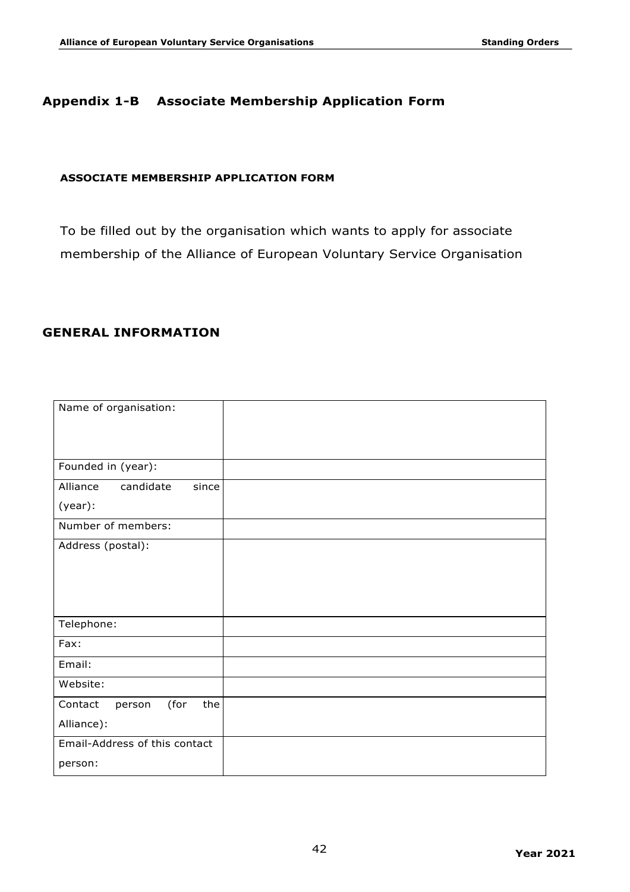## Appendix 1-B Associate Membership Application Form

**ASSOCIATE MEMBERSHIP APPLICATION FORM**

To be filled out by the organisation which wants to apply for associate membership of the Alliance of European Voluntary Service Organisation

## GENERAL INFORMATION

| Name of organisation: | |
|---|---|
| Founded in (year): | |
| Alliance candidate since (year): | |
| Number of members: | |
| Address (postal): | |
| Telephone: | |
| Fax: | |
| Email: | |
| Website: | |
| Contact person (for the Alliance): | |
| Email-Address of this contact person: | |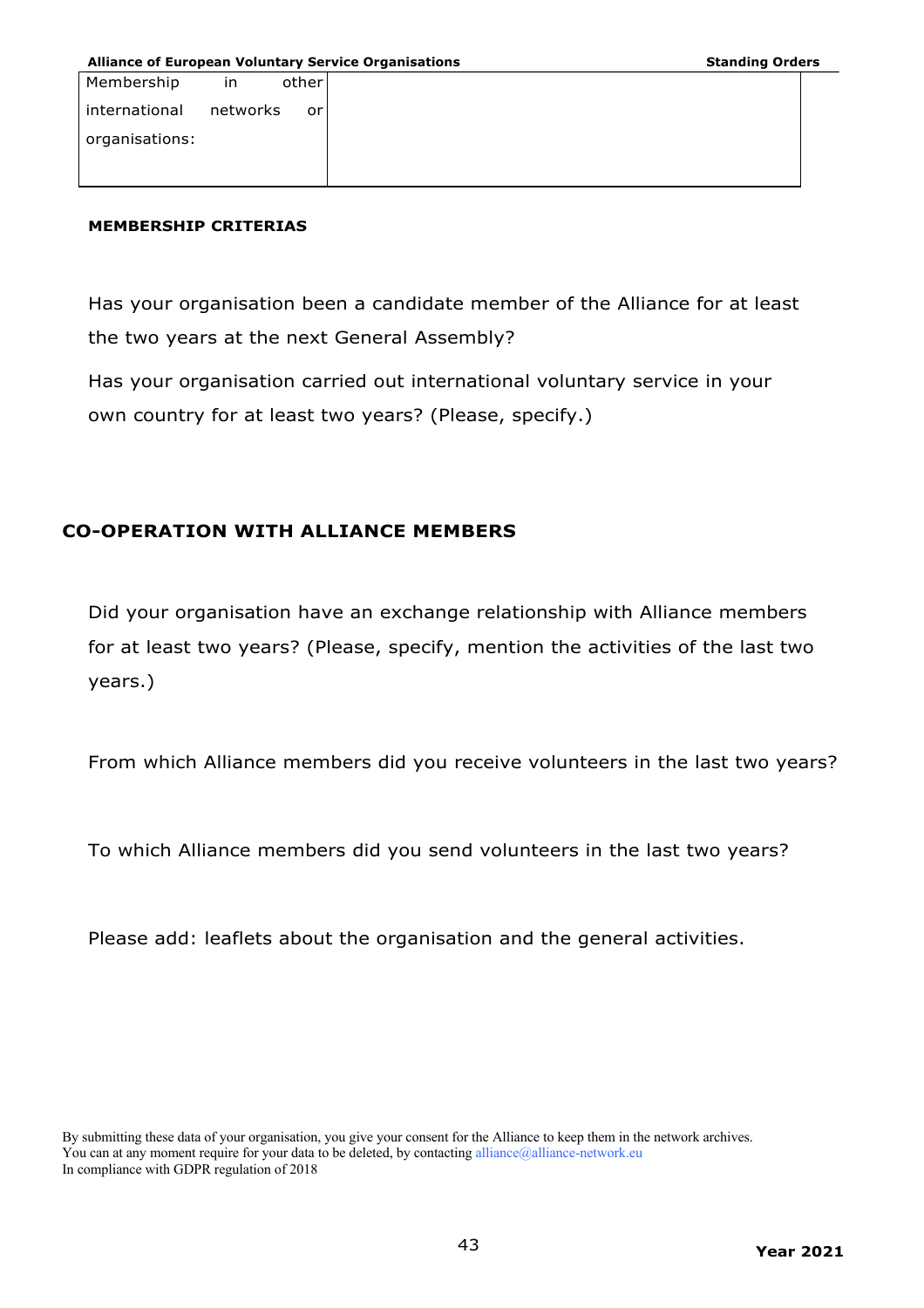| Membership in other international networks or organisations: | |
| --- | --- |

**MEMBERSHIP CRITERIAS**

Has your organisation been a candidate member of the Alliance for at least the two years at the next General Assembly?

Has your organisation carried out international voluntary service in your own country for at least two years? (Please, specify.)

## CO-OPERATION WITH ALLIANCE MEMBERS

Did your organisation have an exchange relationship with Alliance members for at least two years? (Please, specify, mention the activities of the last two years.)

From which Alliance members did you receive volunteers in the last two years?

To which Alliance members did you send volunteers in the last two years?

Please add: leaflets about the organisation and the general activities.

By submitting these data of your organisation, you give your consent for the Alliance to keep them in the network archives.
You can at any moment require for your data to be deleted, by contacting alliance@alliance-network.eu
In compliance with GDPR regulation of 2018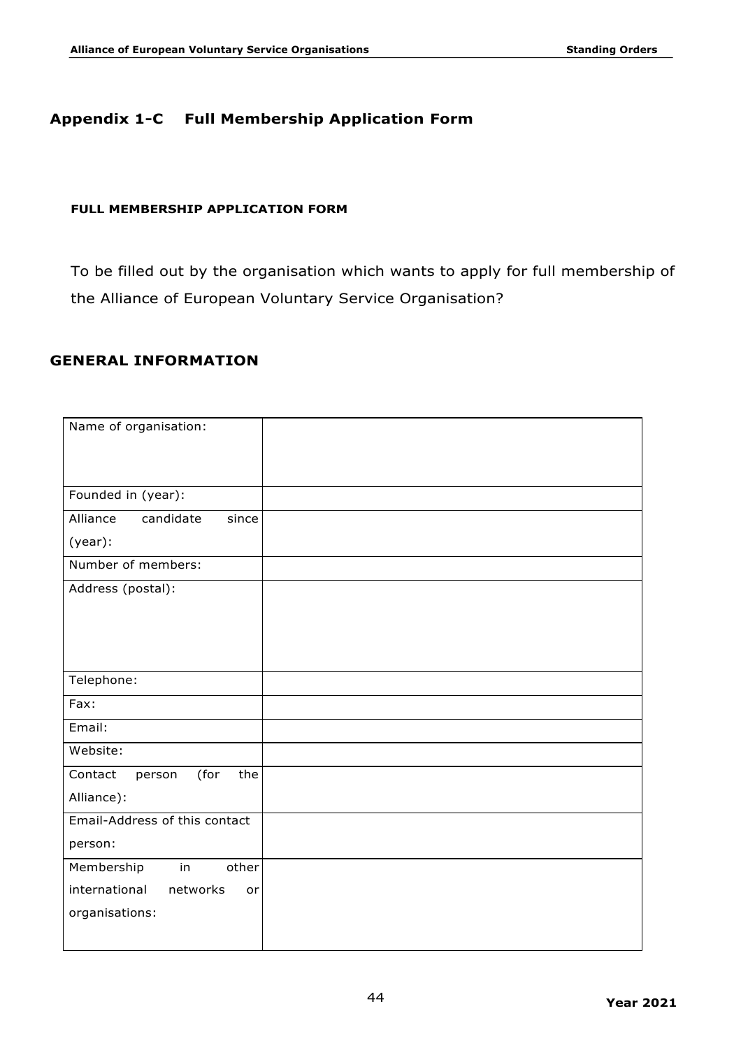## Appendix 1-C Full Membership Application Form

**FULL MEMBERSHIP APPLICATION FORM**

To be filled out by the organisation which wants to apply for full membership of the Alliance of European Voluntary Service Organisation?

## GENERAL INFORMATION

| | |
|---|---|
| Name of organisation: | |
| Founded in (year): | |
| Alliance candidate since (year): | |
| Number of members: | |
| Address (postal): | |
| Telephone: | |
| Fax: | |
| Email: | |
| Website: | |
| Contact person (for the Alliance): | |
| Email-Address of this contact person: | |
| Membership in other international networks or organisations: | |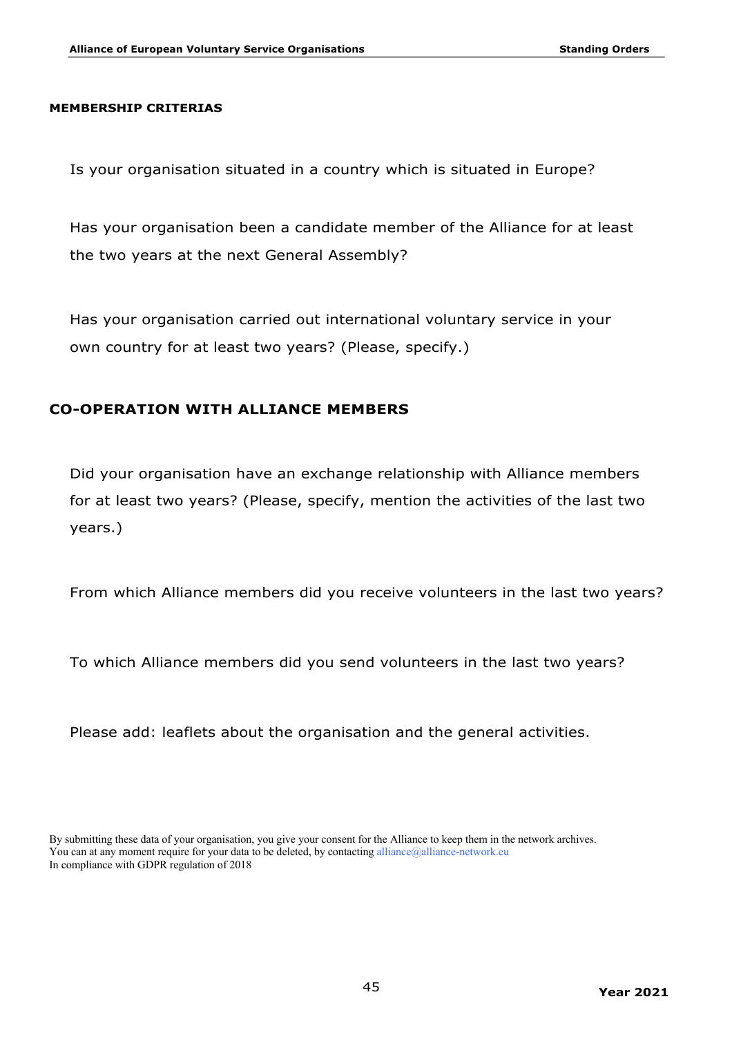**MEMBERSHIP CRITERIAS**

Is your organisation situated in a country which is situated in Europe?

Has your organisation been a candidate member of the Alliance for at least the two years at the next General Assembly?

Has your organisation carried out international voluntary service in your own country for at least two years? (Please, specify.)

## CO-OPERATION WITH ALLIANCE MEMBERS

Did your organisation have an exchange relationship with Alliance members for at least two years? (Please, specify, mention the activities of the last two years.)

From which Alliance members did you receive volunteers in the last two years?

To which Alliance members did you send volunteers in the last two years?

Please add: leaflets about the organisation and the general activities.

By submitting these data of your organisation, you give your consent for the Alliance to keep them in the network archives.
You can at any moment require for your data to be deleted, by contacting alliance@alliance-network.eu
In compliance with GDPR regulation of 2018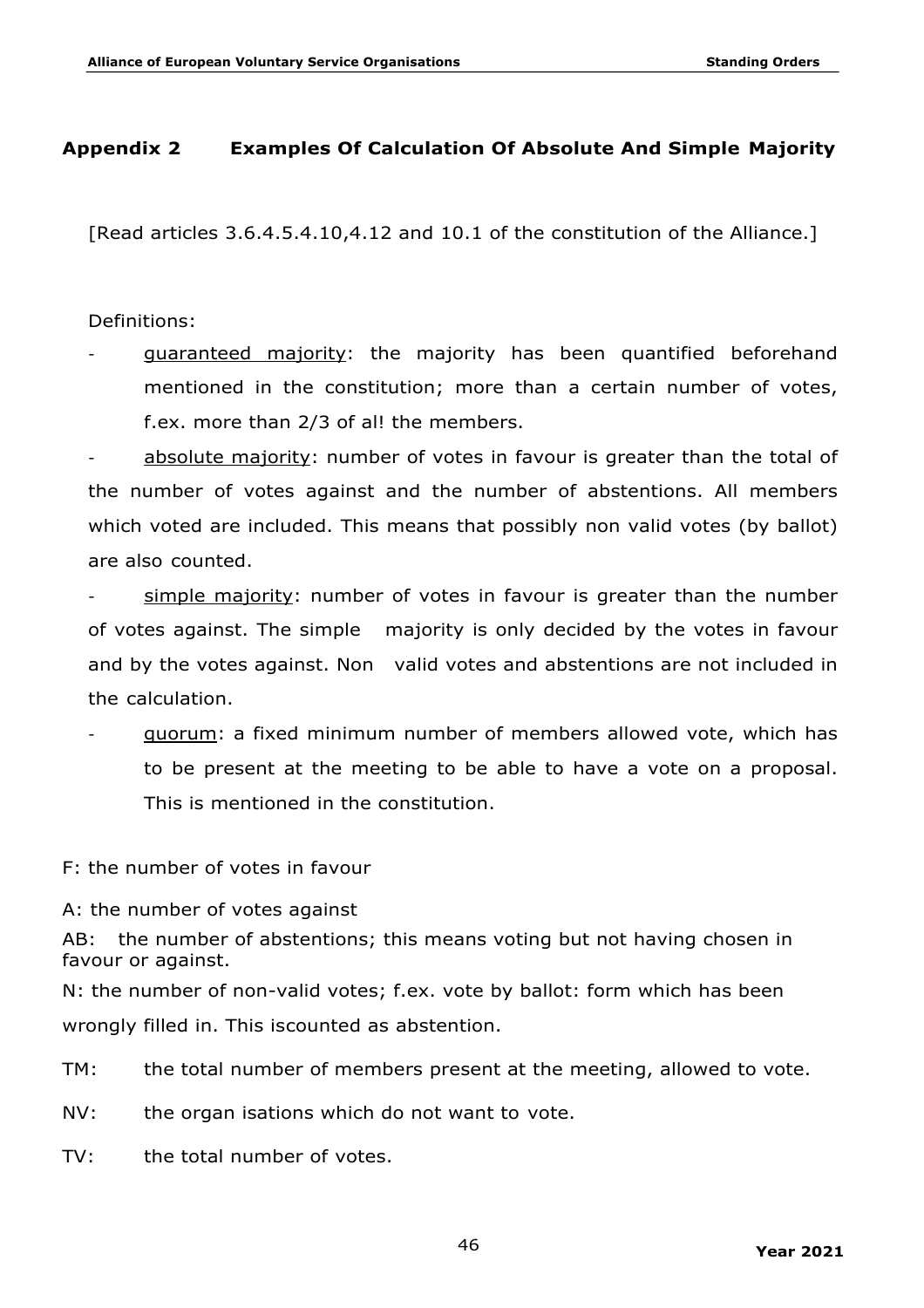## Appendix 2 Examples Of Calculation Of Absolute And Simple Majority

[Read articles 3.6.4.5.4.10,4.12 and 10.1 of the constitution of the Alliance.]

Definitions:

- guaranteed majority: the majority has been quantified beforehand mentioned in the constitution; more than a certain number of votes, f.ex. more than 2/3 of al! the members.
- absolute majority: number of votes in favour is greater than the total of the number of votes against and the number of abstentions. All members which voted are included. This means that possibly non valid votes (by ballot) are also counted.
- simple majority: number of votes in favour is greater than the number of votes against. The simple majority is only decided by the votes in favour and by the votes against. Non valid votes and abstentions are not included in the calculation.
- quorum: a fixed minimum number of members allowed vote, which has to be present at the meeting to be able to have a vote on a proposal. This is mentioned in the constitution.

F: the number of votes in favour

A: the number of votes against

AB: the number of abstentions; this means voting but not having chosen in favour or against.

N: the number of non-valid votes; f.ex. vote by ballot: form which has been wrongly filled in. This iscounted as abstention.

TM: the total number of members present at the meeting, allowed to vote.

NV: the organ isations which do not want to vote.

TV: the total number of votes.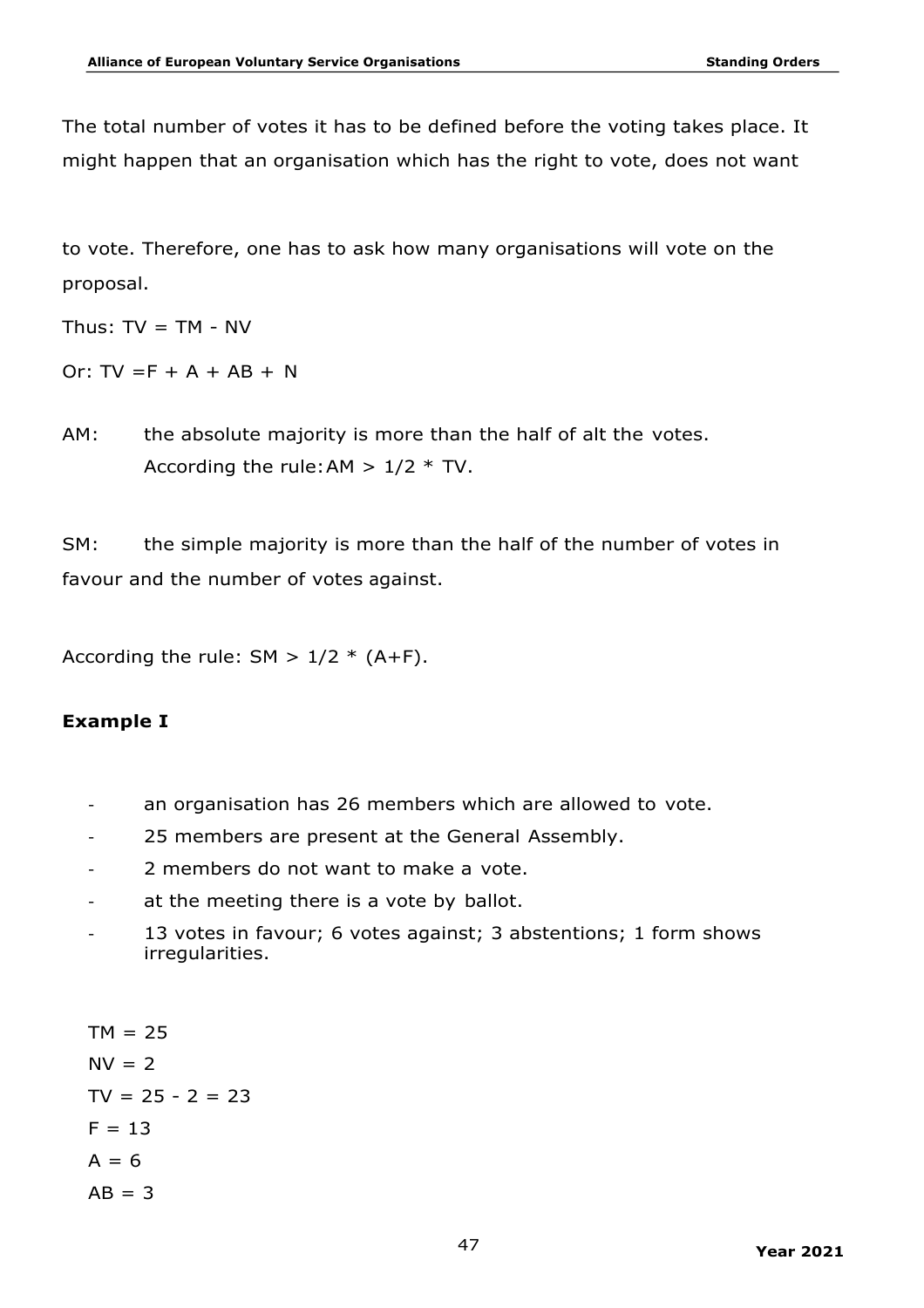The total number of votes it has to be defined before the voting takes place. It might happen that an organisation which has the right to vote, does not want

to vote. Therefore, one has to ask how many organisations will vote on the proposal.

Thus: $TV = TM - NV$

Or: $TV = F + A + AB + N$

AM: the absolute majority is more than the half of alt the votes. According the rule: $AM > 1/2 * TV$.

SM: the simple majority is more than the half of the number of votes in favour and the number of votes against.

According the rule: $SM > 1/2 * (A+F)$.

**Example I**

- an organisation has 26 members which are allowed to vote.
- 25 members are present at the General Assembly.
- 2 members do not want to make a vote.
- at the meeting there is a vote by ballot.
- 13 votes in favour; 6 votes against; 3 abstentions; 1 form shows irregularities.

$TM = 25$

$NV = 2$

$TV = 25 - 2 = 23$

$F = 13$

$A = 6$

$AB = 3$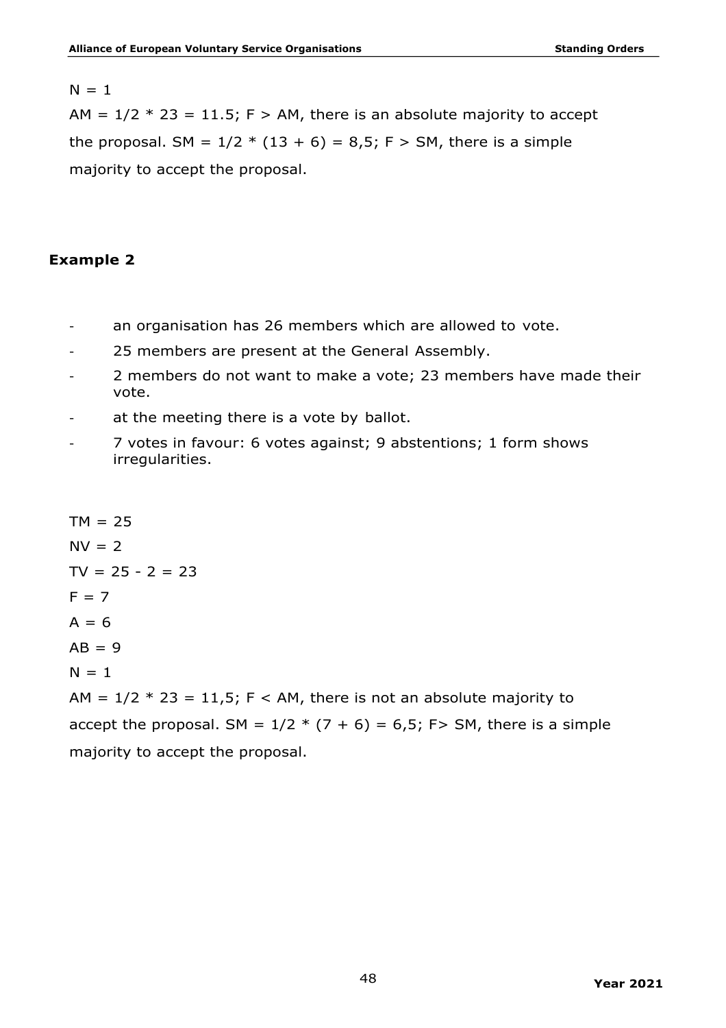$N = 1$

$AM = 1/2 * 23 = 11.5$; $F > AM$, there is an absolute majority to accept the proposal. $SM = 1/2 * (13 + 6) = 8{,}5$; $F > SM$, there is a simple majority to accept the proposal.

### Example 2

- an organisation has 26 members which are allowed to vote.
- 25 members are present at the General Assembly.
- 2 members do not want to make a vote; 23 members have made their vote.
- at the meeting there is a vote by ballot.
- 7 votes in favour: 6 votes against; 9 abstentions; 1 form shows irregularities.

$TM = 25$

$NV = 2$

$TV = 25 - 2 = 23$

$F = 7$

$A = 6$

$AB = 9$

$N = 1$

$AM = 1/2 * 23 = 11{,}5$; $F < AM$, there is not an absolute majority to accept the proposal. $SM = 1/2 * (7 + 6) = 6{,}5$; $F > SM$, there is a simple majority to accept the proposal.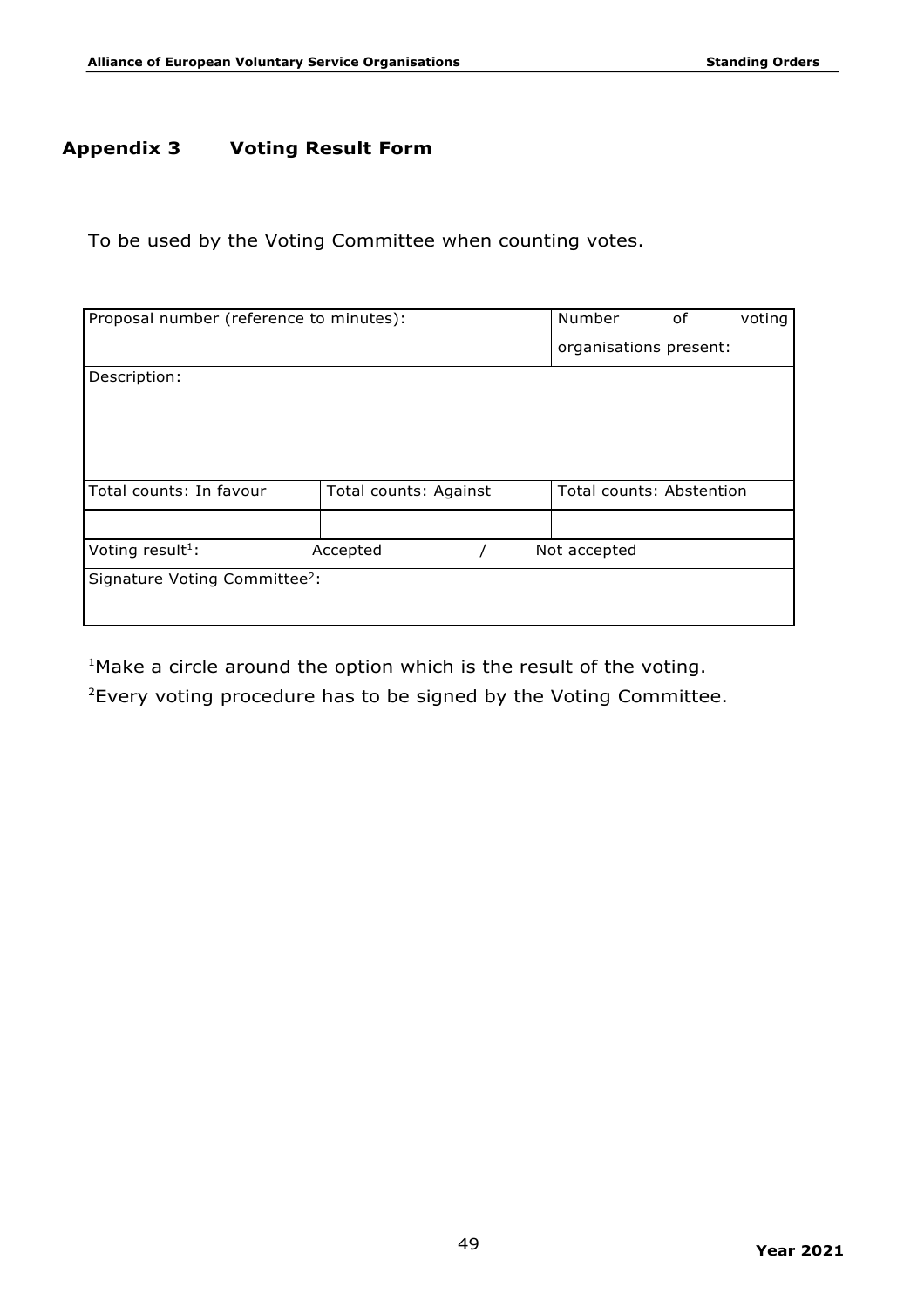## Appendix 3 Voting Result Form

To be used by the Voting Committee when counting votes.

| Proposal number (reference to minutes): | | Number of voting organisations present: |
|---|---|---|
| Description: | | |
| Total counts: In favour | Total counts: Against | Total counts: Abstention |
| | | |
| Voting result[1]: | Accepted / | Not accepted |
| Signature Voting Committee[2]: | | |

[1]Make a circle around the option which is the result of the voting.

[2]Every voting procedure has to be signed by the Voting Committee.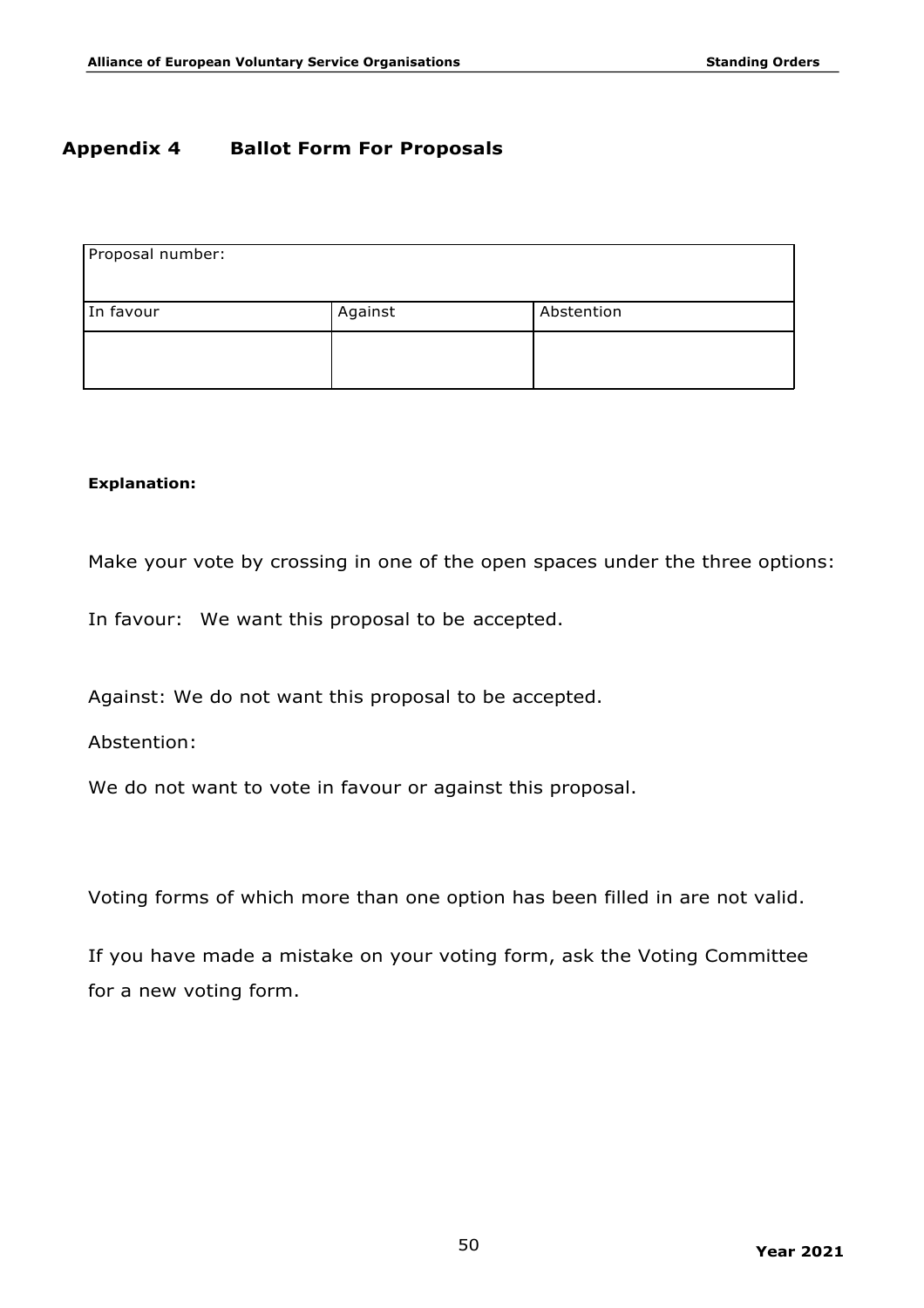## Appendix 4 Ballot Form For Proposals

| Proposal number: | | |
|---|---|---|
| In favour | Against | Abstention |
| | | |

**Explanation:**

Make your vote by crossing in one of the open spaces under the three options:

In favour: We want this proposal to be accepted.

Against: We do not want this proposal to be accepted.

Abstention:

We do not want to vote in favour or against this proposal.

Voting forms of which more than one option has been filled in are not valid.

If you have made a mistake on your voting form, ask the Voting Committee for a new voting form.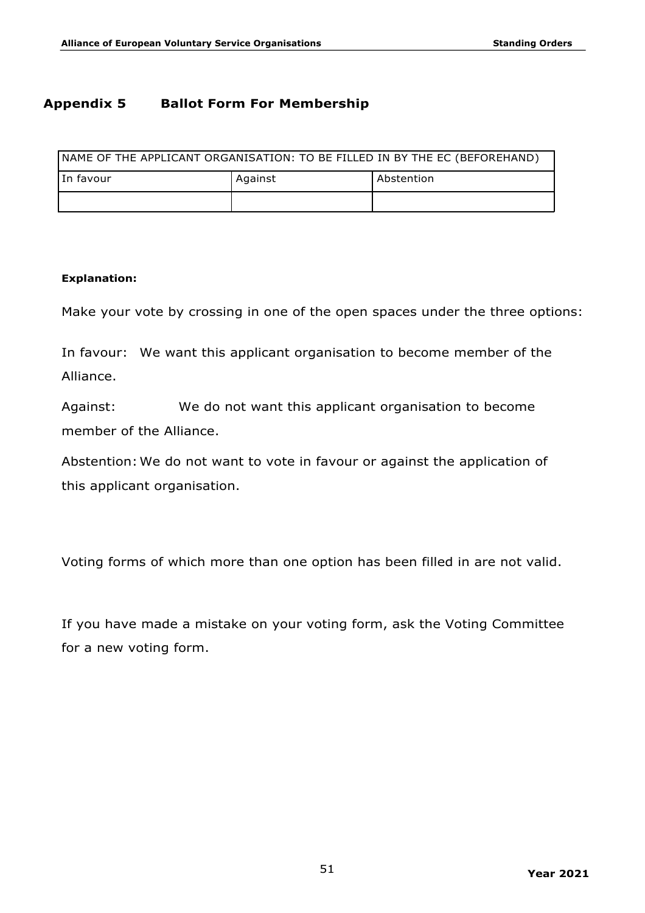## Appendix 5 Ballot Form For Membership

| NAME OF THE APPLICANT ORGANISATION: TO BE FILLED IN BY THE EC (BEFOREHAND) | | |
|---|---|---|
| In favour | Against | Abstention |
| | | |

**Explanation:**

Make your vote by crossing in one of the open spaces under the three options:

In favour: We want this applicant organisation to become member of the Alliance.

Against: We do not want this applicant organisation to become member of the Alliance.

Abstention: We do not want to vote in favour or against the application of this applicant organisation.

Voting forms of which more than one option has been filled in are not valid.

If you have made a mistake on your voting form, ask the Voting Committee for a new voting form.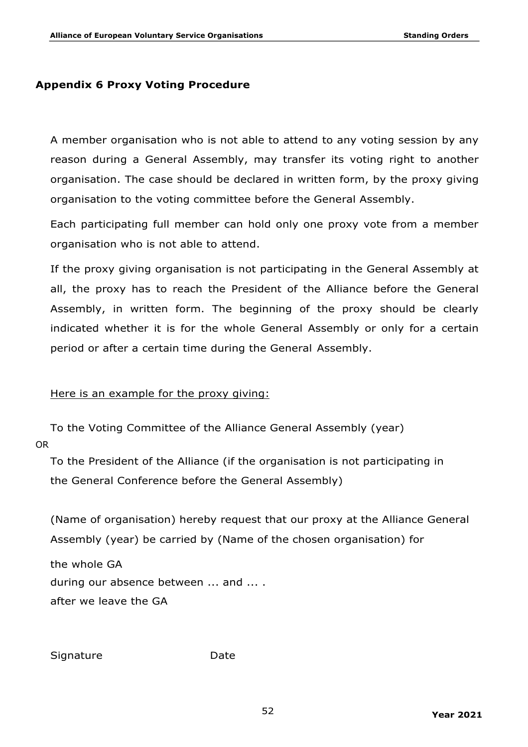## Appendix 6 Proxy Voting Procedure

A member organisation who is not able to attend to any voting session by any reason during a General Assembly, may transfer its voting right to another organisation. The case should be declared in written form, by the proxy giving organisation to the voting committee before the General Assembly.

Each participating full member can hold only one proxy vote from a member organisation who is not able to attend.

If the proxy giving organisation is not participating in the General Assembly at all, the proxy has to reach the President of the Alliance before the General Assembly, in written form. The beginning of the proxy should be clearly indicated whether it is for the whole General Assembly or only for a certain period or after a certain time during the General Assembly.

<u>Here is an example for the proxy giving:</u>

To the Voting Committee of the Alliance General Assembly (year)

OR

To the President of the Alliance (if the organisation is not participating in the General Conference before the General Assembly)

(Name of organisation) hereby request that our proxy at the Alliance General Assembly (year) be carried by (Name of the chosen organisation) for

the whole GA
during our absence between ... and ... .
after we leave the GA

Signature　　　　　　　　　Date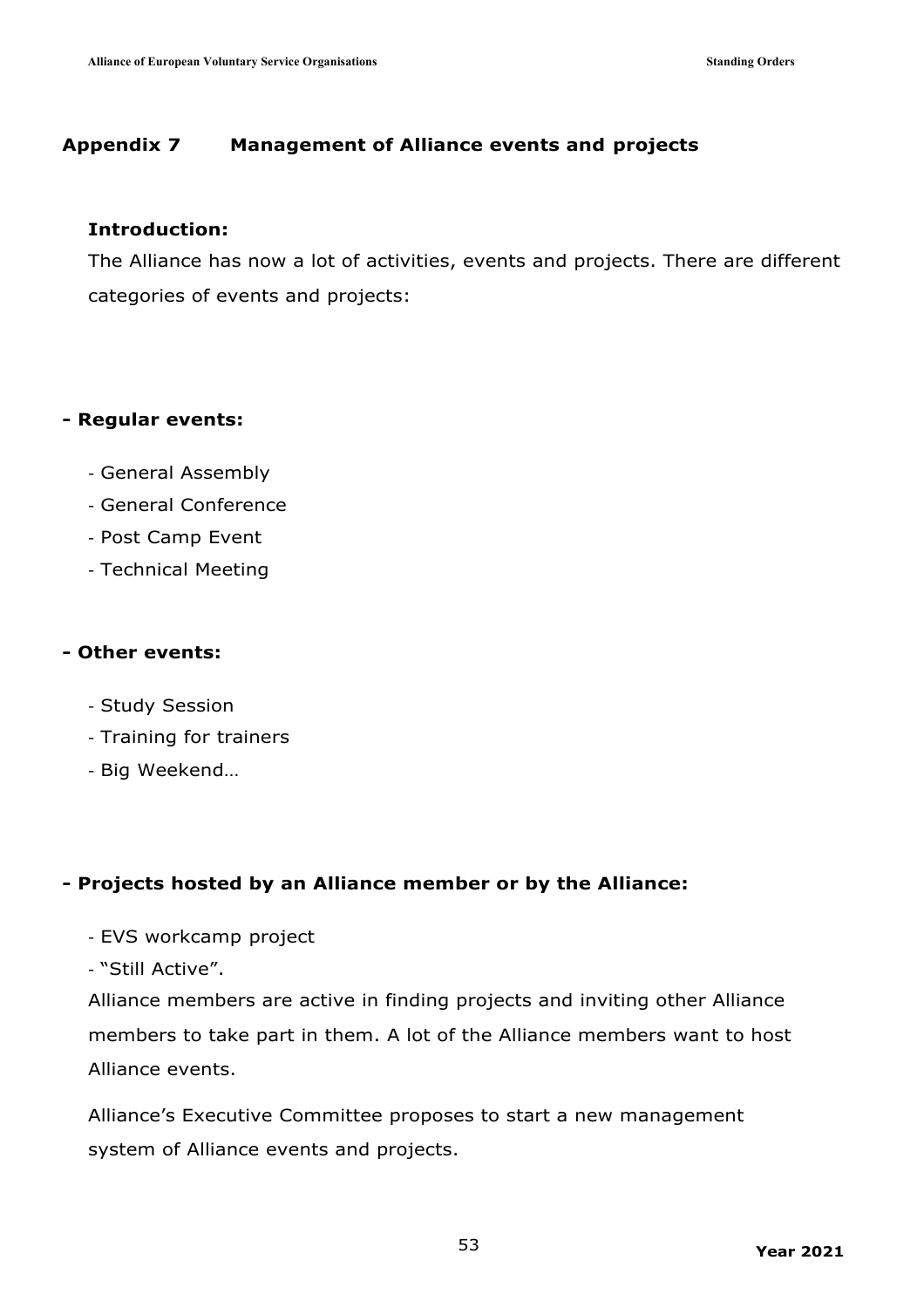## Appendix 7 Management of Alliance events and projects

**Introduction:**

The Alliance has now a lot of activities, events and projects. There are different categories of events and projects:

**- Regular events:**

- General Assembly
- General Conference
- Post Camp Event
- Technical Meeting

**- Other events:**

- Study Session
- Training for trainers
- Big Weekend…

**- Projects hosted by an Alliance member or by the Alliance:**

- EVS workcamp project
- "Still Active".

Alliance members are active in finding projects and inviting other Alliance members to take part in them. A lot of the Alliance members want to host Alliance events.

Alliance's Executive Committee proposes to start a new management system of Alliance events and projects.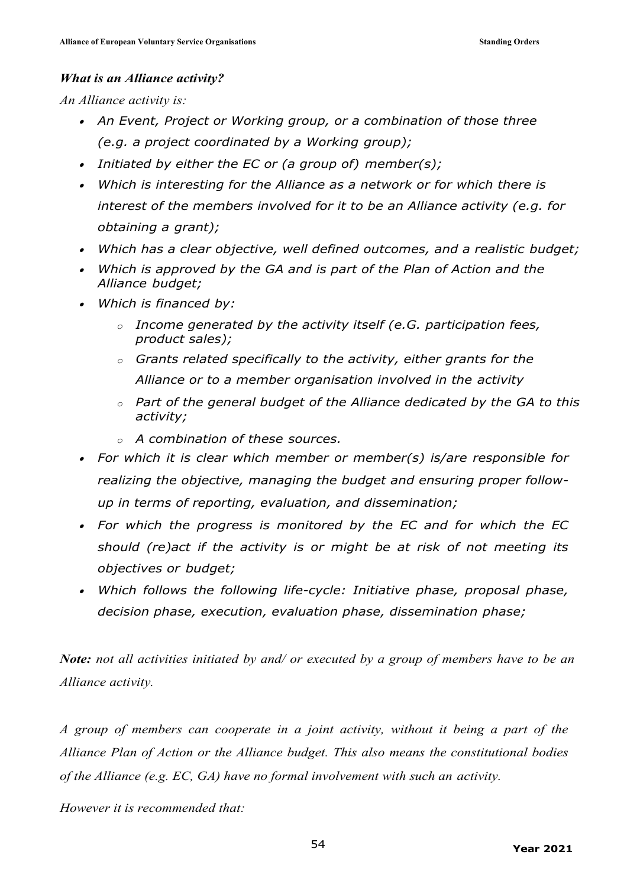***What is an Alliance activity?***

*An Alliance activity is:*

- *An Event, Project or Working group, or a combination of those three (e.g. a project coordinated by a Working group);*
- *Initiated by either the EC or (a group of) member(s);*
- *Which is interesting for the Alliance as a network or for which there is interest of the members involved for it to be an Alliance activity (e.g. for obtaining a grant);*
- *Which has a clear objective, well defined outcomes, and a realistic budget;*
- *Which is approved by the GA and is part of the Plan of Action and the Alliance budget;*
- *Which is financed by:*
    - *Income generated by the activity itself (e.G. participation fees, product sales);*
    - *Grants related specifically to the activity, either grants for the Alliance or to a member organisation involved in the activity*
    - *Part of the general budget of the Alliance dedicated by the GA to this activity;*
    - *A combination of these sources.*
- *For which it is clear which member or member(s) is/are responsible for realizing the objective, managing the budget and ensuring proper follow-up in terms of reporting, evaluation, and dissemination;*
- *For which the progress is monitored by the EC and for which the EC should (re)act if the activity is or might be at risk of not meeting its objectives or budget;*
- *Which follows the following life-cycle: Initiative phase, proposal phase, decision phase, execution, evaluation phase, dissemination phase;*

***Note:*** *not all activities initiated by and/ or executed by a group of members have to be an Alliance activity.*

*A group of members can cooperate in a joint activity, without it being a part of the Alliance Plan of Action or the Alliance budget. This also means the constitutional bodies of the Alliance (e.g. EC, GA) have no formal involvement with such an activity.*

*However it is recommended that:*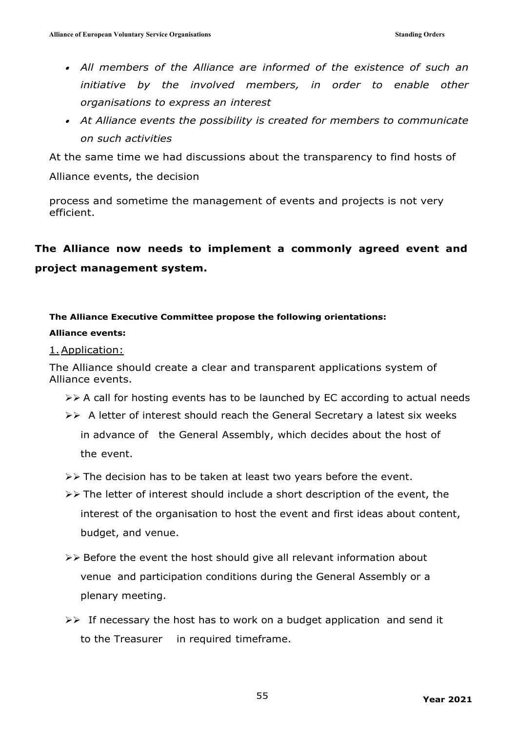- *All members of the Alliance are informed of the existence of such an initiative by the involved members, in order to enable other organisations to express an interest*
- *At Alliance events the possibility is created for members to communicate on such activities*

At the same time we had discussions about the transparency to find hosts of Alliance events, the decision

process and sometime the management of events and projects is not very efficient.

**The Alliance now needs to implement a commonly agreed event and project management system.**

**The Alliance Executive Committee propose the following orientations:**

**Alliance events:**

1. Application:

The Alliance should create a clear and transparent applications system of Alliance events.

- A call for hosting events has to be launched by EC according to actual needs
- A letter of interest should reach the General Secretary a latest six weeks in advance of the General Assembly, which decides about the host of the event.
- The decision has to be taken at least two years before the event.
- The letter of interest should include a short description of the event, the interest of the organisation to host the event and first ideas about content, budget, and venue.
- Before the event the host should give all relevant information about venue and participation conditions during the General Assembly or a plenary meeting.
- If necessary the host has to work on a budget application and send it to the Treasurer in required timeframe.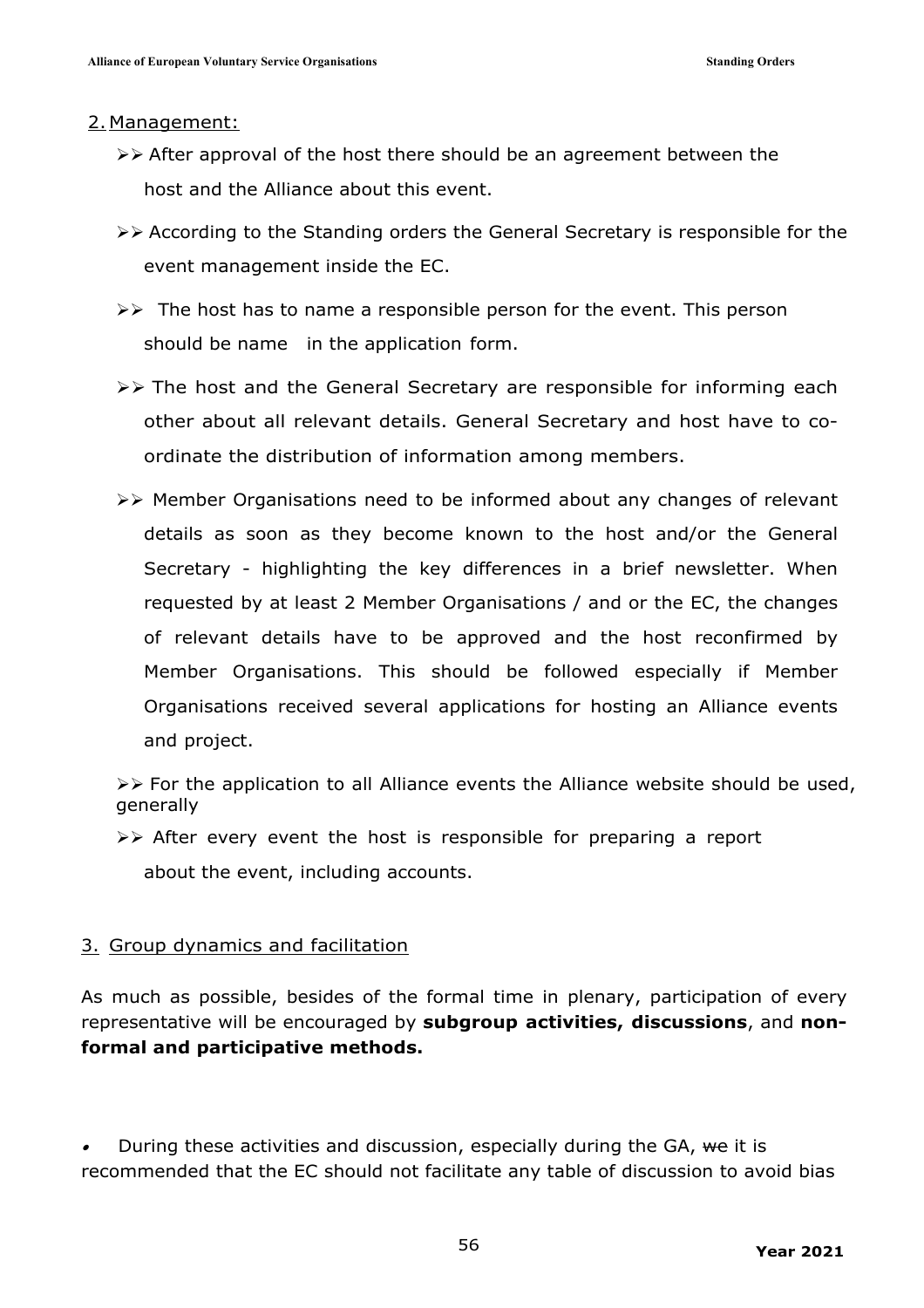2. Management:

- After approval of the host there should be an agreement between the host and the Alliance about this event.
- According to the Standing orders the General Secretary is responsible for the event management inside the EC.
- The host has to name a responsible person for the event. This person should be name in the application form.
- The host and the General Secretary are responsible for informing each other about all relevant details. General Secretary and host have to co-ordinate the distribution of information among members.
- Member Organisations need to be informed about any changes of relevant details as soon as they become known to the host and/or the General Secretary - highlighting the key differences in a brief newsletter. When requested by at least 2 Member Organisations / and or the EC, the changes of relevant details have to be approved and the host reconfirmed by Member Organisations. This should be followed especially if Member Organisations received several applications for hosting an Alliance events and project.
- For the application to all Alliance events the Alliance website should be used, generally
- After every event the host is responsible for preparing a report about the event, including accounts.

3. Group dynamics and facilitation

As much as possible, besides of the formal time in plenary, participation of every representative will be encouraged by **subgroup activities, discussions**, and **non-formal and participative methods.**

- During these activities and discussion, especially during the GA, ~~we~~ it is recommended that the EC should not facilitate any table of discussion to avoid bias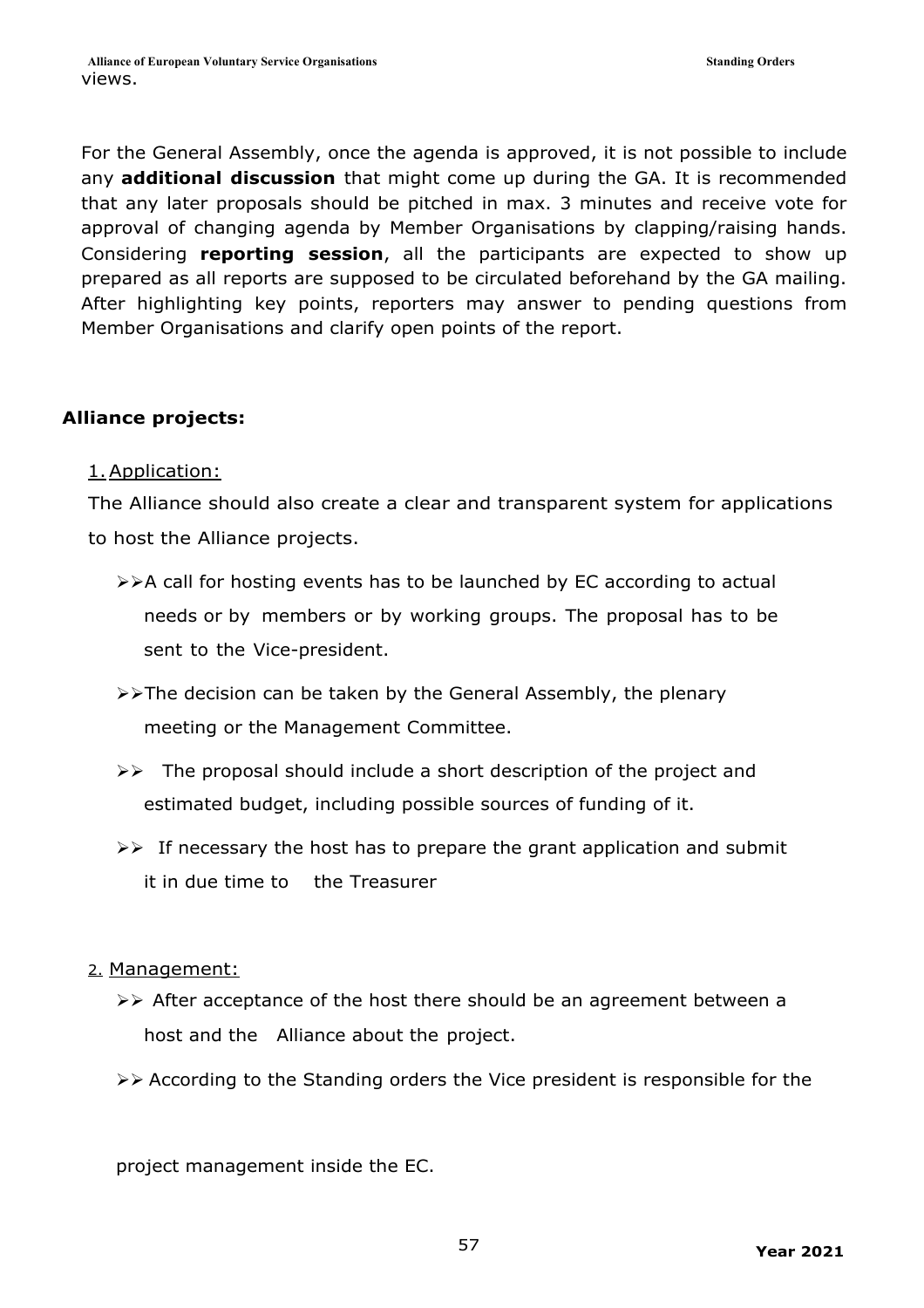views.

For the General Assembly, once the agenda is approved, it is not possible to include any **additional discussion** that might come up during the GA. It is recommended that any later proposals should be pitched in max. 3 minutes and receive vote for approval of changing agenda by Member Organisations by clapping/raising hands. Considering **reporting session**, all the participants are expected to show up prepared as all reports are supposed to be circulated beforehand by the GA mailing. After highlighting key points, reporters may answer to pending questions from Member Organisations and clarify open points of the report.

**Alliance projects:**

1. Application:

The Alliance should also create a clear and transparent system for applications to host the Alliance projects.

- A call for hosting events has to be launched by EC according to actual needs or by members or by working groups. The proposal has to be sent to the Vice-president.
- The decision can be taken by the General Assembly, the plenary meeting or the Management Committee.
- The proposal should include a short description of the project and estimated budget, including possible sources of funding of it.
- If necessary the host has to prepare the grant application and submit it in due time to the Treasurer

2. Management:

- After acceptance of the host there should be an agreement between a host and the Alliance about the project.
- According to the Standing orders the Vice president is responsible for the project management inside the EC.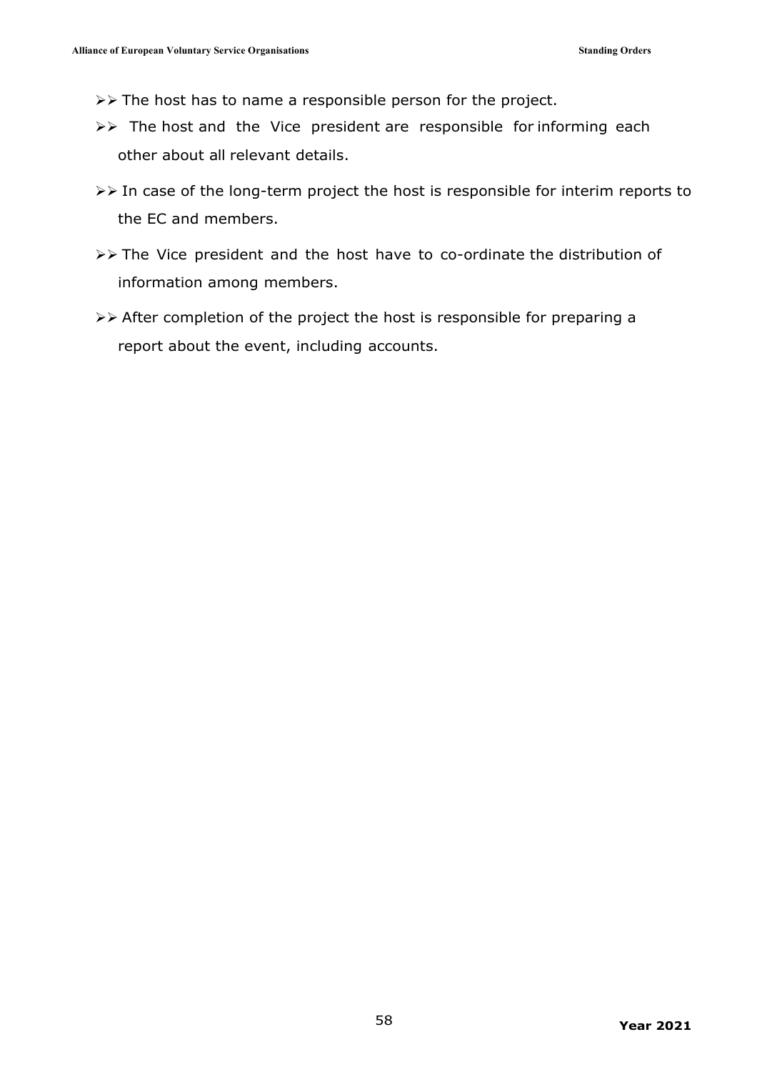- The host has to name a responsible person for the project.
- The host and the Vice president are responsible for informing each other about all relevant details.
- In case of the long-term project the host is responsible for interim reports to the EC and members.
- The Vice president and the host have to co-ordinate the distribution of information among members.
- After completion of the project the host is responsible for preparing a report about the event, including accounts.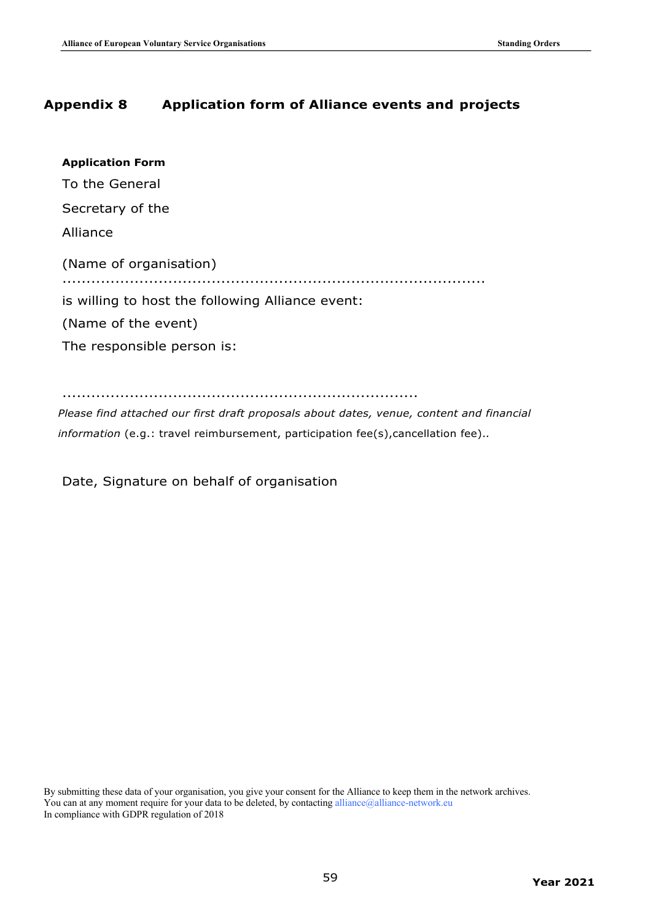## Appendix 8 Application form of Alliance events and projects

**Application Form**

To the General

Secretary of the

Alliance

(Name of organisation)

........................................................................................

is willing to host the following Alliance event:

(Name of the event)

The responsible person is:

...........................................................................

*Please find attached our first draft proposals about dates, venue, content and financial information* (e.g.: travel reimbursement, participation fee(s),cancellation fee)..

Date, Signature on behalf of organisation

By submitting these data of your organisation, you give your consent for the Alliance to keep them in the network archives.
You can at any moment require for your data to be deleted, by contacting alliance@alliance-network.eu
In compliance with GDPR regulation of 2018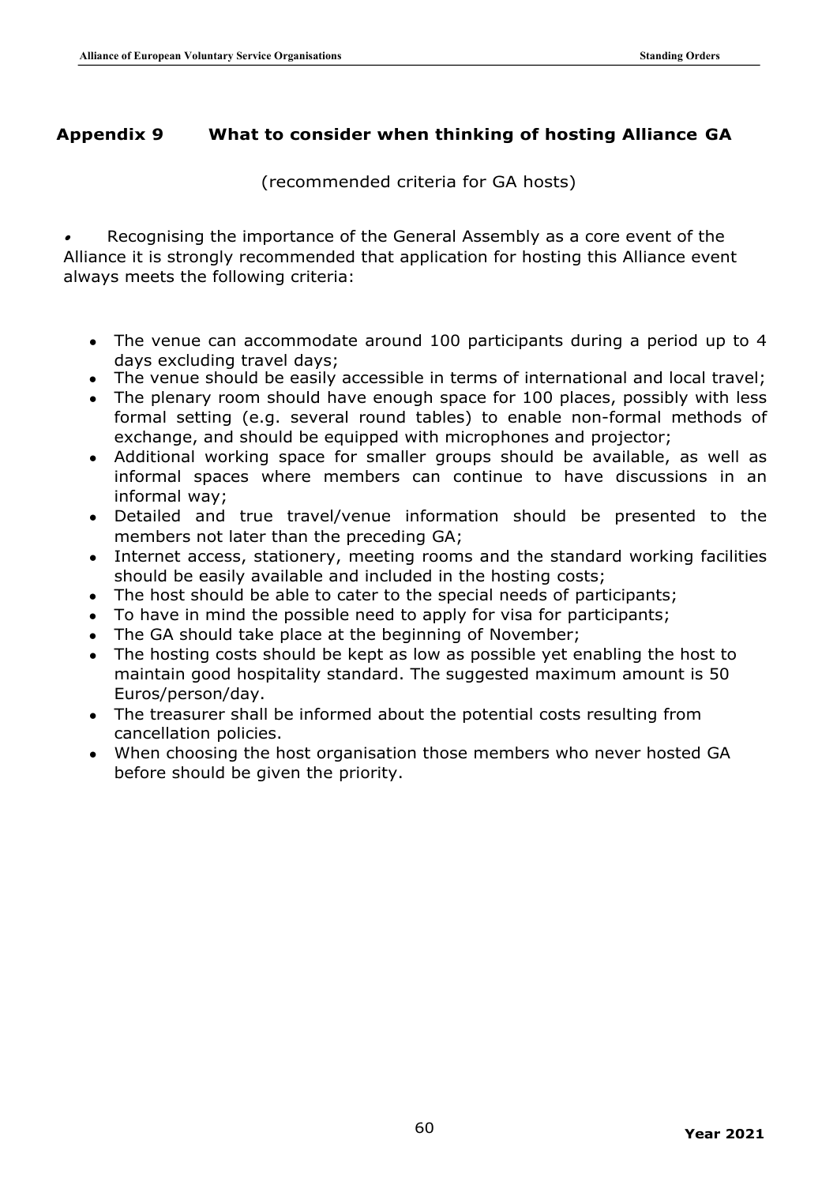## Appendix 9 What to consider when thinking of hosting Alliance GA

(recommended criteria for GA hosts)

- Recognising the importance of the General Assembly as a core event of the Alliance it is strongly recommended that application for hosting this Alliance event always meets the following criteria:

- The venue can accommodate around 100 participants during a period up to 4 days excluding travel days;
- The venue should be easily accessible in terms of international and local travel;
- The plenary room should have enough space for 100 places, possibly with less formal setting (e.g. several round tables) to enable non-formal methods of exchange, and should be equipped with microphones and projector;
- Additional working space for smaller groups should be available, as well as informal spaces where members can continue to have discussions in an informal way;
- Detailed and true travel/venue information should be presented to the members not later than the preceding GA;
- Internet access, stationery, meeting rooms and the standard working facilities should be easily available and included in the hosting costs;
- The host should be able to cater to the special needs of participants;
- To have in mind the possible need to apply for visa for participants;
- The GA should take place at the beginning of November;
- The hosting costs should be kept as low as possible yet enabling the host to maintain good hospitality standard. The suggested maximum amount is 50 Euros/person/day.
- The treasurer shall be informed about the potential costs resulting from cancellation policies.
- When choosing the host organisation those members who never hosted GA before should be given the priority.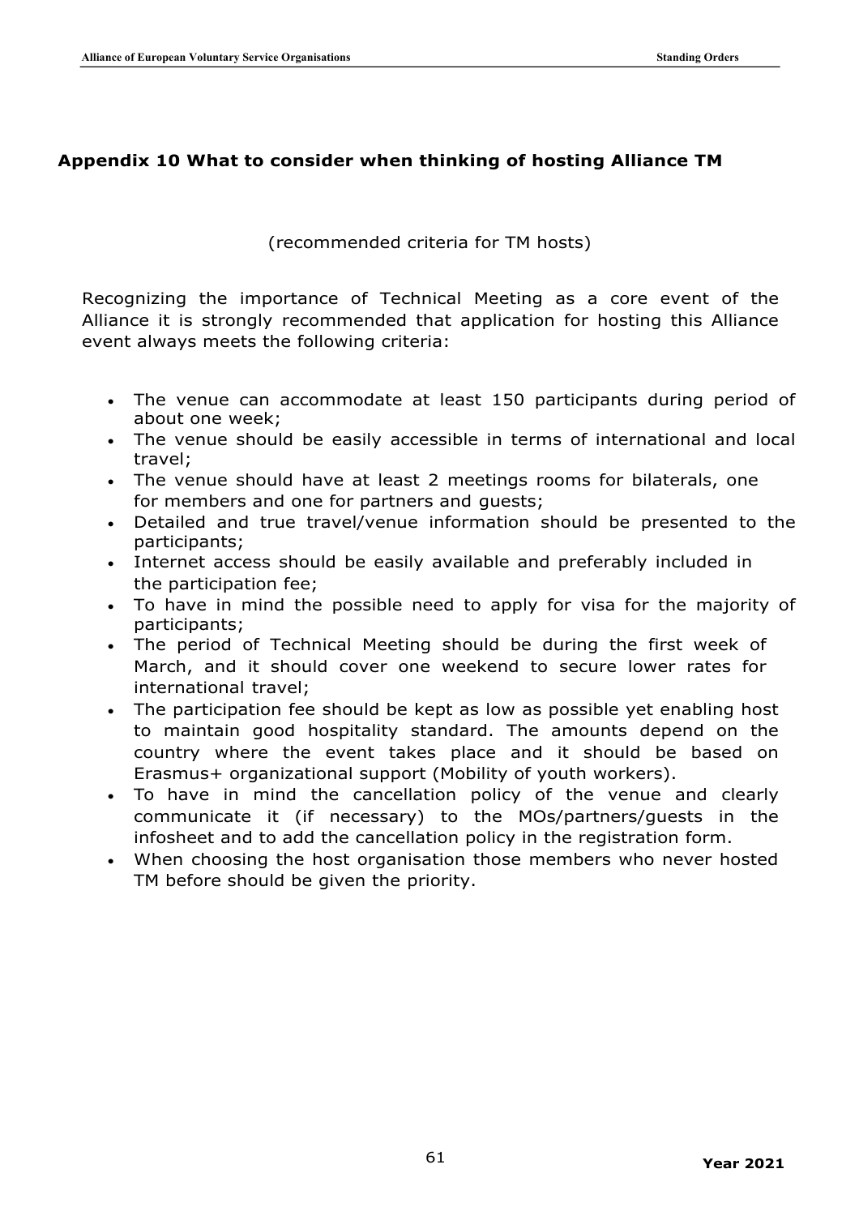## Appendix 10 What to consider when thinking of hosting Alliance TM

(recommended criteria for TM hosts)

Recognizing the importance of Technical Meeting as a core event of the Alliance it is strongly recommended that application for hosting this Alliance event always meets the following criteria:

- The venue can accommodate at least 150 participants during period of about one week;
- The venue should be easily accessible in terms of international and local travel;
- The venue should have at least 2 meetings rooms for bilaterals, one for members and one for partners and guests;
- Detailed and true travel/venue information should be presented to the participants;
- Internet access should be easily available and preferably included in the participation fee;
- To have in mind the possible need to apply for visa for the majority of participants;
- The period of Technical Meeting should be during the first week of March, and it should cover one weekend to secure lower rates for international travel;
- The participation fee should be kept as low as possible yet enabling host to maintain good hospitality standard. The amounts depend on the country where the event takes place and it should be based on Erasmus+ organizational support (Mobility of youth workers).
- To have in mind the cancellation policy of the venue and clearly communicate it (if necessary) to the MOs/partners/guests in the infosheet and to add the cancellation policy in the registration form.
- When choosing the host organisation those members who never hosted TM before should be given the priority.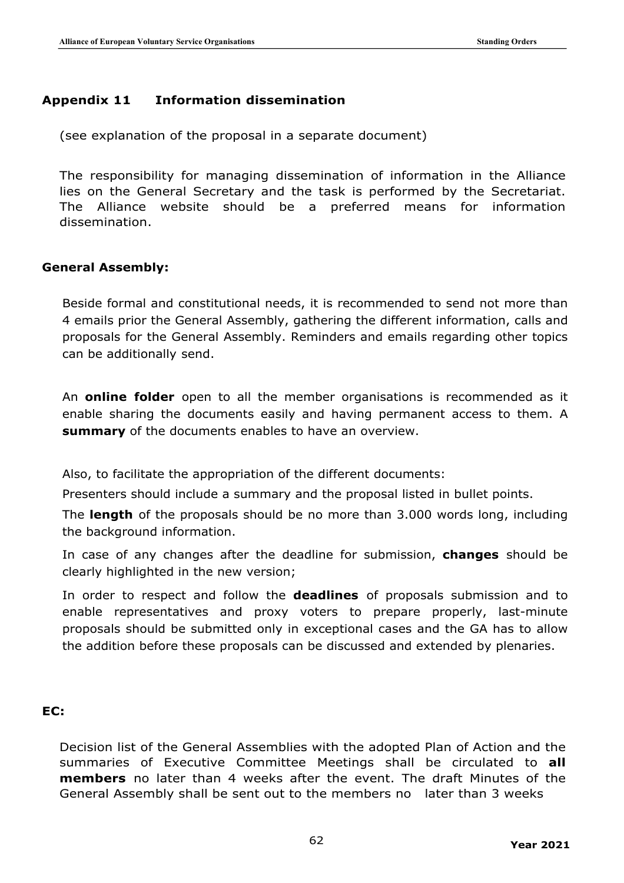## Appendix 11 Information dissemination

(see explanation of the proposal in a separate document)

The responsibility for managing dissemination of information in the Alliance lies on the General Secretary and the task is performed by the Secretariat. The Alliance website should be a preferred means for information dissemination.

### General Assembly:

Beside formal and constitutional needs, it is recommended to send not more than 4 emails prior the General Assembly, gathering the different information, calls and proposals for the General Assembly. Reminders and emails regarding other topics can be additionally send.

An **online folder** open to all the member organisations is recommended as it enable sharing the documents easily and having permanent access to them. A **summary** of the documents enables to have an overview.

Also, to facilitate the appropriation of the different documents:

Presenters should include a summary and the proposal listed in bullet points.

The **length** of the proposals should be no more than 3.000 words long, including the background information.

In case of any changes after the deadline for submission, **changes** should be clearly highlighted in the new version;

In order to respect and follow the **deadlines** of proposals submission and to enable representatives and proxy voters to prepare properly, last-minute proposals should be submitted only in exceptional cases and the GA has to allow the addition before these proposals can be discussed and extended by plenaries.

### EC:

Decision list of the General Assemblies with the adopted Plan of Action and the summaries of Executive Committee Meetings shall be circulated to **all members** no later than 4 weeks after the event. The draft Minutes of the General Assembly shall be sent out to the members no later than 3 weeks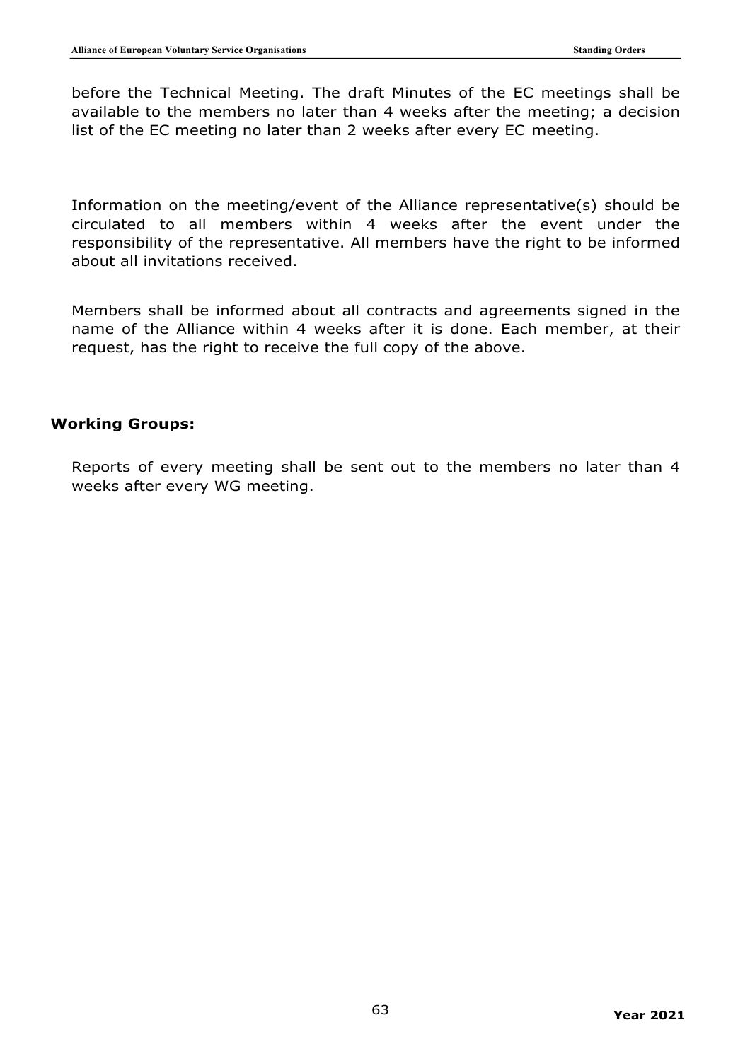before the Technical Meeting. The draft Minutes of the EC meetings shall be available to the members no later than 4 weeks after the meeting; a decision list of the EC meeting no later than 2 weeks after every EC meeting.

Information on the meeting/event of the Alliance representative(s) should be circulated to all members within 4 weeks after the event under the responsibility of the representative. All members have the right to be informed about all invitations received.

Members shall be informed about all contracts and agreements signed in the name of the Alliance within 4 weeks after it is done. Each member, at their request, has the right to receive the full copy of the above.

**Working Groups:**

Reports of every meeting shall be sent out to the members no later than 4 weeks after every WG meeting.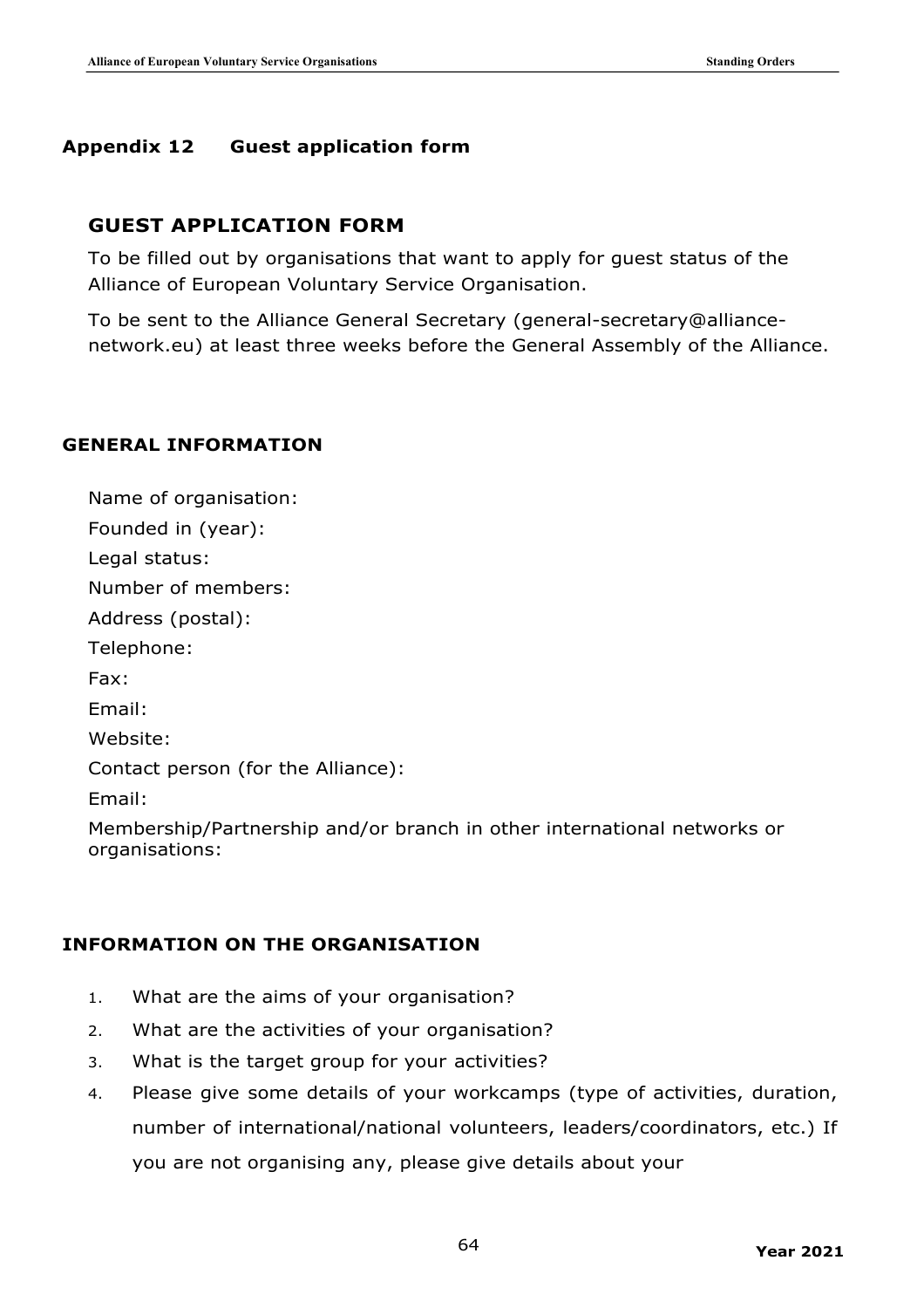## Appendix 12 Guest application form

### GUEST APPLICATION FORM

To be filled out by organisations that want to apply for guest status of the Alliance of European Voluntary Service Organisation.

To be sent to the Alliance General Secretary (general-secretary@alliance-network.eu) at least three weeks before the General Assembly of the Alliance.

### GENERAL INFORMATION

Name of organisation:

Founded in (year):

Legal status:

Number of members:

Address (postal):

Telephone:

Fax:

Email:

Website:

Contact person (for the Alliance):

Email:

Membership/Partnership and/or branch in other international networks or organisations:

### INFORMATION ON THE ORGANISATION

1. What are the aims of your organisation?
2. What are the activities of your organisation?
3. What is the target group for your activities?
4. Please give some details of your workcamps (type of activities, duration, number of international/national volunteers, leaders/coordinators, etc.) If you are not organising any, please give details about your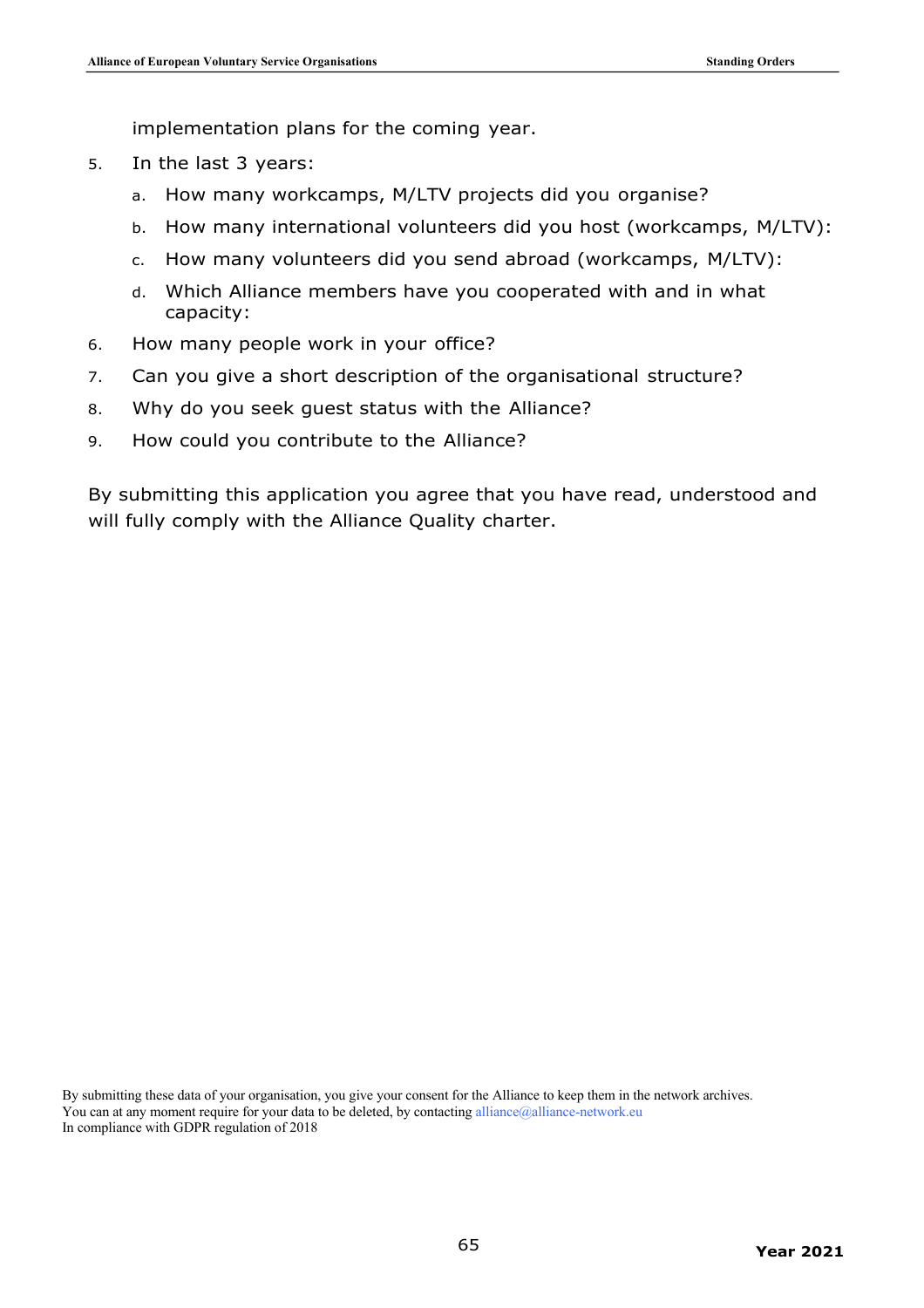implementation plans for the coming year.

5. In the last 3 years:
   a. How many workcamps, M/LTV projects did you organise?
   b. How many international volunteers did you host (workcamps, M/LTV):
   c. How many volunteers did you send abroad (workcamps, M/LTV):
   d. Which Alliance members have you cooperated with and in what capacity:
6. How many people work in your office?
7. Can you give a short description of the organisational structure?
8. Why do you seek guest status with the Alliance?
9. How could you contribute to the Alliance?

By submitting this application you agree that you have read, understood and will fully comply with the Alliance Quality charter.

By submitting these data of your organisation, you give your consent for the Alliance to keep them in the network archives.
You can at any moment require for your data to be deleted, by contacting alliance@alliance-network.eu
In compliance with GDPR regulation of 2018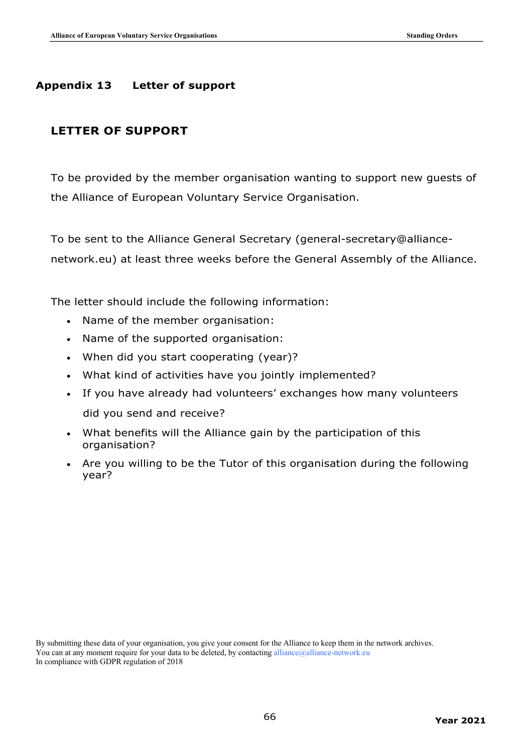## Appendix 13 Letter of support

### LETTER OF SUPPORT

To be provided by the member organisation wanting to support new guests of the Alliance of European Voluntary Service Organisation.

To be sent to the Alliance General Secretary (general-secretary@alliance-network.eu) at least three weeks before the General Assembly of the Alliance.

The letter should include the following information:

- Name of the member organisation:
- Name of the supported organisation:
- When did you start cooperating (year)?
- What kind of activities have you jointly implemented?
- If you have already had volunteers' exchanges how many volunteers did you send and receive?
- What benefits will the Alliance gain by the participation of this organisation?
- Are you willing to be the Tutor of this organisation during the following year?

By submitting these data of your organisation, you give your consent for the Alliance to keep them in the network archives.
You can at any moment require for your data to be deleted, by contacting alliance@alliance-network.eu
In compliance with GDPR regulation of 2018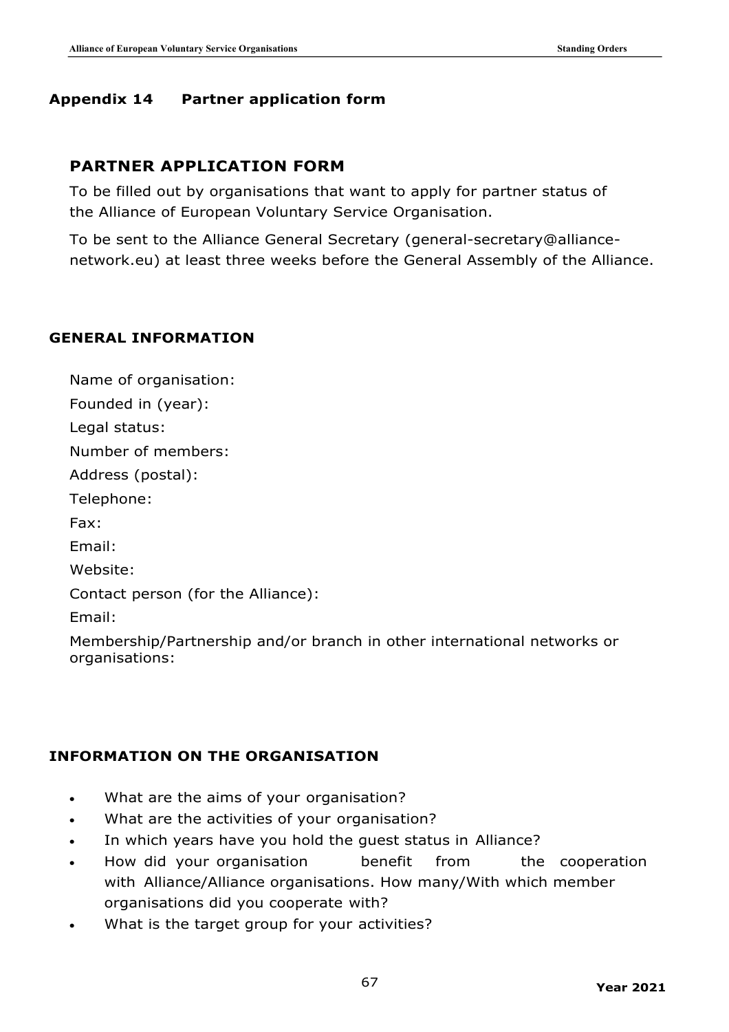## Appendix 14 Partner application form

### PARTNER APPLICATION FORM

To be filled out by organisations that want to apply for partner status of the Alliance of European Voluntary Service Organisation.

To be sent to the Alliance General Secretary (general-secretary@alliance-network.eu) at least three weeks before the General Assembly of the Alliance.

#### GENERAL INFORMATION

Name of organisation:

Founded in (year):

Legal status:

Number of members:

Address (postal):

Telephone:

Fax:

Email:

Website:

Contact person (for the Alliance):

Email:

Membership/Partnership and/or branch in other international networks or organisations:

#### INFORMATION ON THE ORGANISATION

- What are the aims of your organisation?
- What are the activities of your organisation?
- In which years have you hold the guest status in Alliance?
- How did your organisation benefit from the cooperation with Alliance/Alliance organisations. How many/With which member organisations did you cooperate with?
- What is the target group for your activities?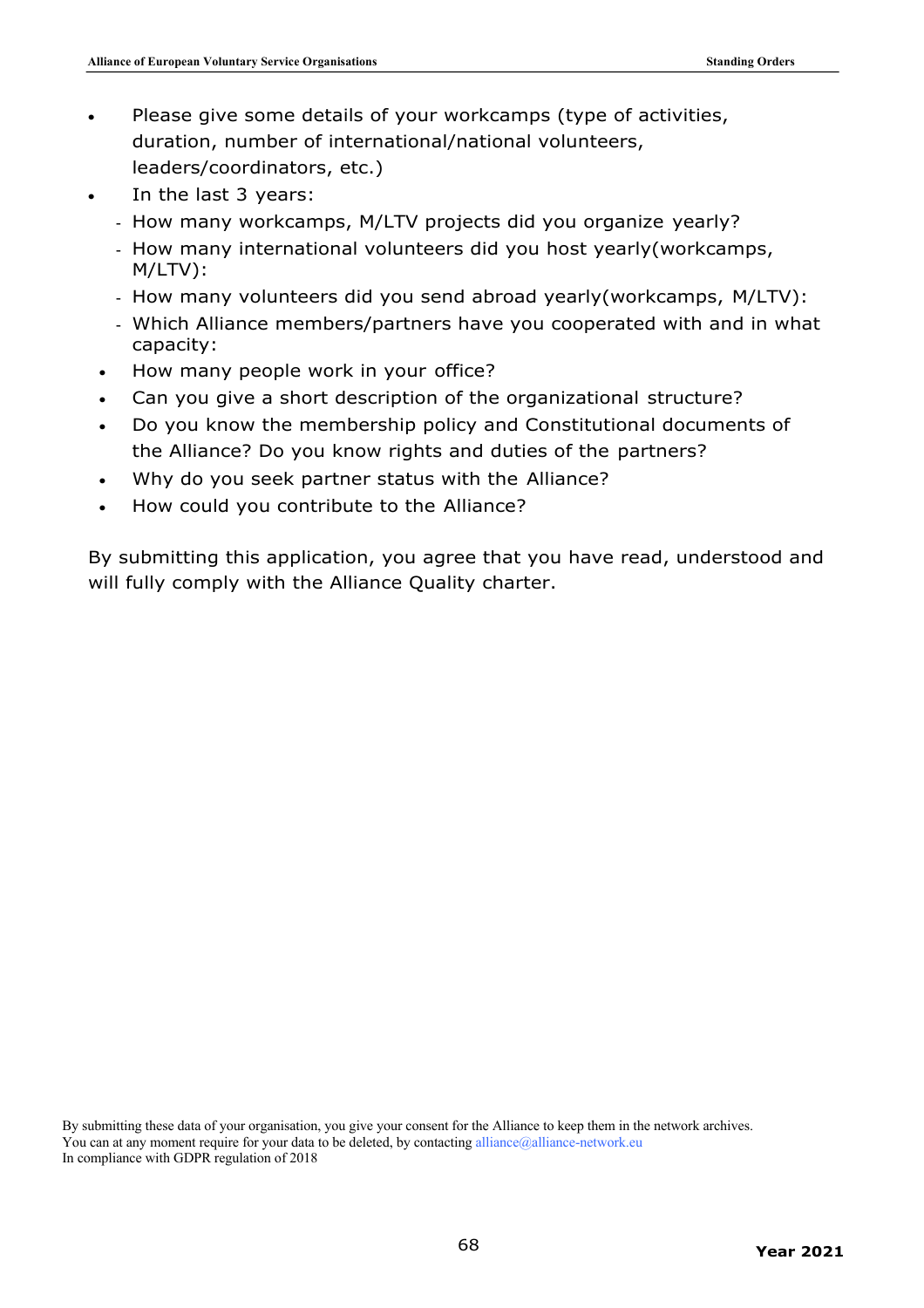- Please give some details of your workcamps (type of activities, duration, number of international/national volunteers, leaders/coordinators, etc.)
- In the last 3 years:
  - How many workcamps, M/LTV projects did you organize yearly?
  - How many international volunteers did you host yearly(workcamps, M/LTV):
  - How many volunteers did you send abroad yearly(workcamps, M/LTV):
  - Which Alliance members/partners have you cooperated with and in what capacity:
- How many people work in your office?
- Can you give a short description of the organizational structure?
- Do you know the membership policy and Constitutional documents of the Alliance? Do you know rights and duties of the partners?
- Why do you seek partner status with the Alliance?
- How could you contribute to the Alliance?

By submitting this application, you agree that you have read, understood and will fully comply with the Alliance Quality charter.

By submitting these data of your organisation, you give your consent for the Alliance to keep them in the network archives.
You can at any moment require for your data to be deleted, by contacting alliance@alliance-network.eu
In compliance with GDPR regulation of 2018